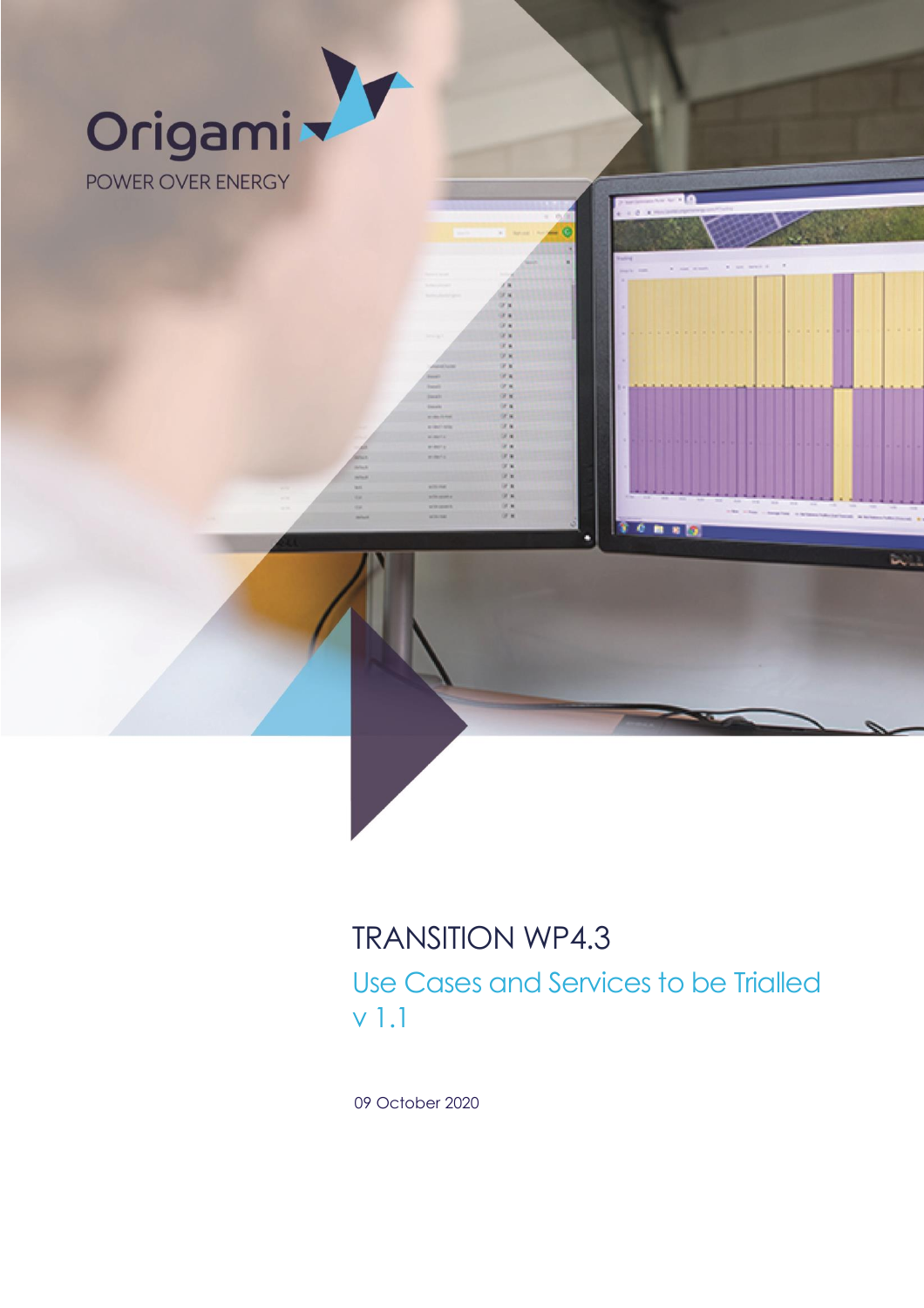Origami

POWER OVER ENERGY

# TRANSITION WP4.3

## Use Cases and Services to be Trialled v 1.1

09 October 2020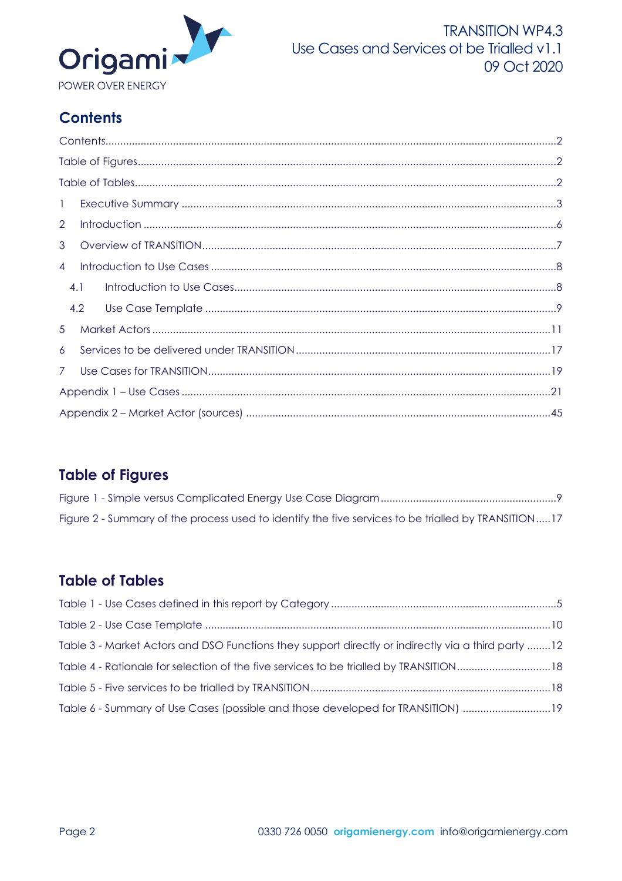## Contents

Contents .......... 2
Table of Figures .......... 2
Table of Tables .......... 2
1 Executive Summary .......... 3
2 Introduction .......... 6
3 Overview of TRANSITION .......... 7
4 Introduction to Use Cases .......... 8
  4.1 Introduction to Use Cases .......... 8
  4.2 Use Case Template .......... 9
5 Market Actors .......... 11
6 Services to be delivered under TRANSITION .......... 17
7 Use Cases for TRANSITION .......... 19
Appendix 1 – Use Cases .......... 21
Appendix 2 – Market Actor (sources) .......... 45

## Table of Figures

Figure 1 - Simple versus Complicated Energy Use Case Diagram .......... 9
Figure 2 - Summary of the process used to identify the five services to be trialled by TRANSITION .......... 17

## Table of Tables

Table 1 - Use Cases defined in this report by Category .......... 5
Table 2 - Use Case Template .......... 10
Table 3 - Market Actors and DSO Functions they support directly or indirectly via a third party .......... 12
Table 4 - Rationale for selection of the five services to be trialled by TRANSITION .......... 18
Table 5 - Five services to be trialled by TRANSITION .......... 18
Table 6 - Summary of Use Cases (possible and those developed for TRANSITION) .......... 19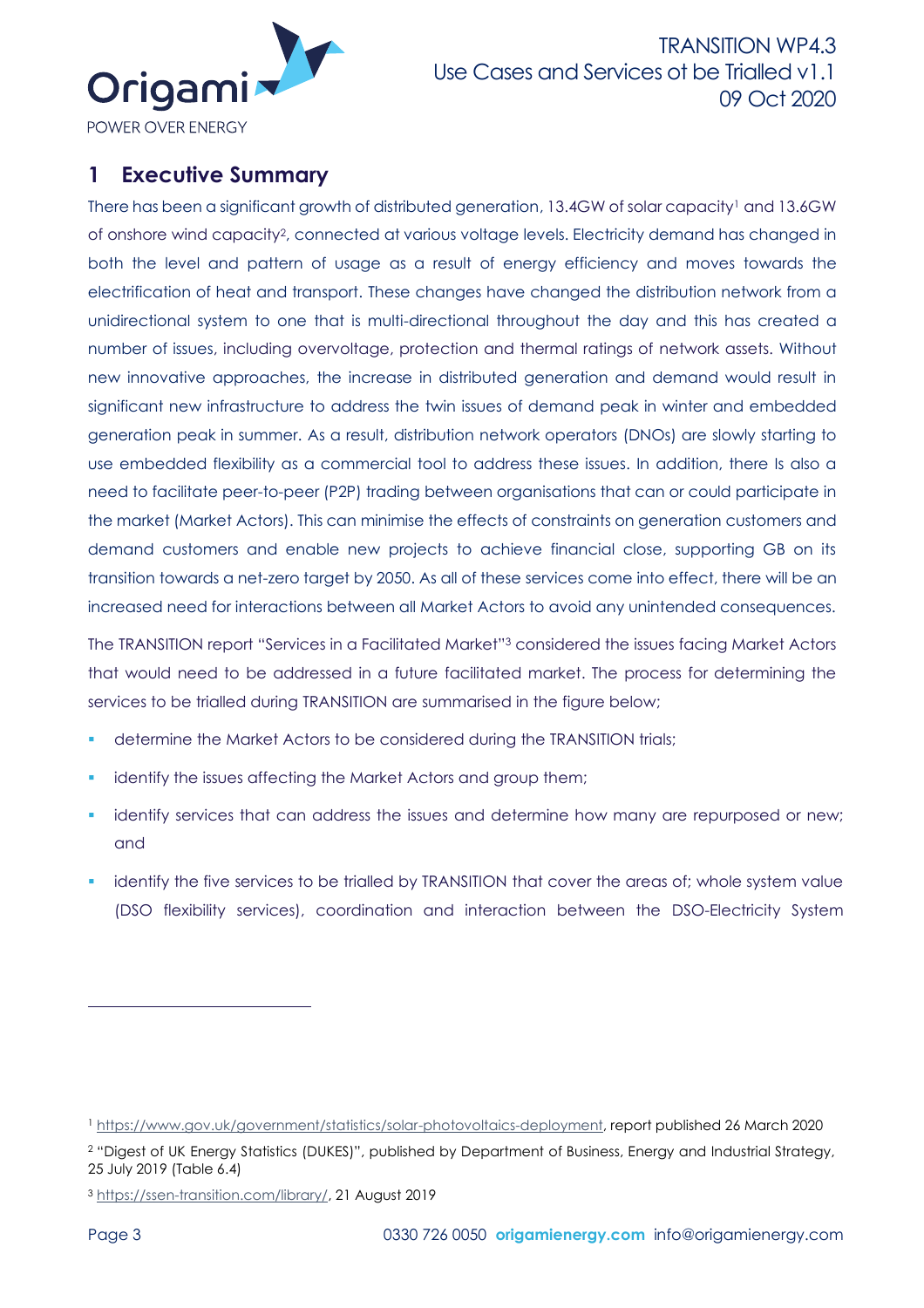# 1 Executive Summary

There has been a significant growth of distributed generation, 13.4GW of solar capacity[1] and 13.6GW of onshore wind capacity[2], connected at various voltage levels. Electricity demand has changed in both the level and pattern of usage as a result of energy efficiency and moves towards the electrification of heat and transport. These changes have changed the distribution network from a unidirectional system to one that is multi-directional throughout the day and this has created a number of issues, including overvoltage, protection and thermal ratings of network assets. Without new innovative approaches, the increase in distributed generation and demand would result in significant new infrastructure to address the twin issues of demand peak in winter and embedded generation peak in summer. As a result, distribution network operators (DNOs) are slowly starting to use embedded flexibility as a commercial tool to address these issues. In addition, there Is also a need to facilitate peer-to-peer (P2P) trading between organisations that can or could participate in the market (Market Actors). This can minimise the effects of constraints on generation customers and demand customers and enable new projects to achieve financial close, supporting GB on its transition towards a net-zero target by 2050. As all of these services come into effect, there will be an increased need for interactions between all Market Actors to avoid any unintended consequences.

The TRANSITION report "Services in a Facilitated Market"[3] considered the issues facing Market Actors that would need to be addressed in a future facilitated market. The process for determining the services to be trialled during TRANSITION are summarised in the figure below;

- determine the Market Actors to be considered during the TRANSITION trials;
- identify the issues affecting the Market Actors and group them;
- identify services that can address the issues and determine how many are repurposed or new; and
- identify the five services to be trialled by TRANSITION that cover the areas of; whole system value (DSO flexibility services), coordination and interaction between the DSO-Electricity System

[1] https://www.gov.uk/government/statistics/solar-photovoltaics-deployment, report published 26 March 2020

[2] "Digest of UK Energy Statistics (DUKES)", published by Department of Business, Energy and Industrial Strategy, 25 July 2019 (Table 6.4)

[3] https://ssen-transition.com/library/, 21 August 2019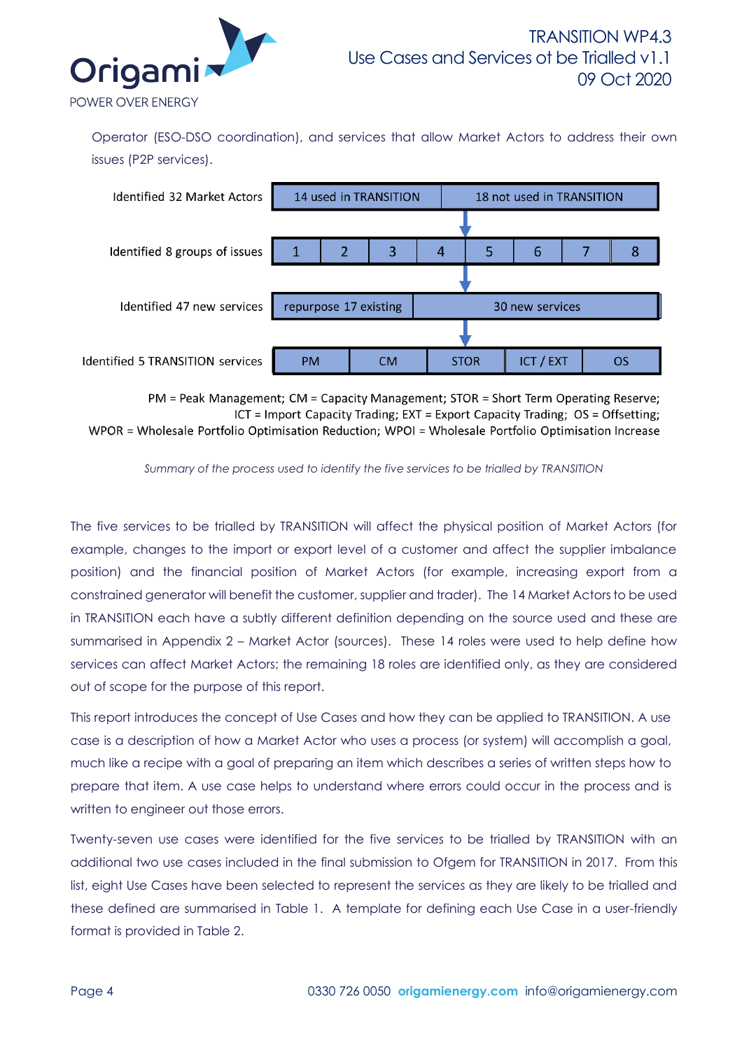Operator (ESO-DSO coordination), and services that allow Market Actors to address their own issues (P2P services).

| | | | | | | | | |
|---|---|---|---|---|---|---|---|---|
| Identified 32 Market Actors | 14 used in TRANSITION | | | | 18 not used in TRANSITION | | | |
| Identified 8 groups of issues | 1 | 2 | 3 | 4 | 5 | 6 | 7 | 8 |
| Identified 47 new services | repurpose 17 existing | | | | 30 new services | | | |
| Identified 5 TRANSITION services | PM | CM | STOR | ICT / EXT | OS | | | |

PM = Peak Management; CM = Capacity Management; STOR = Short Term Operating Reserve; ICT = Import Capacity Trading; EXT = Export Capacity Trading; OS = Offsetting; WPOR = Wholesale Portfolio Optimisation Reduction; WPOI = Wholesale Portfolio Optimisation Increase

*Summary of the process used to identify the five services to be trialled by TRANSITION*

The five services to be trialled by TRANSITION will affect the physical position of Market Actors (for example, changes to the import or export level of a customer and affect the supplier imbalance position) and the financial position of Market Actors (for example, increasing export from a constrained generator will benefit the customer, supplier and trader). The 14 Market Actors to be used in TRANSITION each have a subtly different definition depending on the source used and these are summarised in Appendix 2 – Market Actor (sources). These 14 roles were used to help define how services can affect Market Actors; the remaining 18 roles are identified only, as they are considered out of scope for the purpose of this report.

This report introduces the concept of Use Cases and how they can be applied to TRANSITION. A use case is a description of how a Market Actor who uses a process (or system) will accomplish a goal, much like a recipe with a goal of preparing an item which describes a series of written steps how to prepare that item. A use case helps to understand where errors could occur in the process and is written to engineer out those errors.

Twenty-seven use cases were identified for the five services to be trialled by TRANSITION with an additional two use cases included in the final submission to Ofgem for TRANSITION in 2017. From this list, eight Use Cases have been selected to represent the services as they are likely to be trialled and these defined are summarised in Table 1. A template for defining each Use Case in a user-friendly format is provided in Table 2.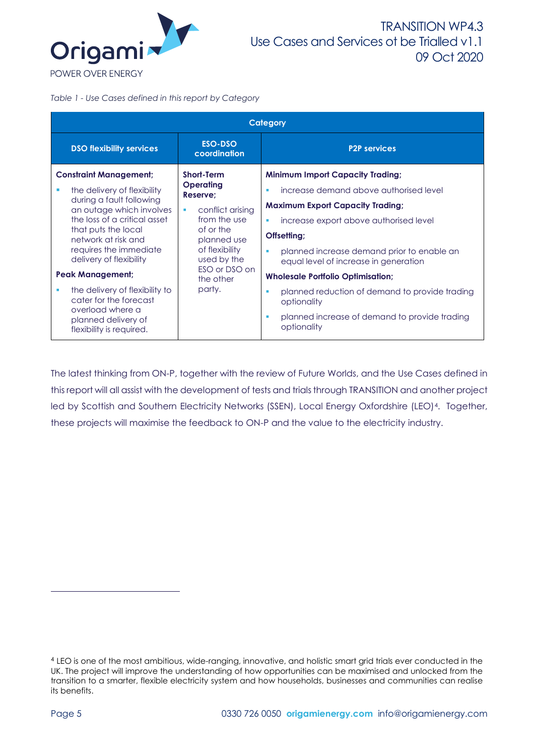*Table 1 - Use Cases defined in this report by Category*

| Category | | |
|---|---|---|
| **DSO flexibility services** | **ESO-DSO coordination** | **P2P services** |
| **Constraint Management;** <br> ▪ the delivery of flexibility during a fault following an outage which involves the loss of a critical asset that puts the local network at risk and requires the immediate delivery of flexibility <br> **Peak Management;** <br> ▪ the delivery of flexibility to cater for the forecast overload where a planned delivery of flexibility is required. | **Short-Term Operating Reserve;** <br> ▪ conflict arising from the use of or the planned use of flexibility used by the ESO or DSO on the other party. | **Minimum Import Capacity Trading;** <br> ▪ increase demand above authorised level <br> **Maximum Export Capacity Trading;** <br> ▪ increase export above authorised level <br> **Offsetting;** <br> ▪ planned increase demand prior to enable an equal level of increase in generation <br> **Wholesale Portfolio Optimisation;** <br> ▪ planned reduction of demand to provide trading optionality <br> ▪ planned increase of demand to provide trading optionality |

The latest thinking from ON-P, together with the review of Future Worlds, and the Use Cases defined in this report will all assist with the development of tests and trials through TRANSITION and another project led by Scottish and Southern Electricity Networks (SSEN), Local Energy Oxfordshire (LEO)[4]. Together, these projects will maximise the feedback to ON-P and the value to the electricity industry.

[4] LEO is one of the most ambitious, wide-ranging, innovative, and holistic smart grid trials ever conducted in the UK. The project will improve the understanding of how opportunities can be maximised and unlocked from the transition to a smarter, flexible electricity system and how households, businesses and communities can realise its benefits.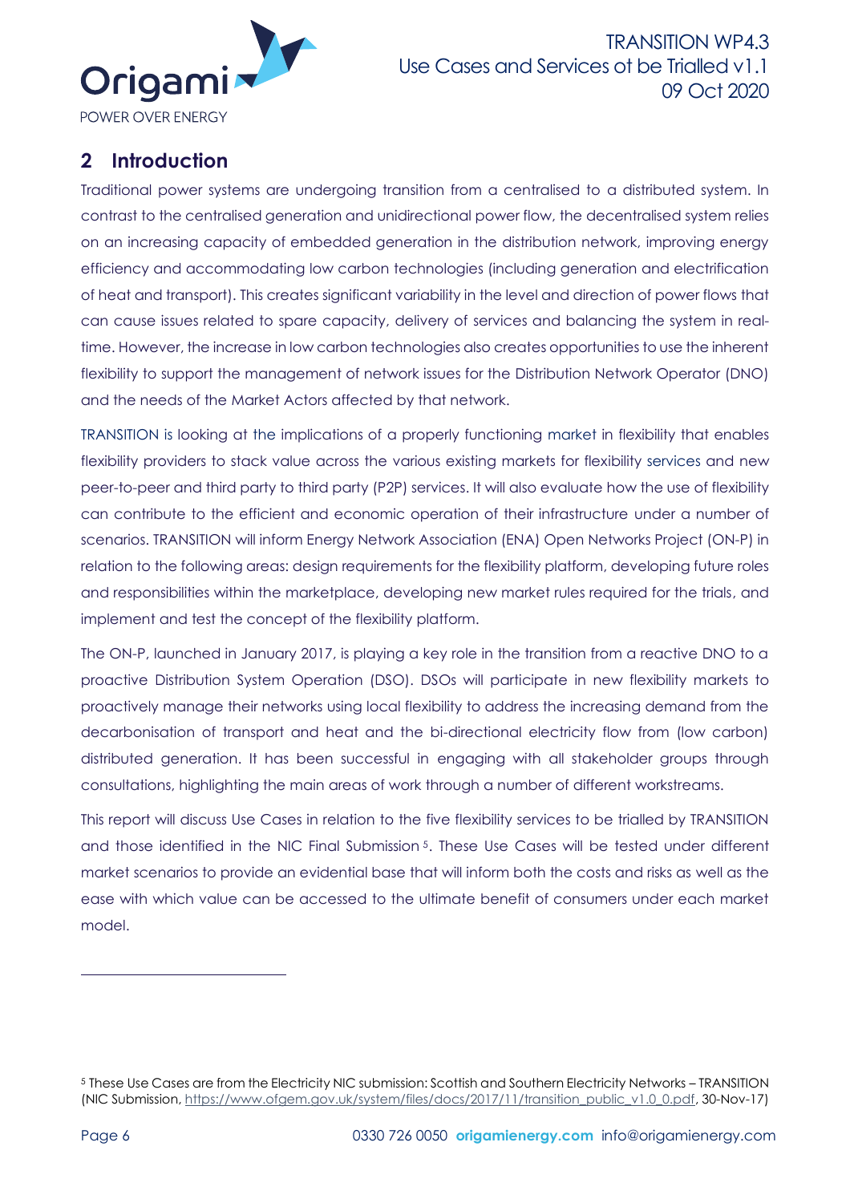## 2 Introduction

Traditional power systems are undergoing transition from a centralised to a distributed system. In contrast to the centralised generation and unidirectional power flow, the decentralised system relies on an increasing capacity of embedded generation in the distribution network, improving energy efficiency and accommodating low carbon technologies (including generation and electrification of heat and transport). This creates significant variability in the level and direction of power flows that can cause issues related to spare capacity, delivery of services and balancing the system in real-time. However, the increase in low carbon technologies also creates opportunities to use the inherent flexibility to support the management of network issues for the Distribution Network Operator (DNO) and the needs of the Market Actors affected by that network.

TRANSITION is looking at the implications of a properly functioning market in flexibility that enables flexibility providers to stack value across the various existing markets for flexibility services and new peer-to-peer and third party to third party (P2P) services. It will also evaluate how the use of flexibility can contribute to the efficient and economic operation of their infrastructure under a number of scenarios. TRANSITION will inform Energy Network Association (ENA) Open Networks Project (ON-P) in relation to the following areas: design requirements for the flexibility platform, developing future roles and responsibilities within the marketplace, developing new market rules required for the trials, and implement and test the concept of the flexibility platform.

The ON-P, launched in January 2017, is playing a key role in the transition from a reactive DNO to a proactive Distribution System Operation (DSO). DSOs will participate in new flexibility markets to proactively manage their networks using local flexibility to address the increasing demand from the decarbonisation of transport and heat and the bi-directional electricity flow from (low carbon) distributed generation. It has been successful in engaging with all stakeholder groups through consultations, highlighting the main areas of work through a number of different workstreams.

This report will discuss Use Cases in relation to the five flexibility services to be trialled by TRANSITION and those identified in the NIC Final Submission [5]. These Use Cases will be tested under different market scenarios to provide an evidential base that will inform both the costs and risks as well as the ease with which value can be accessed to the ultimate benefit of consumers under each market model.

---

[5] These Use Cases are from the Electricity NIC submission: Scottish and Southern Electricity Networks – TRANSITION (NIC Submission, https://www.ofgem.gov.uk/system/files/docs/2017/11/transition_public_v1.0_0.pdf, 30-Nov-17)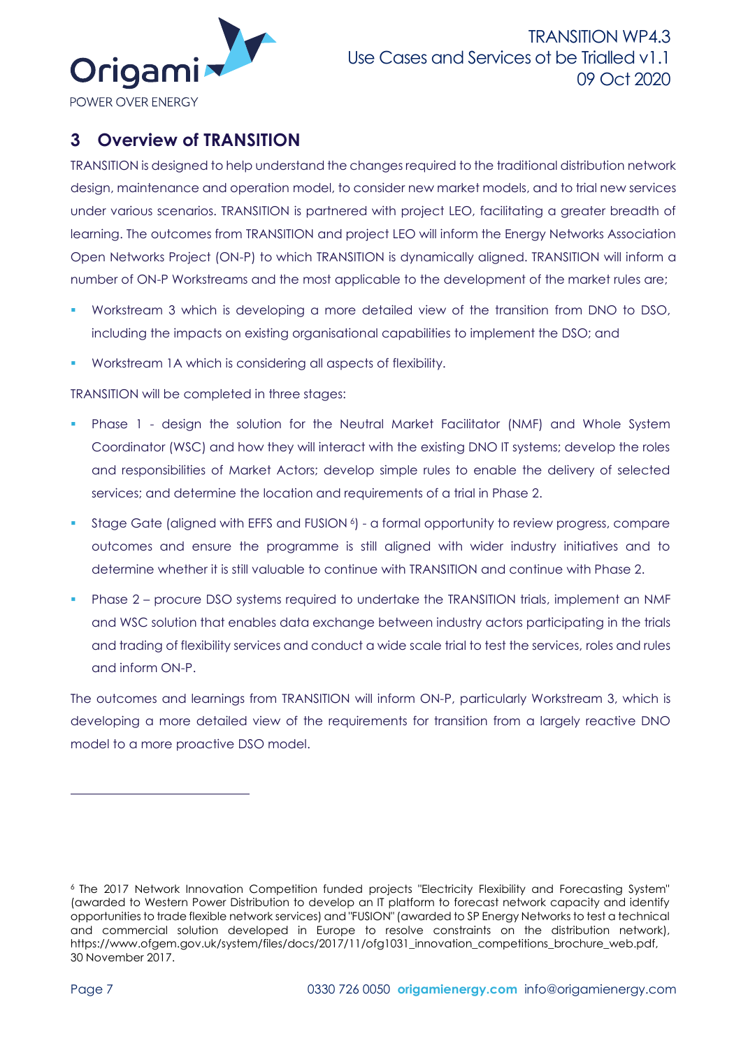## 3 Overview of TRANSITION

TRANSITION is designed to help understand the changes required to the traditional distribution network design, maintenance and operation model, to consider new market models, and to trial new services under various scenarios. TRANSITION is partnered with project LEO, facilitating a greater breadth of learning. The outcomes from TRANSITION and project LEO will inform the Energy Networks Association Open Networks Project (ON-P) to which TRANSITION is dynamically aligned. TRANSITION will inform a number of ON-P Workstreams and the most applicable to the development of the market rules are;

- Workstream 3 which is developing a more detailed view of the transition from DNO to DSO, including the impacts on existing organisational capabilities to implement the DSO; and
- Workstream 1A which is considering all aspects of flexibility.

TRANSITION will be completed in three stages:

- Phase 1 - design the solution for the Neutral Market Facilitator (NMF) and Whole System Coordinator (WSC) and how they will interact with the existing DNO IT systems; develop the roles and responsibilities of Market Actors; develop simple rules to enable the delivery of selected services; and determine the location and requirements of a trial in Phase 2.
- Stage Gate (aligned with EFFS and FUSION [6]) - a formal opportunity to review progress, compare outcomes and ensure the programme is still aligned with wider industry initiatives and to determine whether it is still valuable to continue with TRANSITION and continue with Phase 2.
- Phase 2 – procure DSO systems required to undertake the TRANSITION trials, implement an NMF and WSC solution that enables data exchange between industry actors participating in the trials and trading of flexibility services and conduct a wide scale trial to test the services, roles and rules and inform ON-P.

The outcomes and learnings from TRANSITION will inform ON-P, particularly Workstream 3, which is developing a more detailed view of the requirements for transition from a largely reactive DNO model to a more proactive DSO model.

---

[6] The 2017 Network Innovation Competition funded projects "Electricity Flexibility and Forecasting System" (awarded to Western Power Distribution to develop an IT platform to forecast network capacity and identify opportunities to trade flexible network services) and "FUSION" (awarded to SP Energy Networks to test a technical and commercial solution developed in Europe to resolve constraints on the distribution network), https://www.ofgem.gov.uk/system/files/docs/2017/11/ofg1031_innovation_competitions_brochure_web.pdf, 30 November 2017.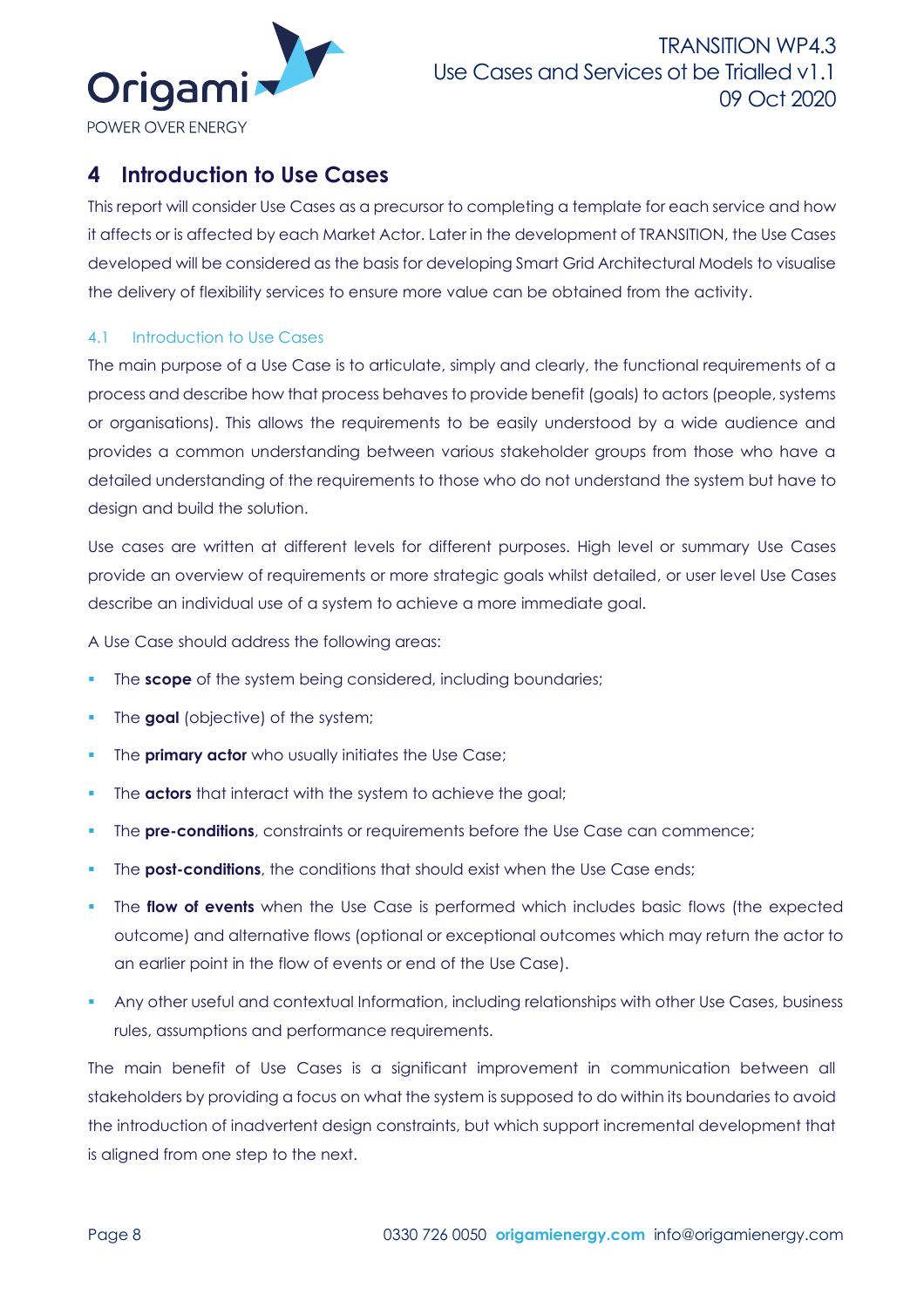# 4 Introduction to Use Cases

This report will consider Use Cases as a precursor to completing a template for each service and how it affects or is affected by each Market Actor. Later in the development of TRANSITION, the Use Cases developed will be considered as the basis for developing Smart Grid Architectural Models to visualise the delivery of flexibility services to ensure more value can be obtained from the activity.

## 4.1 Introduction to Use Cases

The main purpose of a Use Case is to articulate, simply and clearly, the functional requirements of a process and describe how that process behaves to provide benefit (goals) to actors (people, systems or organisations). This allows the requirements to be easily understood by a wide audience and provides a common understanding between various stakeholder groups from those who have a detailed understanding of the requirements to those who do not understand the system but have to design and build the solution.

Use cases are written at different levels for different purposes. High level or summary Use Cases provide an overview of requirements or more strategic goals whilst detailed, or user level Use Cases describe an individual use of a system to achieve a more immediate goal.

A Use Case should address the following areas:

- The **scope** of the system being considered, including boundaries;
- The **goal** (objective) of the system;
- The **primary actor** who usually initiates the Use Case;
- The **actors** that interact with the system to achieve the goal;
- The **pre-conditions**, constraints or requirements before the Use Case can commence;
- The **post-conditions**, the conditions that should exist when the Use Case ends;
- The **flow of events** when the Use Case is performed which includes basic flows (the expected outcome) and alternative flows (optional or exceptional outcomes which may return the actor to an earlier point in the flow of events or end of the Use Case).
- Any other useful and contextual Information, including relationships with other Use Cases, business rules, assumptions and performance requirements.

The main benefit of Use Cases is a significant improvement in communication between all stakeholders by providing a focus on what the system is supposed to do within its boundaries to avoid the introduction of inadvertent design constraints, but which support incremental development that is aligned from one step to the next.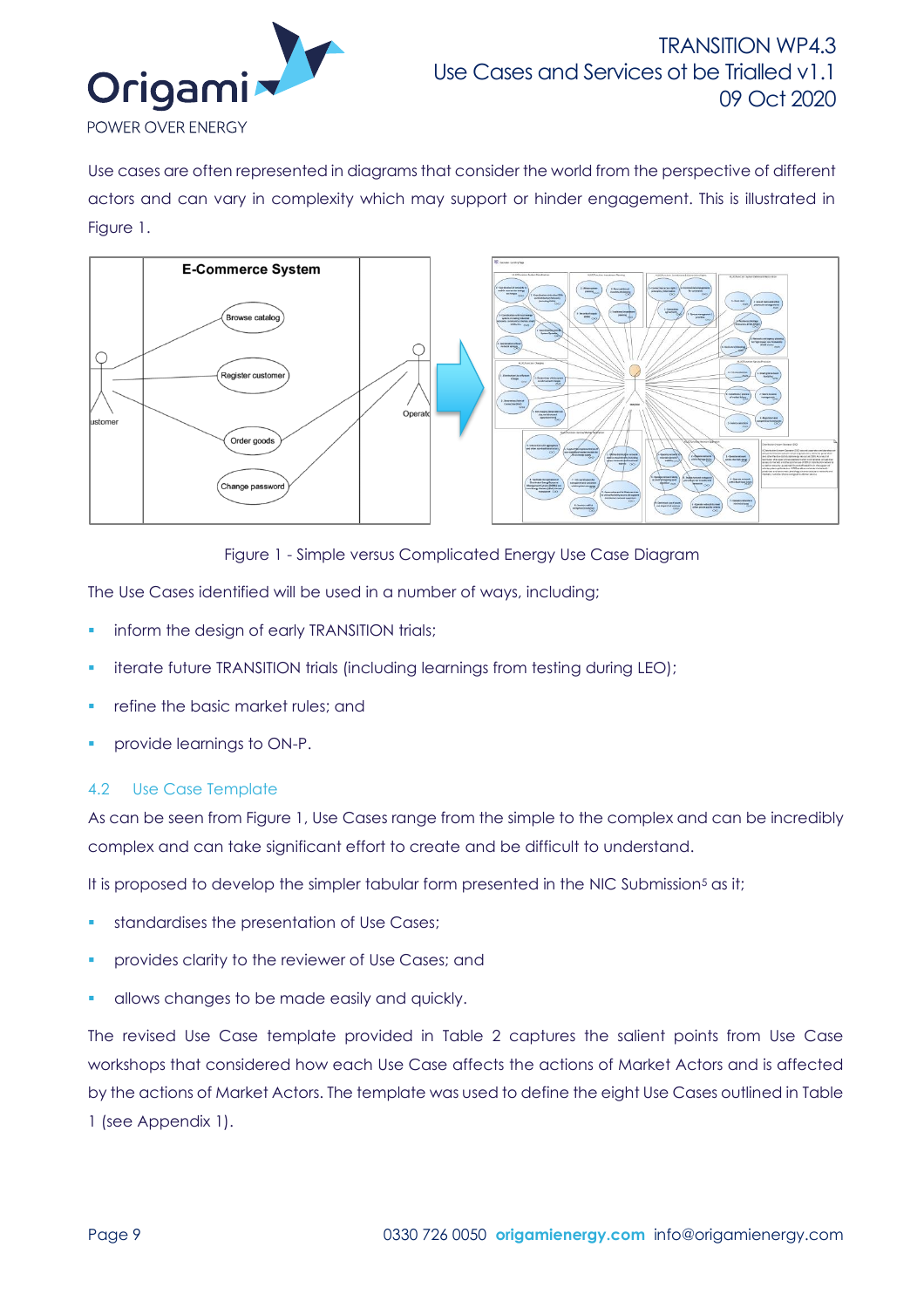Use cases are often represented in diagrams that consider the world from the perspective of different actors and can vary in complexity which may support or hinder engagement. This is illustrated in Figure 1.

Figure 1 - Simple versus Complicated Energy Use Case Diagram

The Use Cases identified will be used in a number of ways, including;

- inform the design of early TRANSITION trials;
- iterate future TRANSITION trials (including learnings from testing during LEO);
- refine the basic market rules; and
- provide learnings to ON-P.

## 4.2 Use Case Template

As can be seen from Figure 1, Use Cases range from the simple to the complex and can be incredibly complex and can take significant effort to create and be difficult to understand.

It is proposed to develop the simpler tabular form presented in the NIC Submission[5] as it;

- standardises the presentation of Use Cases;
- provides clarity to the reviewer of Use Cases; and
- allows changes to be made easily and quickly.

The revised Use Case template provided in Table 2 captures the salient points from Use Case workshops that considered how each Use Case affects the actions of Market Actors and is affected by the actions of Market Actors. The template was used to define the eight Use Cases outlined in Table 1 (see Appendix 1).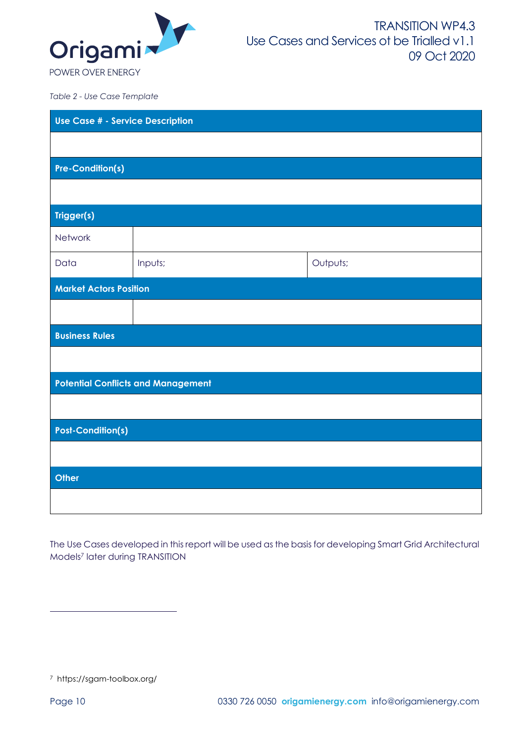*Table 2 - Use Case Template*

| **Use Case # - Service Description** | | |
|---|---|---|
| | | |
| **Pre-Condition(s)** | | |
| | | |
| **Trigger(s)** | | |
| Network | | |
| Data | Inputs; | Outputs; |
| **Market Actors Position** | | |
| | | |
| **Business Rules** | | |
| | | |
| **Potential Conflicts and Management** | | |
| | | |
| **Post-Condition(s)** | | |
| | | |
| **Other** | | |
| | | |

The Use Cases developed in this report will be used as the basis for developing Smart Grid Architectural Models[7] later during TRANSITION

[7] https://sgam-toolbox.org/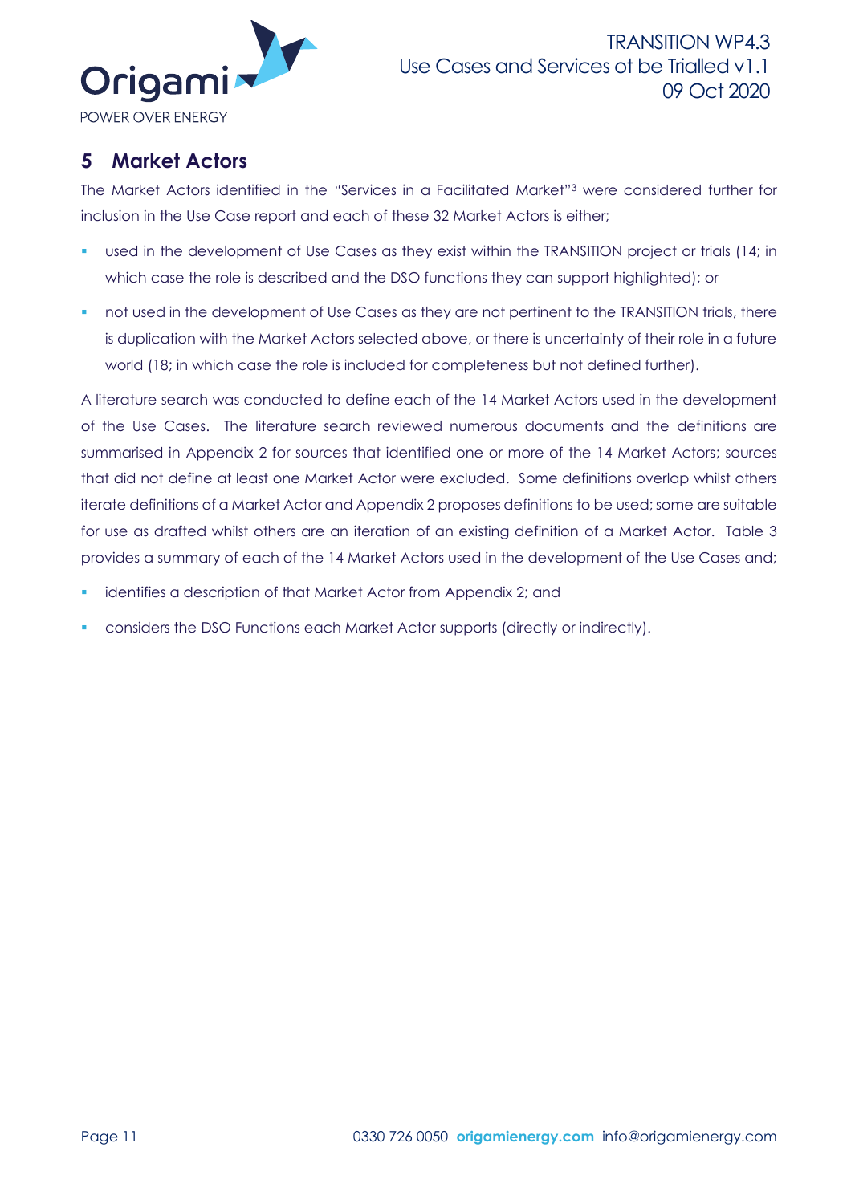## 5 Market Actors

The Market Actors identified in the "Services in a Facilitated Market"[3] were considered further for inclusion in the Use Case report and each of these 32 Market Actors is either;

- used in the development of Use Cases as they exist within the TRANSITION project or trials (14; in which case the role is described and the DSO functions they can support highlighted); or
- not used in the development of Use Cases as they are not pertinent to the TRANSITION trials, there is duplication with the Market Actors selected above, or there is uncertainty of their role in a future world (18; in which case the role is included for completeness but not defined further).

A literature search was conducted to define each of the 14 Market Actors used in the development of the Use Cases. The literature search reviewed numerous documents and the definitions are summarised in Appendix 2 for sources that identified one or more of the 14 Market Actors; sources that did not define at least one Market Actor were excluded. Some definitions overlap whilst others iterate definitions of a Market Actor and Appendix 2 proposes definitions to be used; some are suitable for use as drafted whilst others are an iteration of an existing definition of a Market Actor. Table 3 provides a summary of each of the 14 Market Actors used in the development of the Use Cases and;

- identifies a description of that Market Actor from Appendix 2; and
- considers the DSO Functions each Market Actor supports (directly or indirectly).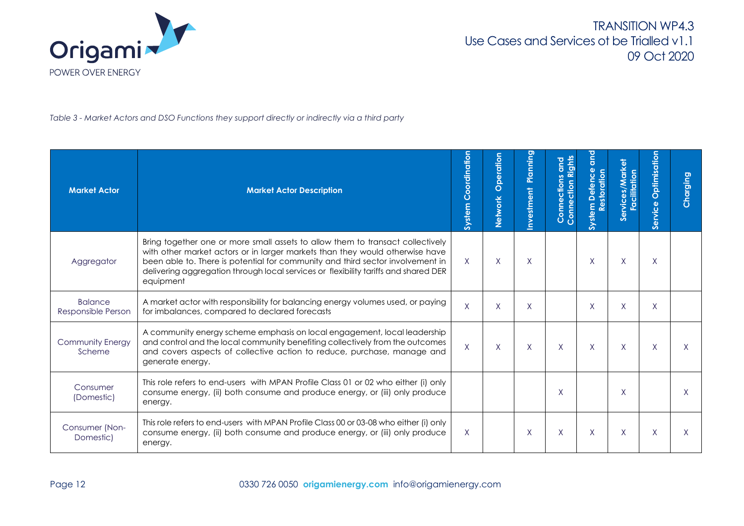*Table 3 - Market Actors and DSO Functions they support directly or indirectly via a third party*

| Market Actor | Market Actor Description | System Coordination | Network Operation | Investment Planning | Connections and Connection Rights | System Defence and Restoration | Services/Market Facilitation | Service Optimisation | Charging |
|---|---|---|---|---|---|---|---|---|---|
| Aggregator | Bring together one or more small assets to allow them to transact collectively with other market actors or in larger markets than they would otherwise have been able to. There is potential for community and third sector involvement in delivering aggregation through local services or flexibility tariffs and shared DER equipment | X | X | X | | X | X | X | |
| Balance Responsible Person | A market actor with responsibility for balancing energy volumes used, or paying for imbalances, compared to declared forecasts | X | X | X | | X | X | X | |
| Community Energy Scheme | A community energy scheme emphasis on local engagement, local leadership and control and the local community benefiting collectively from the outcomes and covers aspects of collective action to reduce, purchase, manage and generate energy. | X | X | X | X | X | X | X | X |
| Consumer (Domestic) | This role refers to end-users with MPAN Profile Class 01 or 02 who either (i) only consume energy, (ii) both consume and produce energy, or (iii) only produce energy. | | | | X | | X | | X |
| Consumer (Non-Domestic) | This role refers to end-users with MPAN Profile Class 00 or 03-08 who either (i) only consume energy, (ii) both consume and produce energy, or (iii) only produce energy. | X | | X | X | X | X | X | X |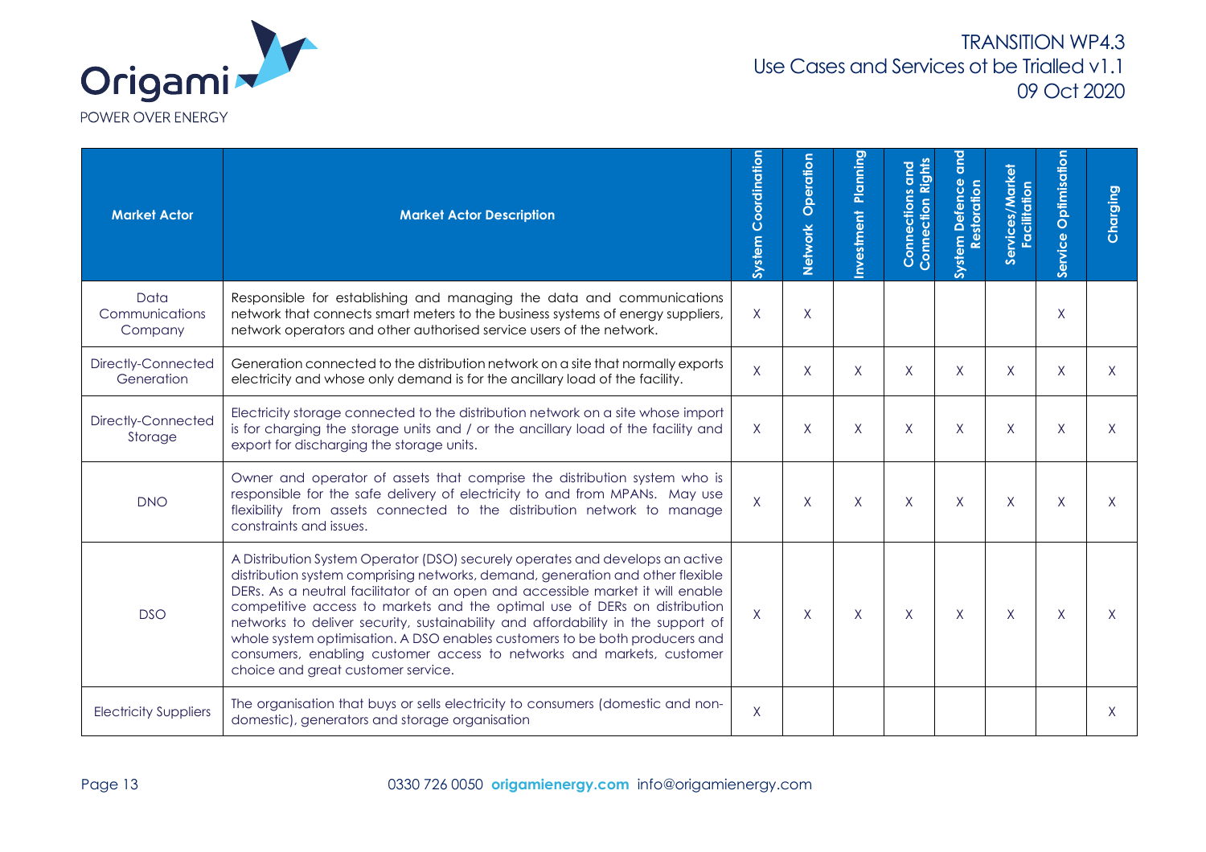| Market Actor | Market Actor Description | System Coordination | Network Operation | Investment Planning | Connections and Connection Rights | System Defence and Restoration | Services/Market Facilitation | Service Optimisation | Charging |
|---|---|---|---|---|---|---|---|---|---|
| Data Communications Company | Responsible for establishing and managing the data and communications network that connects smart meters to the business systems of energy suppliers, network operators and other authorised service users of the network. | X | X | | | | | X | |
| Directly-Connected Generation | Generation connected to the distribution network on a site that normally exports electricity and whose only demand is for the ancillary load of the facility. | X | X | X | X | X | X | X | X |
| Directly-Connected Storage | Electricity storage connected to the distribution network on a site whose import is for charging the storage units and / or the ancillary load of the facility and export for discharging the storage units. | X | X | X | X | X | X | X | X |
| DNO | Owner and operator of assets that comprise the distribution system who is responsible for the safe delivery of electricity to and from MPANs. May use flexibility from assets connected to the distribution network to manage constraints and issues. | X | X | X | X | X | X | X | X |
| DSO | A Distribution System Operator (DSO) securely operates and develops an active distribution system comprising networks, demand, generation and other flexible DERs. As a neutral facilitator of an open and accessible market it will enable competitive access to markets and the optimal use of DERs on distribution networks to deliver security, sustainability and affordability in the support of whole system optimisation. A DSO enables customers to be both producers and consumers, enabling customer access to networks and markets, customer choice and great customer service. | X | X | X | X | X | X | X | X |
| Electricity Suppliers | The organisation that buys or sells electricity to consumers (domestic and non-domestic), generators and storage organisation | X | | | | | | | X |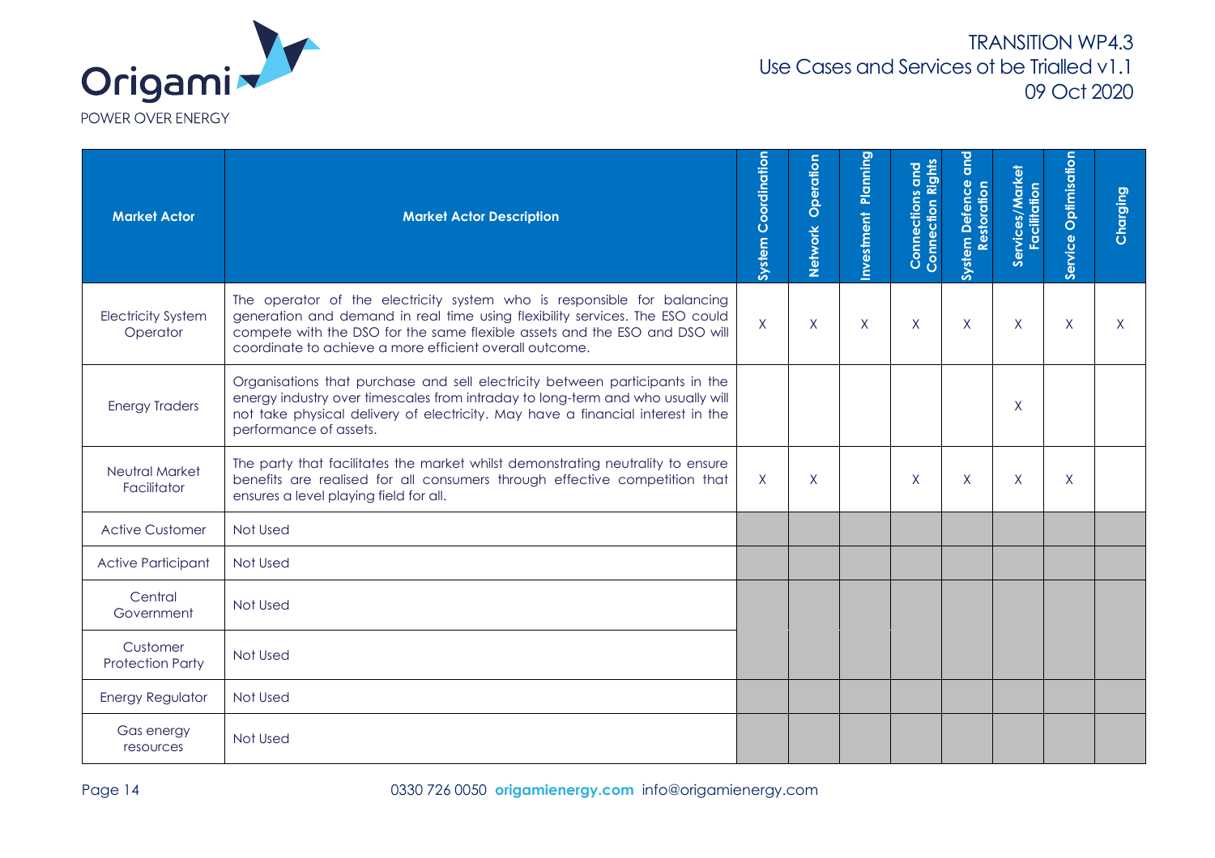| Market Actor | Market Actor Description | System Coordination | Network Operation | Investment Planning | Connections and Connection Rights | System Defence and Restoration | Services/Market Facilitation | Service Optimisation | Charging |
|---|---|---|---|---|---|---|---|---|---|
| Electricity System Operator | The operator of the electricity system who is responsible for balancing generation and demand in real time using flexibility services. The ESO could compete with the DSO for the same flexible assets and the ESO and DSO will coordinate to achieve a more efficient overall outcome. | X | X | X | X | X | X | X | X |
| Energy Traders | Organisations that purchase and sell electricity between participants in the energy industry over timescales from intraday to long-term and who usually will not take physical delivery of electricity. May have a financial interest in the performance of assets. | | | | | | X | | |
| Neutral Market Facilitator | The party that facilitates the market whilst demonstrating neutrality to ensure benefits are realised for all consumers through effective competition that ensures a level playing field for all. | X | X | | X | X | X | X | |
| Active Customer | Not Used | | | | | | | | |
| Active Participant | Not Used | | | | | | | | |
| Central Government | Not Used | | | | | | | | |
| Customer Protection Party | Not Used | | | | | | | | |
| Energy Regulator | Not Used | | | | | | | | |
| Gas energy resources | Not Used | | | | | | | | |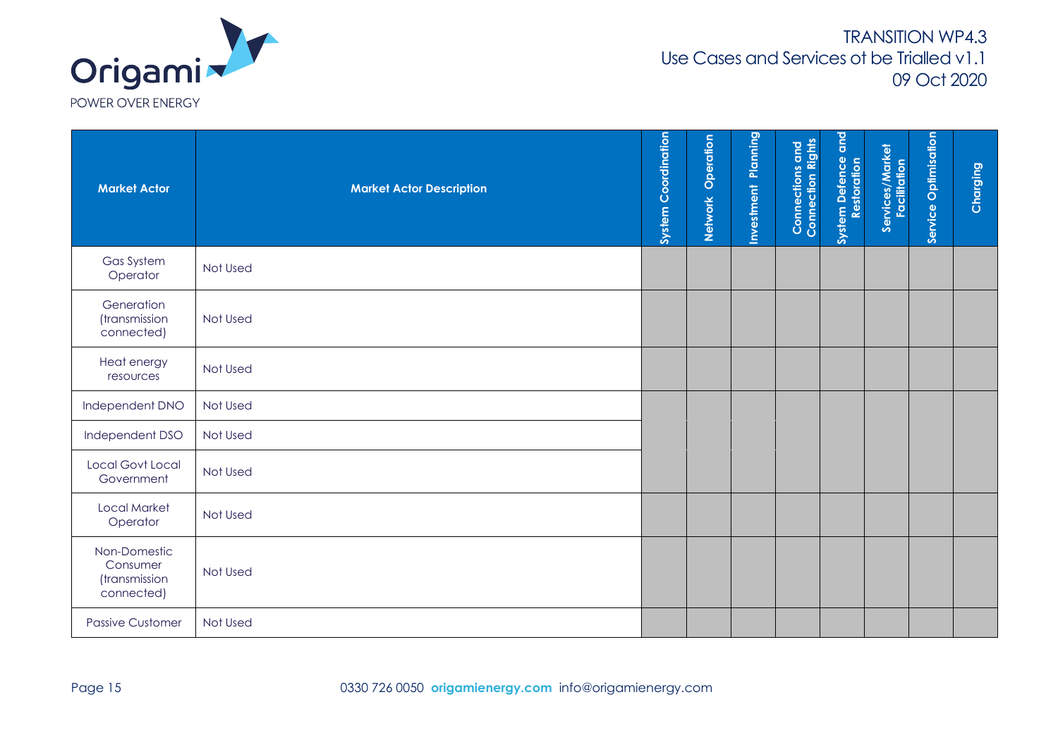| Market Actor | Market Actor Description | System Coordination | Network Operation | Investment Planning | Connections and Connection Rights | System Defence and Restoration | Services/Market Facilitation | Service Optimisation | Charging |
|---|---|---|---|---|---|---|---|---|---|
| Gas System Operator | Not Used | | | | | | | | |
| Generation (transmission connected) | Not Used | | | | | | | | |
| Heat energy resources | Not Used | | | | | | | | |
| Independent DNO | Not Used | | | | | | | | |
| Independent DSO | Not Used | | | | | | | | |
| Local Govt Local Government | Not Used | | | | | | | | |
| Local Market Operator | Not Used | | | | | | | | |
| Non-Domestic Consumer (transmission connected) | Not Used | | | | | | | | |
| Passive Customer | Not Used | | | | | | | | |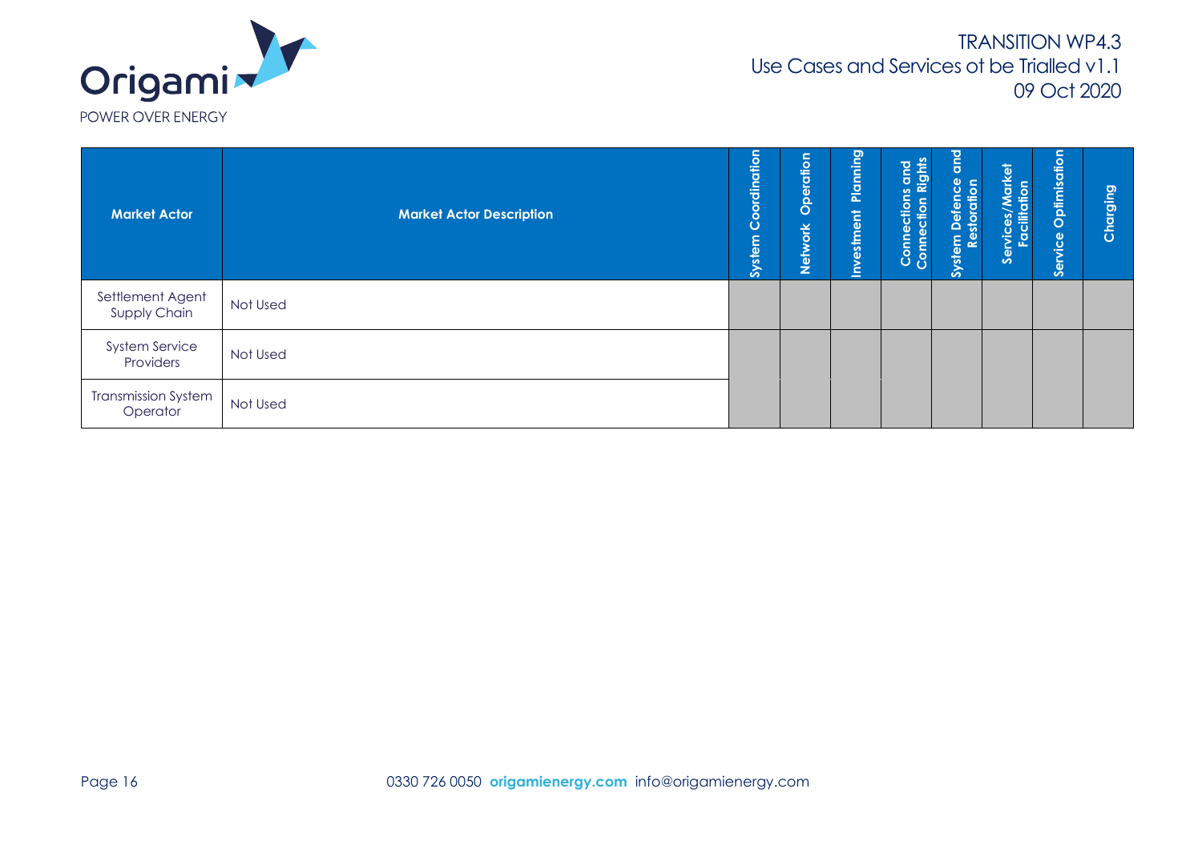| Market Actor | Market Actor Description | System Coordination | Network Operation | Investment Planning | Connections and Connection Rights | System Defence and Restoration | Services/Market Facilitation | Service Optimisation | Charging |
|---|---|---|---|---|---|---|---|---|---|
| Settlement Agent Supply Chain | Not Used | | | | | | | | |
| System Service Providers | Not Used | | | | | | | | |
| Transmission System Operator | Not Used | | | | | | | | |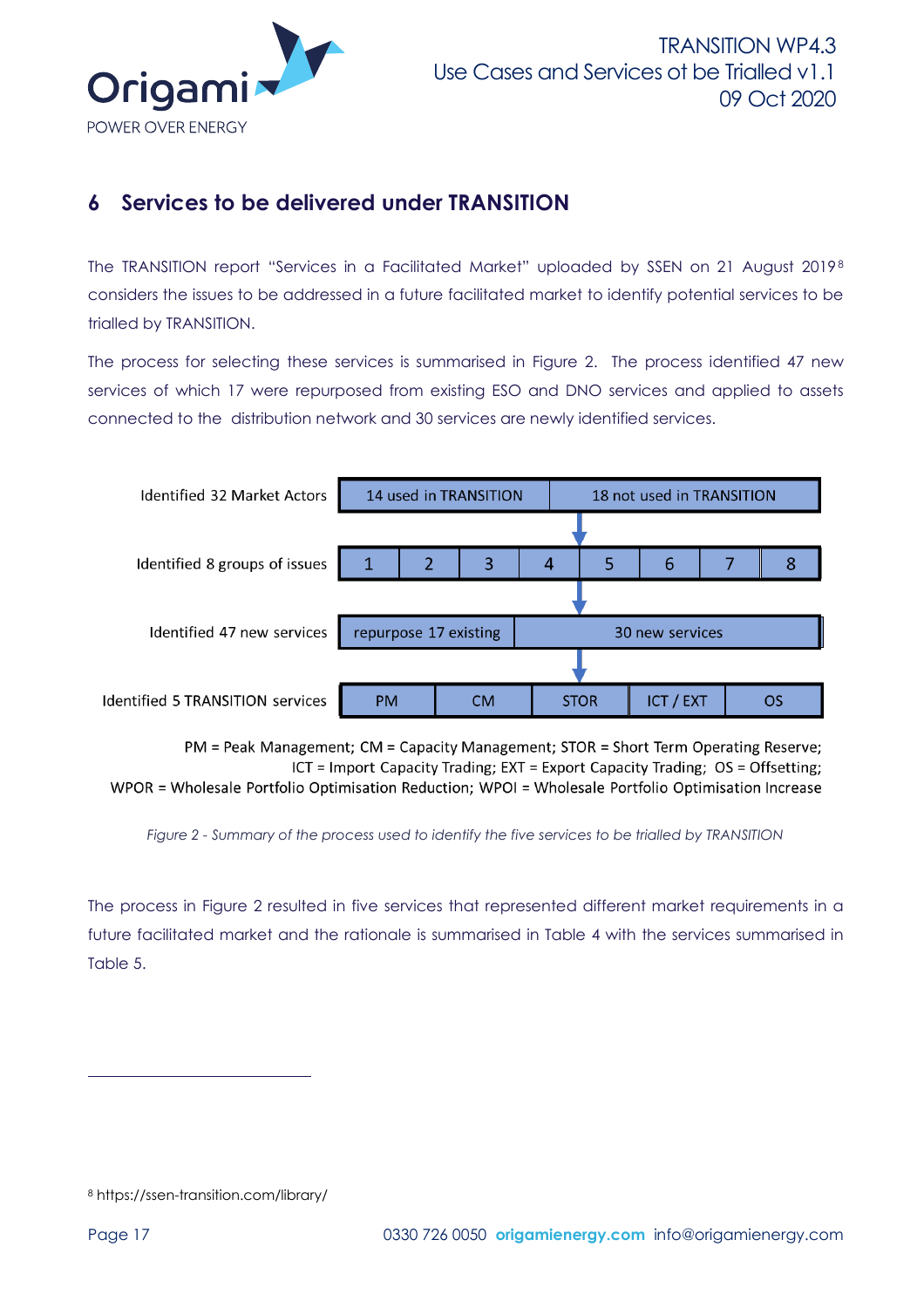## 6 Services to be delivered under TRANSITION

The TRANSITION report "Services in a Facilitated Market" uploaded by SSEN on 21 August 2019[8] considers the issues to be addressed in a future facilitated market to identify potential services to be trialled by TRANSITION.

The process for selecting these services is summarised in Figure 2. The process identified 47 new services of which 17 were repurposed from existing ESO and DNO services and applied to assets connected to the distribution network and 30 services are newly identified services.

| | | | | | | | | |
|---|---|---|---|---|---|---|---|---|
| Identified 32 Market Actors | 14 used in TRANSITION | | | 18 not used in TRANSITION | | | | |
| Identified 8 groups of issues | 1 | 2 | 3 | 4 | 5 | 6 | 7 | 8 |
| Identified 47 new services | repurpose 17 existing | | | 30 new services | | | | |
| Identified 5 TRANSITION services | PM | CM | STOR | ICT / EXT | OS | | | |

PM = Peak Management; CM = Capacity Management; STOR = Short Term Operating Reserve;
ICT = Import Capacity Trading; EXT = Export Capacity Trading; OS = Offsetting;
WPOR = Wholesale Portfolio Optimisation Reduction; WPOI = Wholesale Portfolio Optimisation Increase

*Figure 2 - Summary of the process used to identify the five services to be trialled by TRANSITION*

The process in Figure 2 resulted in five services that represented different market requirements in a future facilitated market and the rationale is summarised in Table 4 with the services summarised in Table 5.

[8] https://ssen-transition.com/library/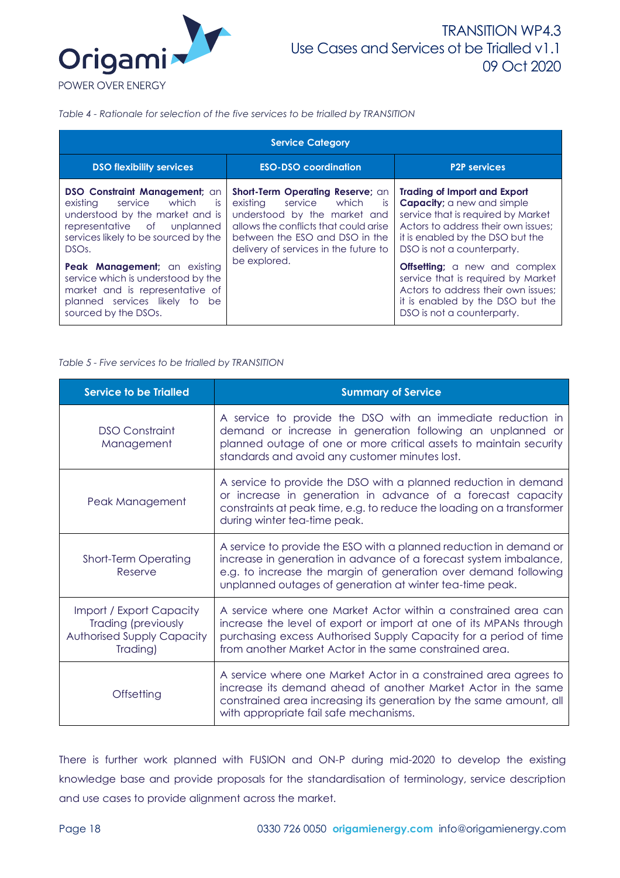*Table 4 - Rationale for selection of the five services to be trialled by TRANSITION*

| Service Category | | |
|---|---|---|
| **DSO flexibility services** | **ESO-DSO coordination** | **P2P services** |
| **DSO Constraint Management;** an existing service which is understood by the market and is representative of unplanned services likely to be sourced by the DSOs. <br><br> **Peak Management;** an existing service which is understood by the market and is representative of planned services likely to be sourced by the DSOs. | **Short-Term Operating Reserve;** an existing service which is understood by the market and allows the conflicts that could arise between the ESO and DSO in the delivery of services in the future to be explored. | **Trading of Import and Export Capacity;** a new and simple service that is required by Market Actors to address their own issues; it is enabled by the DSO but the DSO is not a counterparty. <br><br> **Offsetting;** a new and complex service that is required by Market Actors to address their own issues; it is enabled by the DSO but the DSO is not a counterparty. |

*Table 5 - Five services to be trialled by TRANSITION*

| Service to be Trialled | Summary of Service |
|---|---|
| DSO Constraint Management | A service to provide the DSO with an immediate reduction in demand or increase in generation following an unplanned or planned outage of one or more critical assets to maintain security standards and avoid any customer minutes lost. |
| Peak Management | A service to provide the DSO with a planned reduction in demand or increase in generation in advance of a forecast capacity constraints at peak time, e.g. to reduce the loading on a transformer during winter tea-time peak. |
| Short-Term Operating Reserve | A service to provide the ESO with a planned reduction in demand or increase in generation in advance of a forecast system imbalance, e.g. to increase the margin of generation over demand following unplanned outages of generation at winter tea-time peak. |
| Import / Export Capacity Trading (previously Authorised Supply Capacity Trading) | A service where one Market Actor within a constrained area can increase the level of export or import at one of its MPANs through purchasing excess Authorised Supply Capacity for a period of time from another Market Actor in the same constrained area. |
| Offsetting | A service where one Market Actor in a constrained area agrees to increase its demand ahead of another Market Actor in the same constrained area increasing its generation by the same amount, all with appropriate fail safe mechanisms. |

There is further work planned with FUSION and ON-P during mid-2020 to develop the existing knowledge base and provide proposals for the standardisation of terminology, service description and use cases to provide alignment across the market.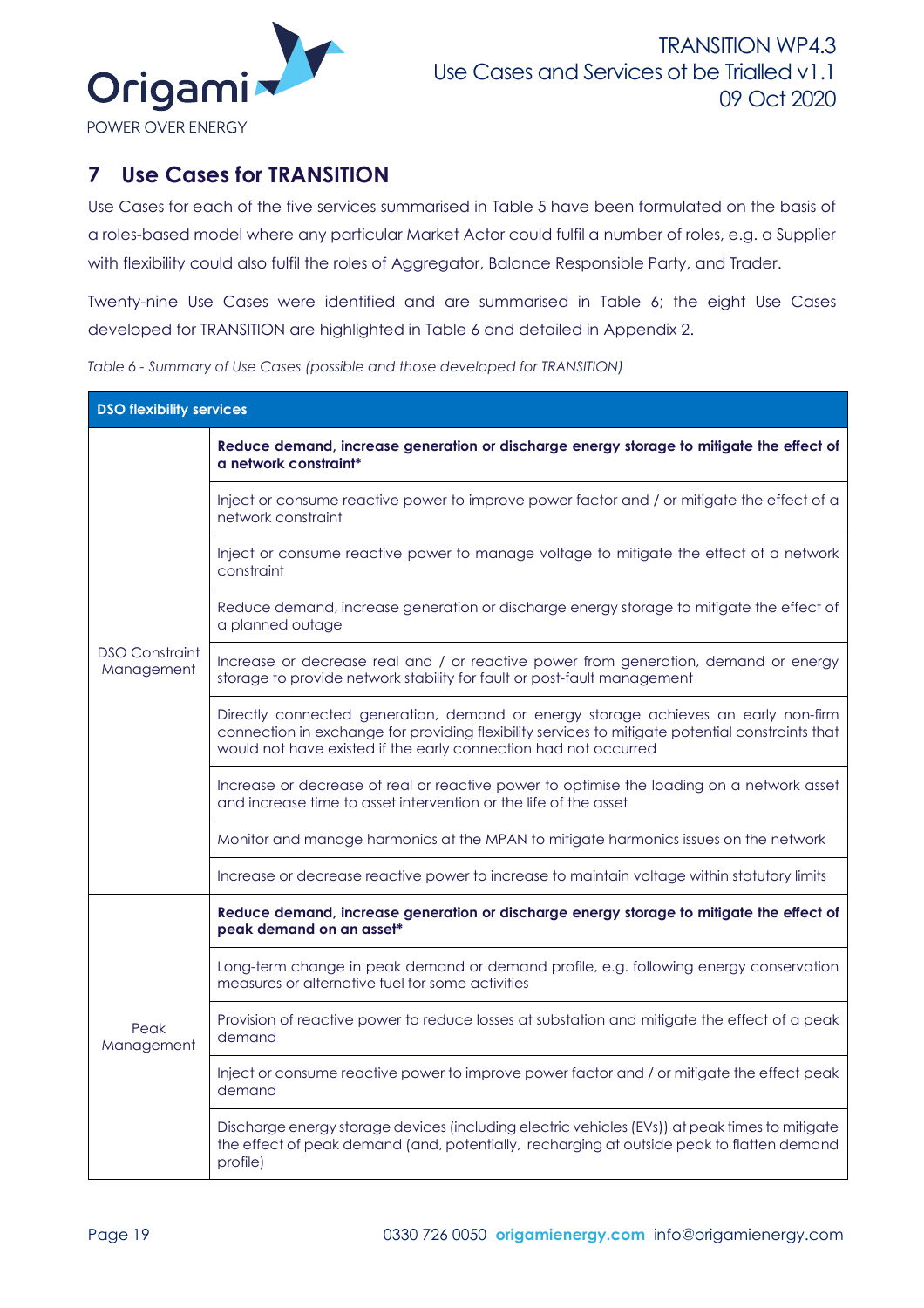## 7 Use Cases for TRANSITION

Use Cases for each of the five services summarised in Table 5 have been formulated on the basis of a roles-based model where any particular Market Actor could fulfil a number of roles, e.g. a Supplier with flexibility could also fulfil the roles of Aggregator, Balance Responsible Party, and Trader.

Twenty-nine Use Cases were identified and are summarised in Table 6; the eight Use Cases developed for TRANSITION are highlighted in Table 6 and detailed in Appendix 2.

*Table 6 - Summary of Use Cases (possible and those developed for TRANSITION)*

| **DSO flexibility services** | |
|---|---|
| DSO Constraint Management | **Reduce demand, increase generation or discharge energy storage to mitigate the effect of a network constraint*** |
| | Inject or consume reactive power to improve power factor and / or mitigate the effect of a network constraint |
| | Inject or consume reactive power to manage voltage to mitigate the effect of a network constraint |
| | Reduce demand, increase generation or discharge energy storage to mitigate the effect of a planned outage |
| | Increase or decrease real and / or reactive power from generation, demand or energy storage to provide network stability for fault or post-fault management |
| | Directly connected generation, demand or energy storage achieves an early non-firm connection in exchange for providing flexibility services to mitigate potential constraints that would not have existed if the early connection had not occurred |
| | Increase or decrease of real or reactive power to optimise the loading on a network asset and increase time to asset intervention or the life of the asset |
| | Monitor and manage harmonics at the MPAN to mitigate harmonics issues on the network |
| | Increase or decrease reactive power to increase to maintain voltage within statutory limits |
| Peak Management | **Reduce demand, increase generation or discharge energy storage to mitigate the effect of peak demand on an asset*** |
| | Long-term change in peak demand or demand profile, e.g. following energy conservation measures or alternative fuel for some activities |
| | Provision of reactive power to reduce losses at substation and mitigate the effect of a peak demand |
| | Inject or consume reactive power to improve power factor and / or mitigate the effect peak demand |
| | Discharge energy storage devices (including electric vehicles (EVs)) at peak times to mitigate the effect of peak demand (and, potentially, recharging at outside peak to flatten demand profile) |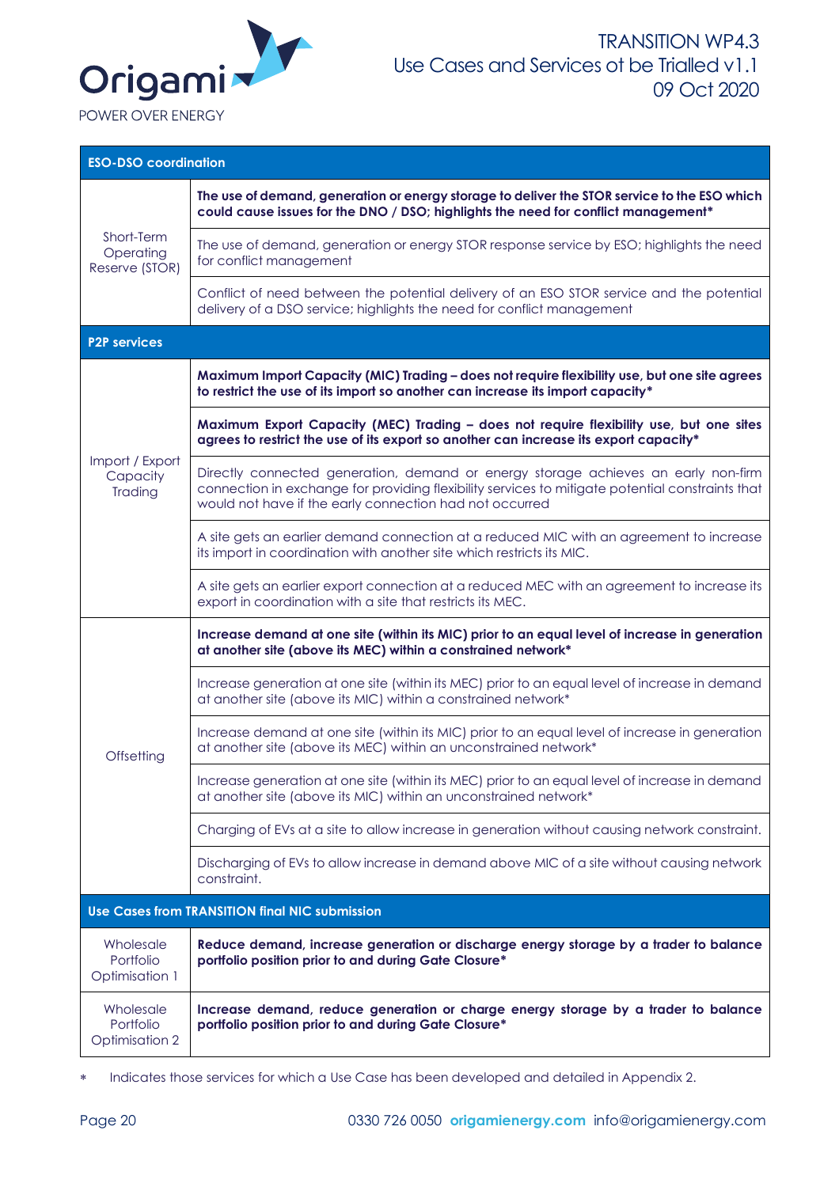| ESO-DSO coordination | |
|---|---|
| Short-Term Operating Reserve (STOR) | **The use of demand, generation or energy storage to deliver the STOR service to the ESO which could cause issues for the DNO / DSO; highlights the need for conflict management*** |
| | The use of demand, generation or energy STOR response service by ESO; highlights the need for conflict management |
| | Conflict of need between the potential delivery of an ESO STOR service and the potential delivery of a DSO service; highlights the need for conflict management |
| **P2P services** | |
| Import / Export Capacity Trading | **Maximum Import Capacity (MIC) Trading – does not require flexibility use, but one site agrees to restrict the use of its import so another can increase its import capacity*** |
| | **Maximum Export Capacity (MEC) Trading – does not require flexibility use, but one sites agrees to restrict the use of its export so another can increase its export capacity*** |
| | Directly connected generation, demand or energy storage achieves an early non-firm connection in exchange for providing flexibility services to mitigate potential constraints that would not have if the early connection had not occurred |
| | A site gets an earlier demand connection at a reduced MIC with an agreement to increase its import in coordination with another site which restricts its MIC. |
| | A site gets an earlier export connection at a reduced MEC with an agreement to increase its export in coordination with a site that restricts its MEC. |
| Offsetting | **Increase demand at one site (within its MIC) prior to an equal level of increase in generation at another site (above its MEC) within a constrained network*** |
| | Increase generation at one site (within its MEC) prior to an equal level of increase in demand at another site (above its MIC) within a constrained network* |
| | Increase demand at one site (within its MIC) prior to an equal level of increase in generation at another site (above its MEC) within an unconstrained network* |
| | Increase generation at one site (within its MEC) prior to an equal level of increase in demand at another site (above its MIC) within an unconstrained network* |
| | Charging of EVs at a site to allow increase in generation without causing network constraint. |
| | Discharging of EVs to allow increase in demand above MIC of a site without causing network constraint. |
| **Use Cases from TRANSITION final NIC submission** | |
| Wholesale Portfolio Optimisation 1 | **Reduce demand, increase generation or discharge energy storage by a trader to balance portfolio position prior to and during Gate Closure*** |
| Wholesale Portfolio Optimisation 2 | **Increase demand, reduce generation or charge energy storage by a trader to balance portfolio position prior to and during Gate Closure*** |

\* Indicates those services for which a Use Case has been developed and detailed in Appendix 2.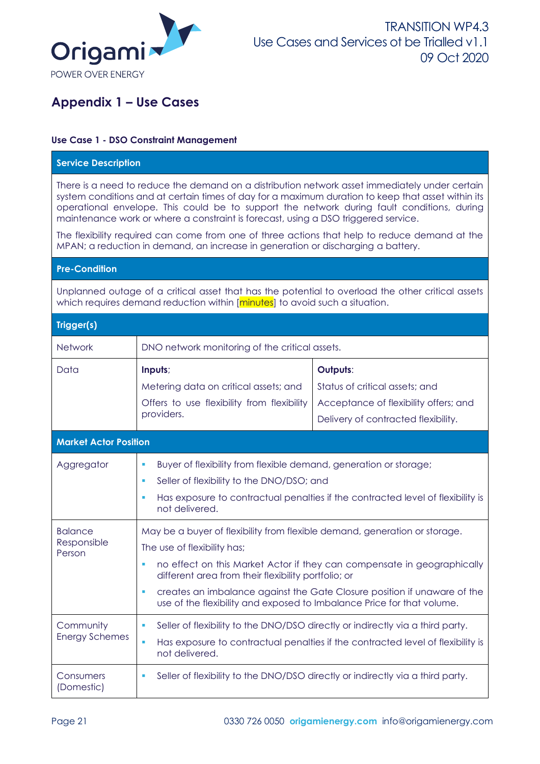## Appendix 1 – Use Cases

### Use Case 1 - DSO Constraint Management

| **Service Description** | | |
|---|---|---|
| There is a need to reduce the demand on a distribution network asset immediately under certain system conditions and at certain times of day for a maximum duration to keep that asset within its operational envelope. This could be to support the network during fault conditions, during maintenance work or where a constraint is forecast, using a DSO triggered service.<br><br>The flexibility required can come from one of three actions that help to reduce demand at the MPAN; a reduction in demand, an increase in generation or discharging a battery. | | |
| **Pre-Condition** | | |
| Unplanned outage of a critical asset that has the potential to overload the other critical assets which requires demand reduction within [minutes] to avoid such a situation. | | |
| **Trigger(s)** | | |
| Network | DNO network monitoring of the critical assets. | |
| Data | **Inputs**;<br>Metering data on critical assets; and<br>Offers to use flexibility from flexibility providers. | **Outputs**:<br>Status of critical assets; and<br>Acceptance of flexibility offers; and<br>Delivery of contracted flexibility. |
| **Market Actor Position** | | |
| Aggregator | ▪ Buyer of flexibility from flexible demand, generation or storage;<br>▪ Seller of flexibility to the DNO/DSO; and<br>▪ Has exposure to contractual penalties if the contracted level of flexibility is not delivered. | |
| Balance Responsible Person | May be a buyer of flexibility from flexible demand, generation or storage.<br>The use of flexibility has;<br>▪ no effect on this Market Actor if they can compensate in geographically different area from their flexibility portfolio; or<br>▪ creates an imbalance against the Gate Closure position if unaware of the use of the flexibility and exposed to Imbalance Price for that volume. | |
| Community Energy Schemes | ▪ Seller of flexibility to the DNO/DSO directly or indirectly via a third party.<br>▪ Has exposure to contractual penalties if the contracted level of flexibility is not delivered. | |
| Consumers (Domestic) | ▪ Seller of flexibility to the DNO/DSO directly or indirectly via a third party. | |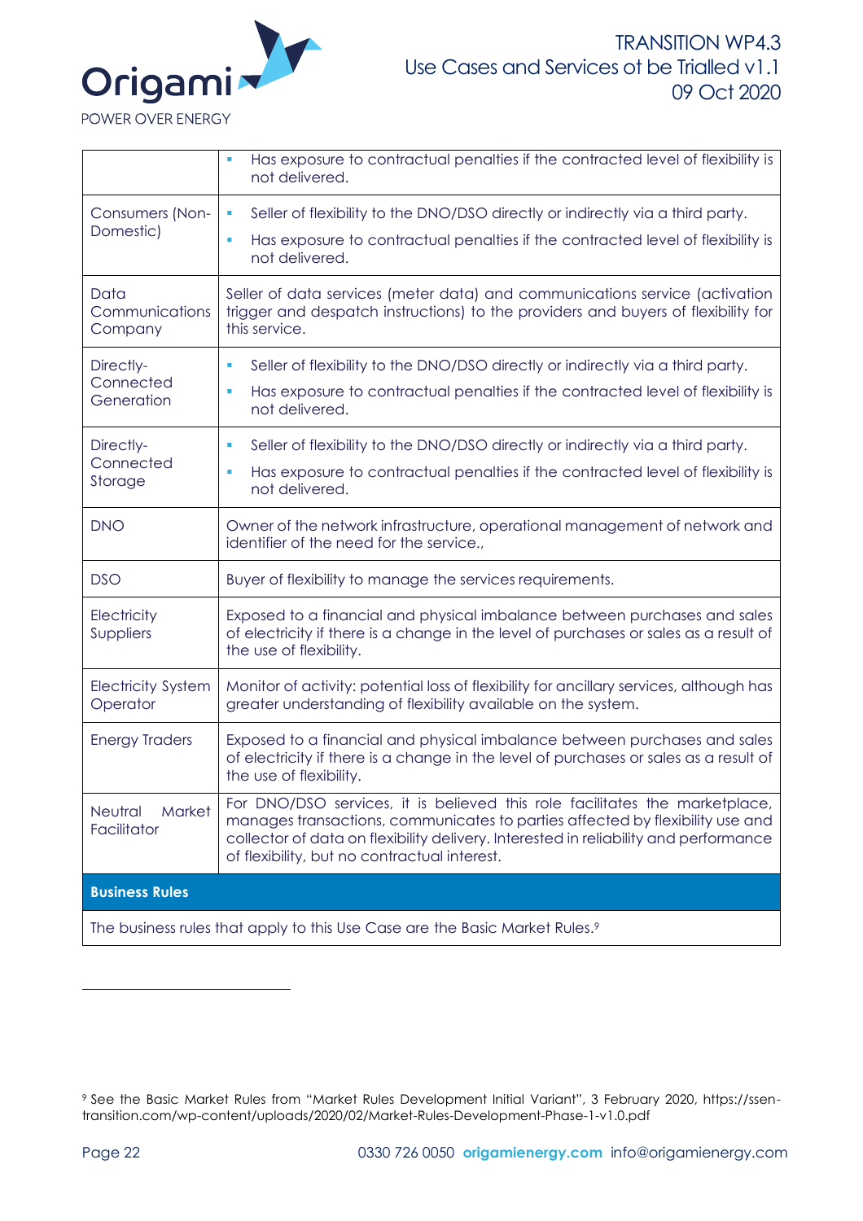| | |
|---|---|
| | ▪ Has exposure to contractual penalties if the contracted level of flexibility is not delivered. |
| Consumers (Non-Domestic) | ▪ Seller of flexibility to the DNO/DSO directly or indirectly via a third party.<br>▪ Has exposure to contractual penalties if the contracted level of flexibility is not delivered. |
| Data Communications Company | Seller of data services (meter data) and communications service (activation trigger and despatch instructions) to the providers and buyers of flexibility for this service. |
| Directly-Connected Generation | ▪ Seller of flexibility to the DNO/DSO directly or indirectly via a third party.<br>▪ Has exposure to contractual penalties if the contracted level of flexibility is not delivered. |
| Directly-Connected Storage | ▪ Seller of flexibility to the DNO/DSO directly or indirectly via a third party.<br>▪ Has exposure to contractual penalties if the contracted level of flexibility is not delivered. |
| DNO | Owner of the network infrastructure, operational management of network and identifier of the need for the service., |
| DSO | Buyer of flexibility to manage the services requirements. |
| Electricity Suppliers | Exposed to a financial and physical imbalance between purchases and sales of electricity if there is a change in the level of purchases or sales as a result of the use of flexibility. |
| Electricity System Operator | Monitor of activity: potential loss of flexibility for ancillary services, although has greater understanding of flexibility available on the system. |
| Energy Traders | Exposed to a financial and physical imbalance between purchases and sales of electricity if there is a change in the level of purchases or sales as a result of the use of flexibility. |
| Neutral Market Facilitator | For DNO/DSO services, it is believed this role facilitates the marketplace, manages transactions, communicates to parties affected by flexibility use and collector of data on flexibility delivery. Interested in reliability and performance of flexibility, but no contractual interest. |
| **Business Rules** | |
| The business rules that apply to this Use Case are the Basic Market Rules.[9] | |

[9] See the Basic Market Rules from "Market Rules Development Initial Variant", 3 February 2020, https://ssen-transition.com/wp-content/uploads/2020/02/Market-Rules-Development-Phase-1-v1.0.pdf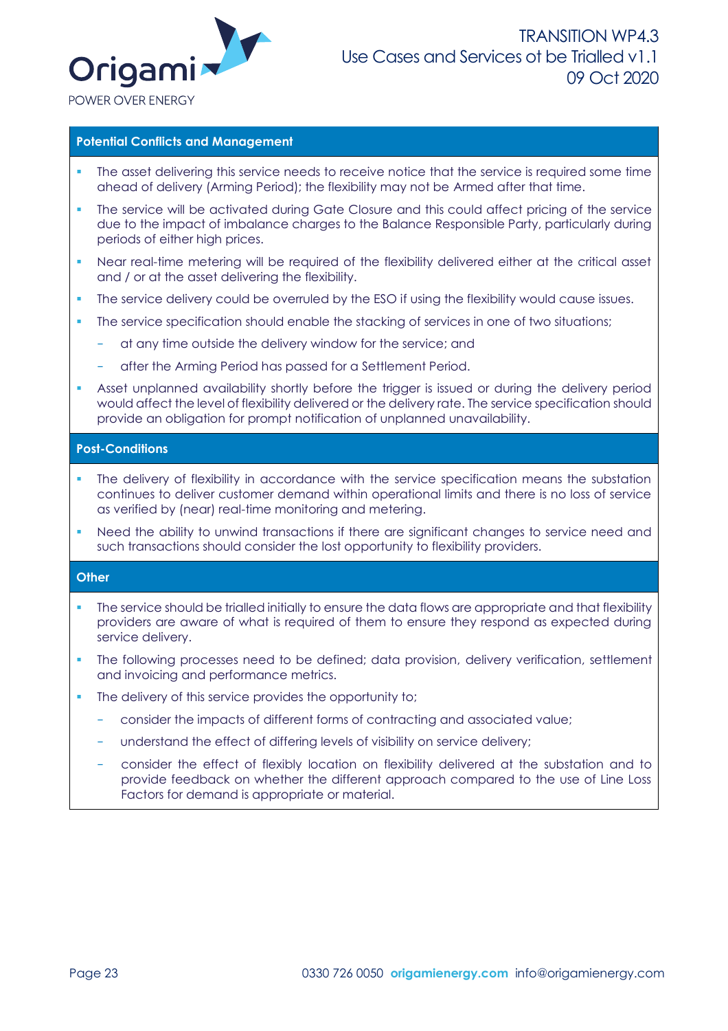### Potential Conflicts and Management

- The asset delivering this service needs to receive notice that the service is required some time ahead of delivery (Arming Period); the flexibility may not be Armed after that time.
- The service will be activated during Gate Closure and this could affect pricing of the service due to the impact of imbalance charges to the Balance Responsible Party, particularly during periods of either high prices.
- Near real-time metering will be required of the flexibility delivered either at the critical asset and / or at the asset delivering the flexibility.
- The service delivery could be overruled by the ESO if using the flexibility would cause issues.
- The service specification should enable the stacking of services in one of two situations;
  - at any time outside the delivery window for the service; and
  - after the Arming Period has passed for a Settlement Period.
- Asset unplanned availability shortly before the trigger is issued or during the delivery period would affect the level of flexibility delivered or the delivery rate. The service specification should provide an obligation for prompt notification of unplanned unavailability.

### Post-Conditions

- The delivery of flexibility in accordance with the service specification means the substation continues to deliver customer demand within operational limits and there is no loss of service as verified by (near) real-time monitoring and metering.
- Need the ability to unwind transactions if there are significant changes to service need and such transactions should consider the lost opportunity to flexibility providers.

### Other

- The service should be trialled initially to ensure the data flows are appropriate and that flexibility providers are aware of what is required of them to ensure they respond as expected during service delivery.
- The following processes need to be defined; data provision, delivery verification, settlement and invoicing and performance metrics.
- The delivery of this service provides the opportunity to;
  - consider the impacts of different forms of contracting and associated value;
  - understand the effect of differing levels of visibility on service delivery;
  - consider the effect of flexibly location on flexibility delivered at the substation and to provide feedback on whether the different approach compared to the use of Line Loss Factors for demand is appropriate or material.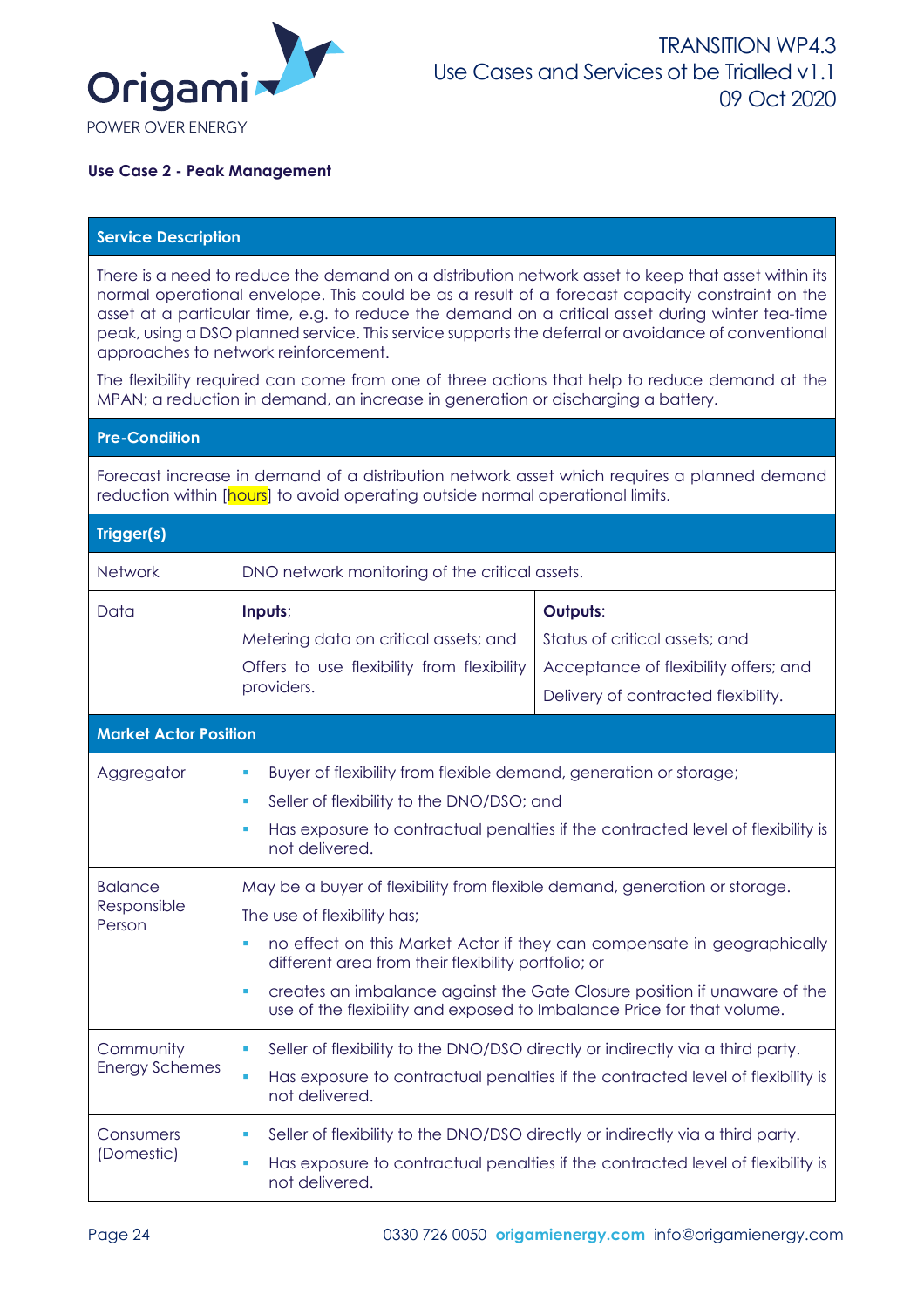### Use Case 2 - Peak Management

| Service Description | | |
|---|---|---|
| There is a need to reduce the demand on a distribution network asset to keep that asset within its normal operational envelope. This could be as a result of a forecast capacity constraint on the asset at a particular time, e.g. to reduce the demand on a critical asset during winter tea-time peak, using a DSO planned service. This service supports the deferral or avoidance of conventional approaches to network reinforcement.<br><br>The flexibility required can come from one of three actions that help to reduce demand at the MPAN; a reduction in demand, an increase in generation or discharging a battery. | | |
| **Pre-Condition** | | |
| Forecast increase in demand of a distribution network asset which requires a planned demand reduction within [hours] to avoid operating outside normal operational limits. | | |
| **Trigger(s)** | | |
| Network | DNO network monitoring of the critical assets. | |
| Data | **Inputs**;<br>Metering data on critical assets; and<br>Offers to use flexibility from flexibility providers. | **Outputs**:<br>Status of critical assets; and<br>Acceptance of flexibility offers; and<br>Delivery of contracted flexibility. |
| **Market Actor Position** | | |
| Aggregator | • Buyer of flexibility from flexible demand, generation or storage;<br>• Seller of flexibility to the DNO/DSO; and<br>• Has exposure to contractual penalties if the contracted level of flexibility is not delivered. | |
| Balance Responsible Person | May be a buyer of flexibility from flexible demand, generation or storage.<br>The use of flexibility has;<br>• no effect on this Market Actor if they can compensate in geographically different area from their flexibility portfolio; or<br>• creates an imbalance against the Gate Closure position if unaware of the use of the flexibility and exposed to Imbalance Price for that volume. | |
| Community Energy Schemes | • Seller of flexibility to the DNO/DSO directly or indirectly via a third party.<br>• Has exposure to contractual penalties if the contracted level of flexibility is not delivered. | |
| Consumers (Domestic) | • Seller of flexibility to the DNO/DSO directly or indirectly via a third party.<br>• Has exposure to contractual penalties if the contracted level of flexibility is not delivered. | |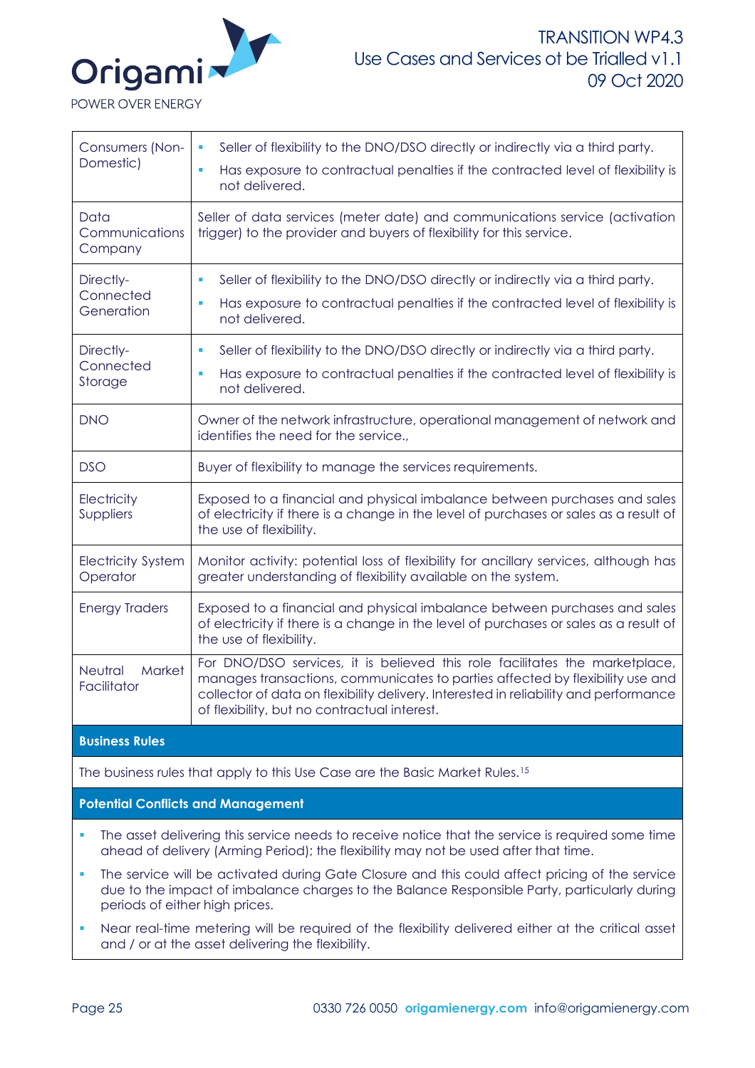| | |
|---|---|
| Consumers (Non-Domestic) | ▪ Seller of flexibility to the DNO/DSO directly or indirectly via a third party.<br>▪ Has exposure to contractual penalties if the contracted level of flexibility is not delivered. |
| Data Communications Company | Seller of data services (meter date) and communications service (activation trigger) to the provider and buyers of flexibility for this service. |
| Directly-Connected Generation | ▪ Seller of flexibility to the DNO/DSO directly or indirectly via a third party.<br>▪ Has exposure to contractual penalties if the contracted level of flexibility is not delivered. |
| Directly-Connected Storage | ▪ Seller of flexibility to the DNO/DSO directly or indirectly via a third party.<br>▪ Has exposure to contractual penalties if the contracted level of flexibility is not delivered. |
| DNO | Owner of the network infrastructure, operational management of network and identifies the need for the service., |
| DSO | Buyer of flexibility to manage the services requirements. |
| Electricity Suppliers | Exposed to a financial and physical imbalance between purchases and sales of electricity if there is a change in the level of purchases or sales as a result of the use of flexibility. |
| Electricity System Operator | Monitor activity: potential loss of flexibility for ancillary services, although has greater understanding of flexibility available on the system. |
| Energy Traders | Exposed to a financial and physical imbalance between purchases and sales of electricity if there is a change in the level of purchases or sales as a result of the use of flexibility. |
| Neutral Market Facilitator | For DNO/DSO services, it is believed this role facilitates the marketplace, manages transactions, communicates to parties affected by flexibility use and collector of data on flexibility delivery. Interested in reliability and performance of flexibility, but no contractual interest. |

**Business Rules**

The business rules that apply to this Use Case are the Basic Market Rules.[15]

**Potential Conflicts and Management**

- The asset delivering this service needs to receive notice that the service is required some time ahead of delivery (Arming Period); the flexibility may not be used after that time.
- The service will be activated during Gate Closure and this could affect pricing of the service due to the impact of imbalance charges to the Balance Responsible Party, particularly during periods of either high prices.
- Near real-time metering will be required of the flexibility delivered either at the critical asset and / or at the asset delivering the flexibility.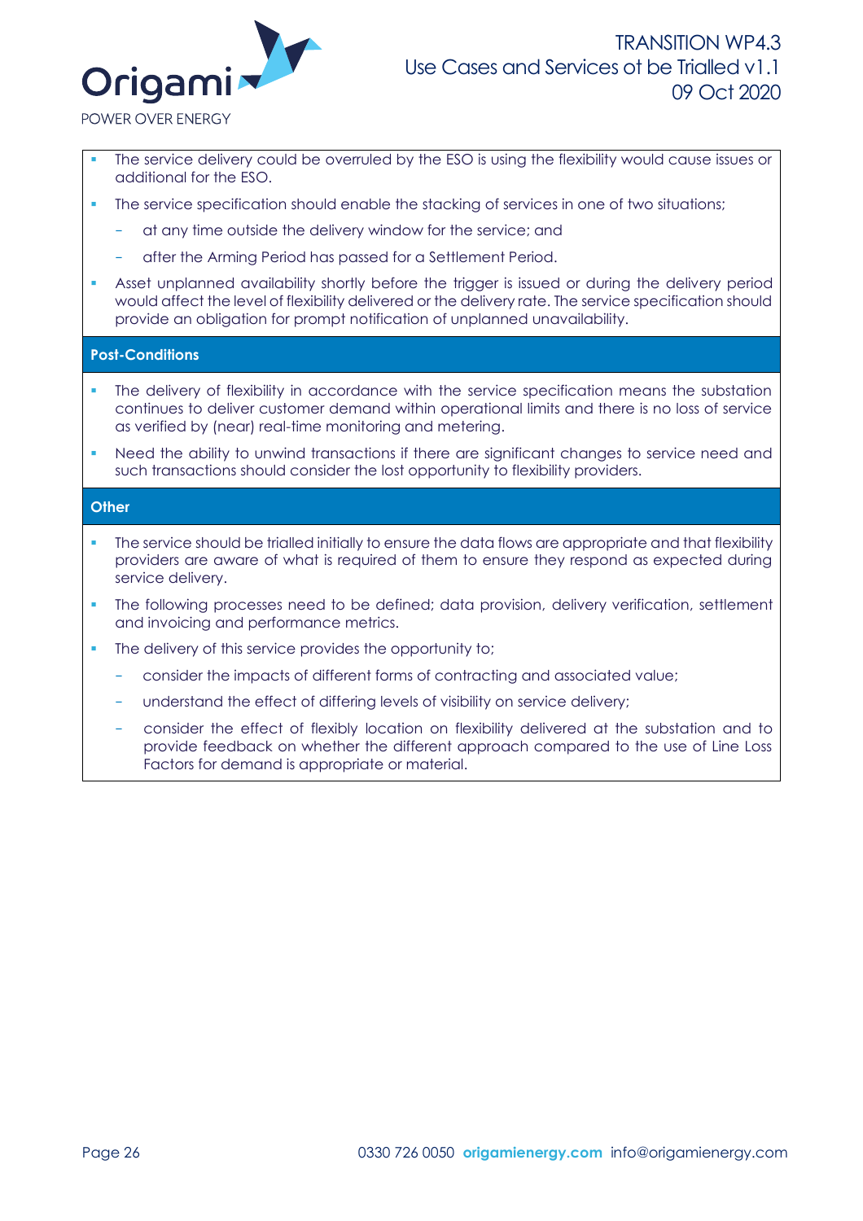- The service delivery could be overruled by the ESO is using the flexibility would cause issues or additional for the ESO.
- The service specification should enable the stacking of services in one of two situations;
  - at any time outside the delivery window for the service; and
  - after the Arming Period has passed for a Settlement Period.
- Asset unplanned availability shortly before the trigger is issued or during the delivery period would affect the level of flexibility delivered or the delivery rate. The service specification should provide an obligation for prompt notification of unplanned unavailability.

**Post-Conditions**

- The delivery of flexibility in accordance with the service specification means the substation continues to deliver customer demand within operational limits and there is no loss of service as verified by (near) real-time monitoring and metering.
- Need the ability to unwind transactions if there are significant changes to service need and such transactions should consider the lost opportunity to flexibility providers.

**Other**

- The service should be trialled initially to ensure the data flows are appropriate and that flexibility providers are aware of what is required of them to ensure they respond as expected during service delivery.
- The following processes need to be defined; data provision, delivery verification, settlement and invoicing and performance metrics.
- The delivery of this service provides the opportunity to;
  - consider the impacts of different forms of contracting and associated value;
  - understand the effect of differing levels of visibility on service delivery;
  - consider the effect of flexibly location on flexibility delivered at the substation and to provide feedback on whether the different approach compared to the use of Line Loss Factors for demand is appropriate or material.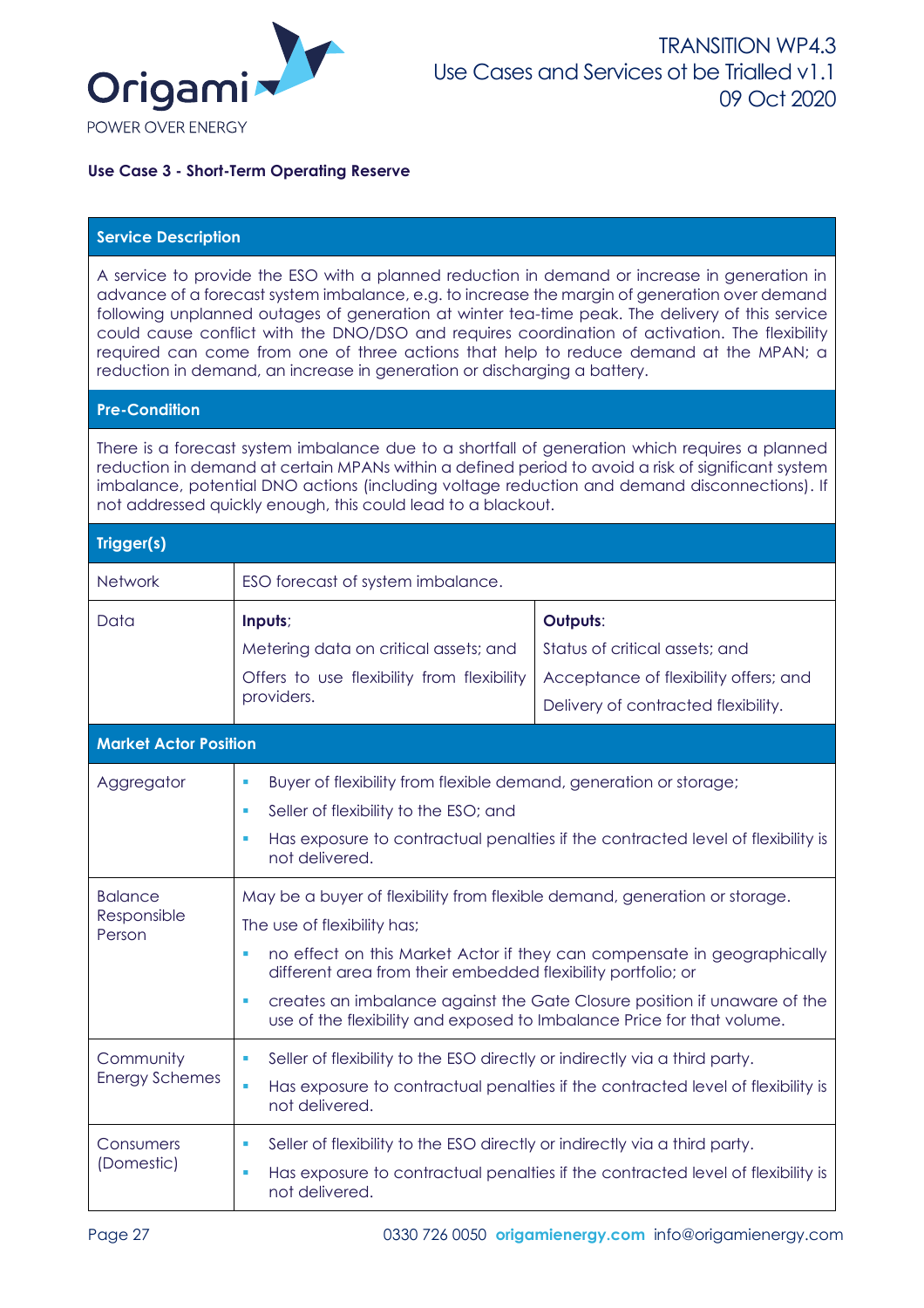**Use Case 3 - Short-Term Operating Reserve**

| **Service Description** | | |
|---|---|---|
| A service to provide the ESO with a planned reduction in demand or increase in generation in advance of a forecast system imbalance, e.g. to increase the margin of generation over demand following unplanned outages of generation at winter tea-time peak. The delivery of this service could cause conflict with the DNO/DSO and requires coordination of activation. The flexibility required can come from one of three actions that help to reduce demand at the MPAN; a reduction in demand, an increase in generation or discharging a battery. | | |
| **Pre-Condition** | | |
| There is a forecast system imbalance due to a shortfall of generation which requires a planned reduction in demand at certain MPANs within a defined period to avoid a risk of significant system imbalance, potential DNO actions (including voltage reduction and demand disconnections). If not addressed quickly enough, this could lead to a blackout. | | |
| **Trigger(s)** | | |
| Network | ESO forecast of system imbalance. | |
| Data | **Inputs**;<br>Metering data on critical assets; and<br>Offers to use flexibility from flexibility providers. | **Outputs**:<br>Status of critical assets; and<br>Acceptance of flexibility offers; and<br>Delivery of contracted flexibility. |
| **Market Actor Position** | | |
| Aggregator | ▪ Buyer of flexibility from flexible demand, generation or storage;<br>▪ Seller of flexibility to the ESO; and<br>▪ Has exposure to contractual penalties if the contracted level of flexibility is not delivered. | |
| Balance Responsible Person | May be a buyer of flexibility from flexible demand, generation or storage.<br>The use of flexibility has;<br>▪ no effect on this Market Actor if they can compensate in geographically different area from their embedded flexibility portfolio; or<br>▪ creates an imbalance against the Gate Closure position if unaware of the use of the flexibility and exposed to Imbalance Price for that volume. | |
| Community Energy Schemes | ▪ Seller of flexibility to the ESO directly or indirectly via a third party.<br>▪ Has exposure to contractual penalties if the contracted level of flexibility is not delivered. | |
| Consumers (Domestic) | ▪ Seller of flexibility to the ESO directly or indirectly via a third party.<br>▪ Has exposure to contractual penalties if the contracted level of flexibility is not delivered. | |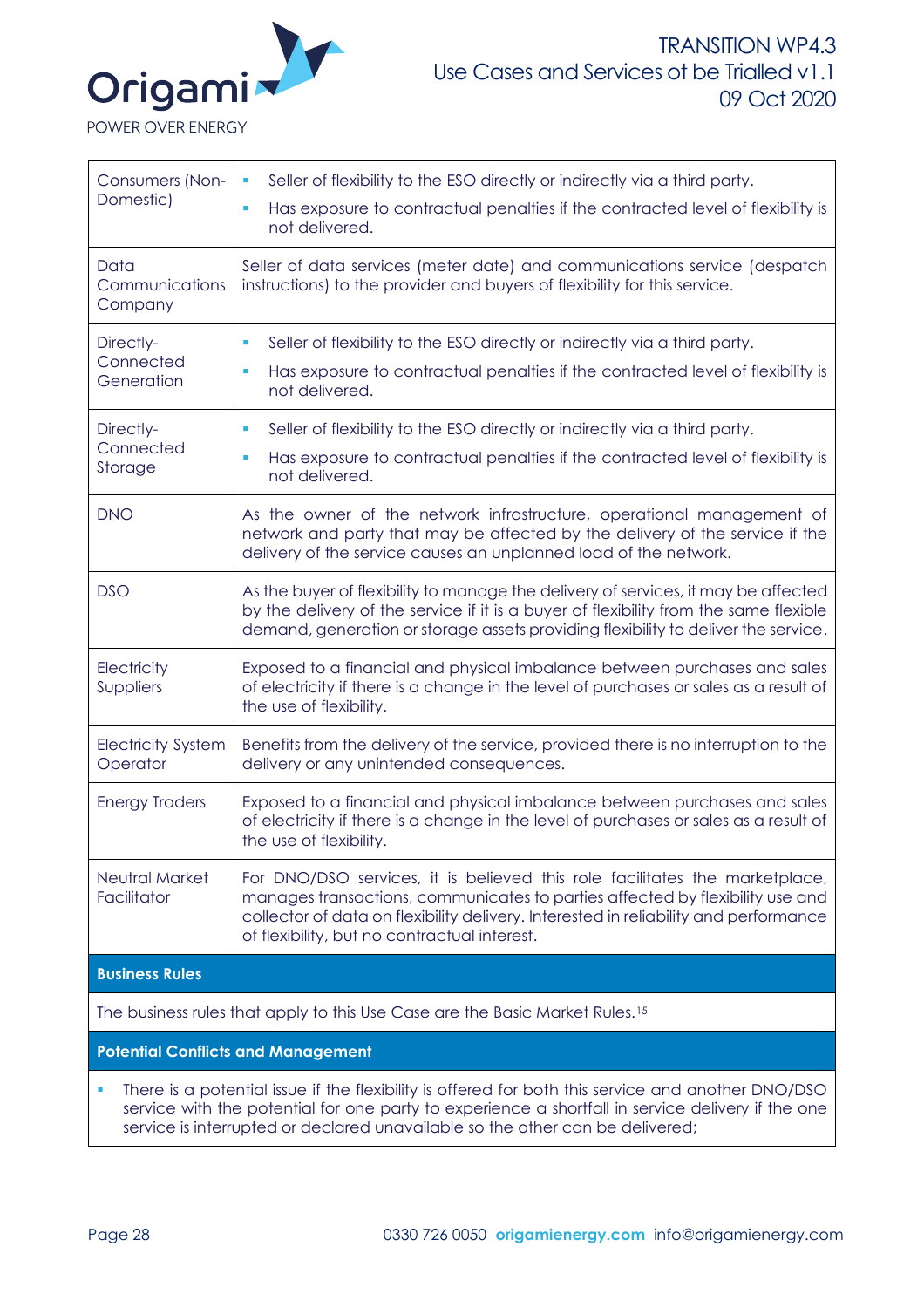| | |
|---|---|
| Consumers (Non-Domestic) | ▪ Seller of flexibility to the ESO directly or indirectly via a third party.<br>▪ Has exposure to contractual penalties if the contracted level of flexibility is not delivered. |
| Data Communications Company | Seller of data services (meter date) and communications service (despatch instructions) to the provider and buyers of flexibility for this service. |
| Directly-Connected Generation | ▪ Seller of flexibility to the ESO directly or indirectly via a third party.<br>▪ Has exposure to contractual penalties if the contracted level of flexibility is not delivered. |
| Directly-Connected Storage | ▪ Seller of flexibility to the ESO directly or indirectly via a third party.<br>▪ Has exposure to contractual penalties if the contracted level of flexibility is not delivered. |
| DNO | As the owner of the network infrastructure, operational management of network and party that may be affected by the delivery of the service if the delivery of the service causes an unplanned load of the network. |
| DSO | As the buyer of flexibility to manage the delivery of services, it may be affected by the delivery of the service if it is a buyer of flexibility from the same flexible demand, generation or storage assets providing flexibility to deliver the service. |
| Electricity Suppliers | Exposed to a financial and physical imbalance between purchases and sales of electricity if there is a change in the level of purchases or sales as a result of the use of flexibility. |
| Electricity System Operator | Benefits from the delivery of the service, provided there is no interruption to the delivery or any unintended consequences. |
| Energy Traders | Exposed to a financial and physical imbalance between purchases and sales of electricity if there is a change in the level of purchases or sales as a result of the use of flexibility. |
| Neutral Market Facilitator | For DNO/DSO services, it is believed this role facilitates the marketplace, manages transactions, communicates to parties affected by flexibility use and collector of data on flexibility delivery. Interested in reliability and performance of flexibility, but no contractual interest. |

**Business Rules**

The business rules that apply to this Use Case are the Basic Market Rules.[15]

**Potential Conflicts and Management**

- There is a potential issue if the flexibility is offered for both this service and another DNO/DSO service with the potential for one party to experience a shortfall in service delivery if the one service is interrupted or declared unavailable so the other can be delivered;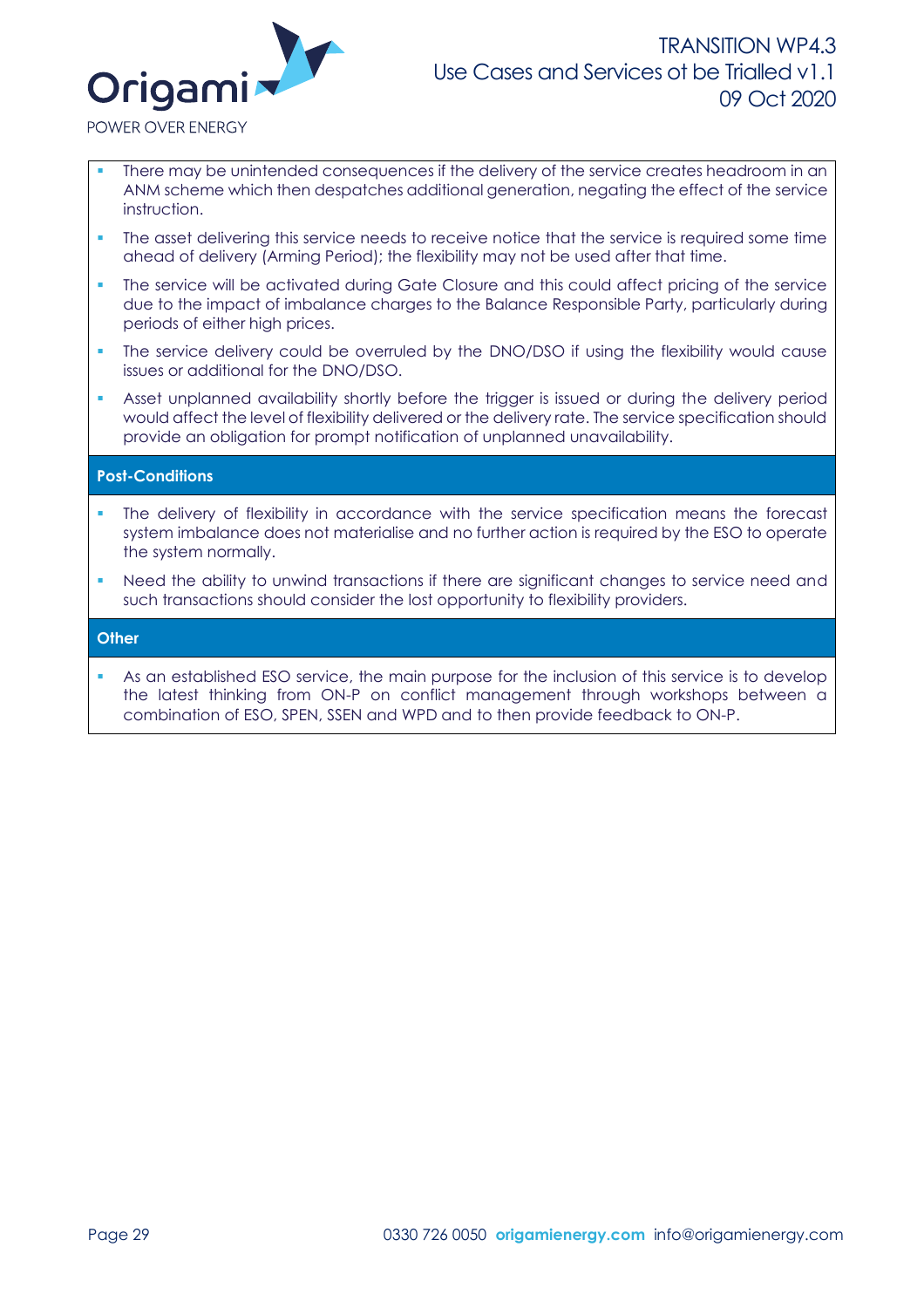- There may be unintended consequences if the delivery of the service creates headroom in an ANM scheme which then despatches additional generation, negating the effect of the service instruction.
- The asset delivering this service needs to receive notice that the service is required some time ahead of delivery (Arming Period); the flexibility may not be used after that time.
- The service will be activated during Gate Closure and this could affect pricing of the service due to the impact of imbalance charges to the Balance Responsible Party, particularly during periods of either high prices.
- The service delivery could be overruled by the DNO/DSO if using the flexibility would cause issues or additional for the DNO/DSO.
- Asset unplanned availability shortly before the trigger is issued or during the delivery period would affect the level of flexibility delivered or the delivery rate. The service specification should provide an obligation for prompt notification of unplanned unavailability.

**Post-Conditions**

- The delivery of flexibility in accordance with the service specification means the forecast system imbalance does not materialise and no further action is required by the ESO to operate the system normally.
- Need the ability to unwind transactions if there are significant changes to service need and such transactions should consider the lost opportunity to flexibility providers.

**Other**

- As an established ESO service, the main purpose for the inclusion of this service is to develop the latest thinking from ON-P on conflict management through workshops between a combination of ESO, SPEN, SSEN and WPD and to then provide feedback to ON-P.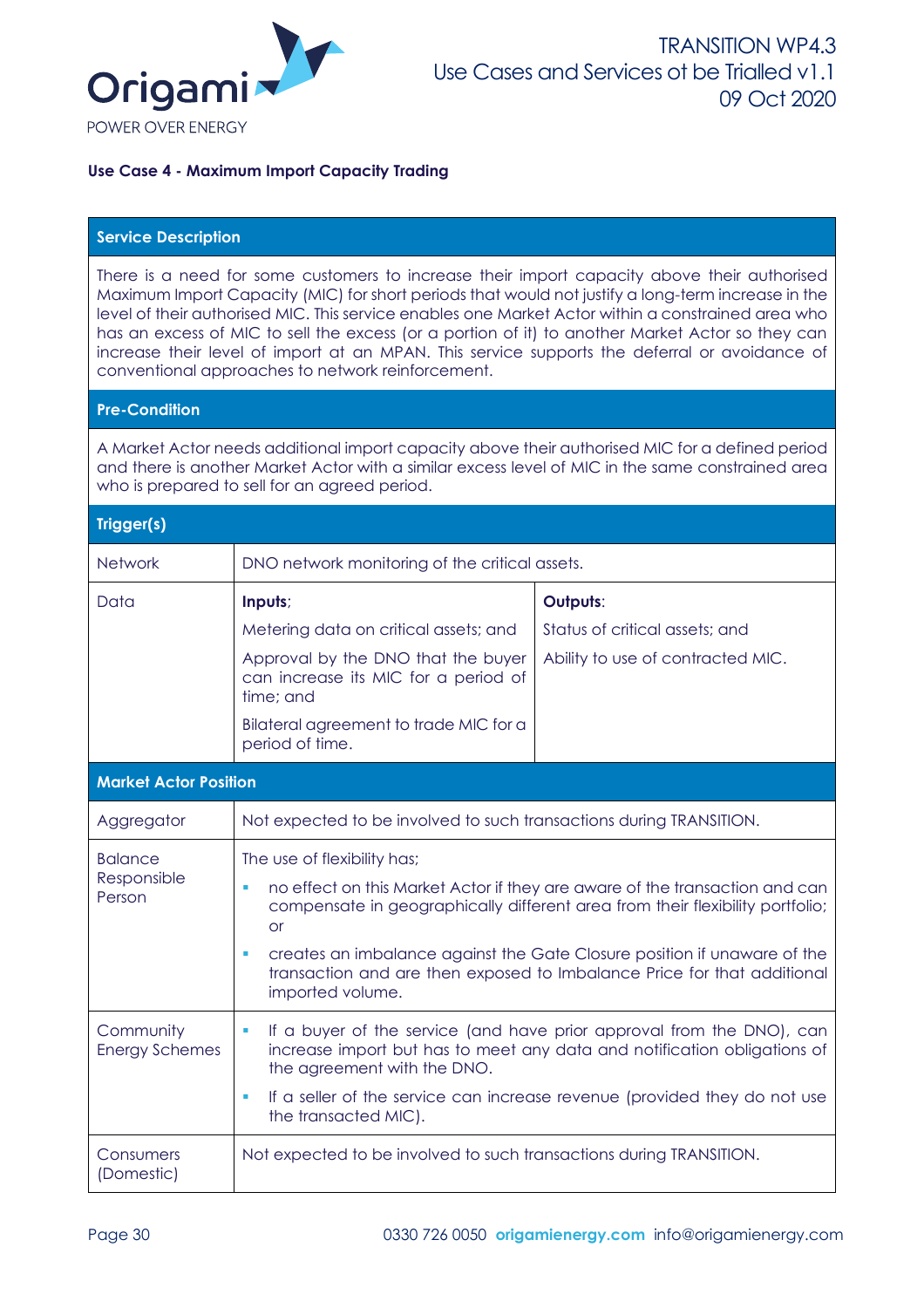**Use Case 4 - Maximum Import Capacity Trading**

| **Service Description** | | |
|---|---|---|
| There is a need for some customers to increase their import capacity above their authorised Maximum Import Capacity (MIC) for short periods that would not justify a long-term increase in the level of their authorised MIC. This service enables one Market Actor within a constrained area who has an excess of MIC to sell the excess (or a portion of it) to another Market Actor so they can increase their level of import at an MPAN. This service supports the deferral or avoidance of conventional approaches to network reinforcement. | | |
| **Pre-Condition** | | |
| A Market Actor needs additional import capacity above their authorised MIC for a defined period and there is another Market Actor with a similar excess level of MIC in the same constrained area who is prepared to sell for an agreed period. | | |
| **Trigger(s)** | | |
| Network | DNO network monitoring of the critical assets. | |
| Data | **Inputs**;<br>Metering data on critical assets; and<br>Approval by the DNO that the buyer can increase its MIC for a period of time; and<br>Bilateral agreement to trade MIC for a period of time. | **Outputs**:<br>Status of critical assets; and<br>Ability to use of contracted MIC. |
| **Market Actor Position** | | |
| Aggregator | Not expected to be involved to such transactions during TRANSITION. | |
| Balance Responsible Person | The use of flexibility has;<br>- no effect on this Market Actor if they are aware of the transaction and can compensate in geographically different area from their flexibility portfolio; or<br>- creates an imbalance against the Gate Closure position if unaware of the transaction and are then exposed to Imbalance Price for that additional imported volume. | |
| Community Energy Schemes | - If a buyer of the service (and have prior approval from the DNO), can increase import but has to meet any data and notification obligations of the agreement with the DNO.<br>- If a seller of the service can increase revenue (provided they do not use the transacted MIC). | |
| Consumers (Domestic) | Not expected to be involved to such transactions during TRANSITION. | |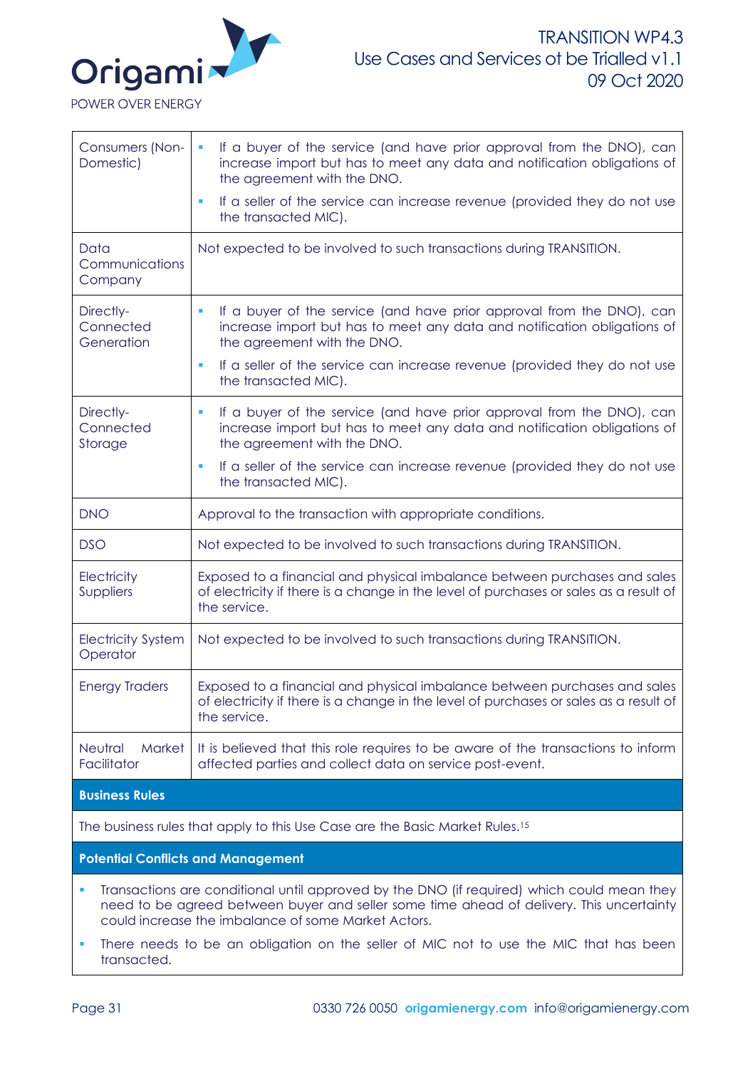| | |
|---|---|
| Consumers (Non-Domestic) | ▪ If a buyer of the service (and have prior approval from the DNO), can increase import but has to meet any data and notification obligations of the agreement with the DNO.<br>▪ If a seller of the service can increase revenue (provided they do not use the transacted MIC). |
| Data Communications Company | Not expected to be involved to such transactions during TRANSITION. |
| Directly-Connected Generation | ▪ If a buyer of the service (and have prior approval from the DNO), can increase import but has to meet any data and notification obligations of the agreement with the DNO.<br>▪ If a seller of the service can increase revenue (provided they do not use the transacted MIC). |
| Directly-Connected Storage | ▪ If a buyer of the service (and have prior approval from the DNO), can increase import but has to meet any data and notification obligations of the agreement with the DNO.<br>▪ If a seller of the service can increase revenue (provided they do not use the transacted MIC). |
| DNO | Approval to the transaction with appropriate conditions. |
| DSO | Not expected to be involved to such transactions during TRANSITION. |
| Electricity Suppliers | Exposed to a financial and physical imbalance between purchases and sales of electricity if there is a change in the level of purchases or sales as a result of the service. |
| Electricity System Operator | Not expected to be involved to such transactions during TRANSITION. |
| Energy Traders | Exposed to a financial and physical imbalance between purchases and sales of electricity if there is a change in the level of purchases or sales as a result of the service. |
| Neutral Market Facilitator | It is believed that this role requires to be aware of the transactions to inform affected parties and collect data on service post-event. |

**Business Rules**

The business rules that apply to this Use Case are the Basic Market Rules.[15]

**Potential Conflicts and Management**

- Transactions are conditional until approved by the DNO (if required) which could mean they need to be agreed between buyer and seller some time ahead of delivery. This uncertainty could increase the imbalance of some Market Actors.
- There needs to be an obligation on the seller of MIC not to use the MIC that has been transacted.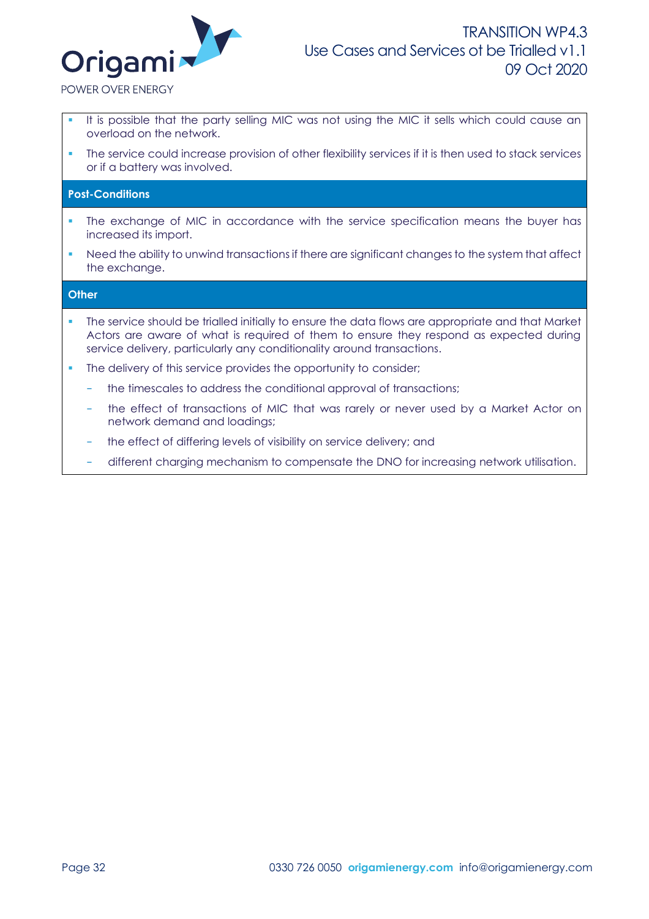- It is possible that the party selling MIC was not using the MIC it sells which could cause an overload on the network.
- The service could increase provision of other flexibility services if it is then used to stack services or if a battery was involved.

**Post-Conditions**

- The exchange of MIC in accordance with the service specification means the buyer has increased its import.
- Need the ability to unwind transactions if there are significant changes to the system that affect the exchange.

**Other**

- The service should be trialled initially to ensure the data flows are appropriate and that Market Actors are aware of what is required of them to ensure they respond as expected during service delivery, particularly any conditionality around transactions.
- The delivery of this service provides the opportunity to consider;
  - the timescales to address the conditional approval of transactions;
  - the effect of transactions of MIC that was rarely or never used by a Market Actor on network demand and loadings;
  - the effect of differing levels of visibility on service delivery; and
  - different charging mechanism to compensate the DNO for increasing network utilisation.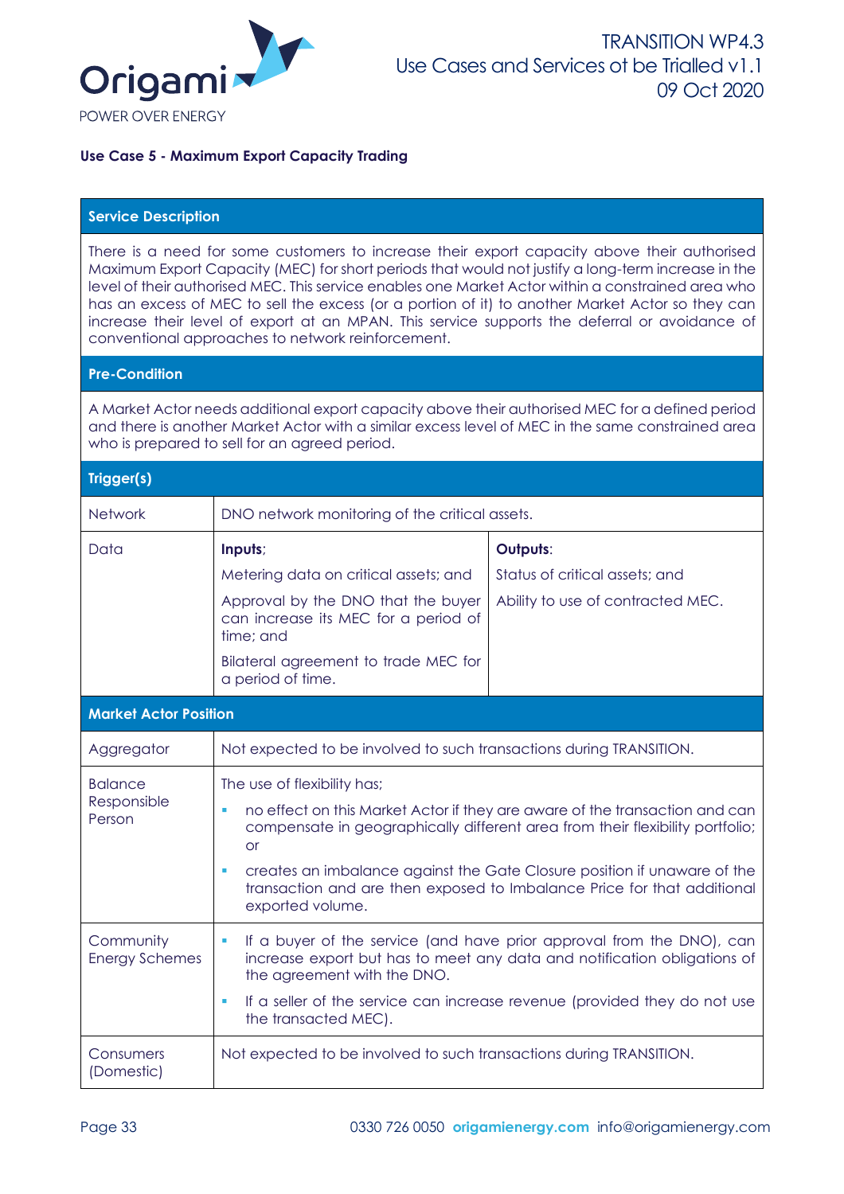**Use Case 5 - Maximum Export Capacity Trading**

| **Service Description** | | |
|---|---|---|
| There is a need for some customers to increase their export capacity above their authorised Maximum Export Capacity (MEC) for short periods that would not justify a long-term increase in the level of their authorised MEC. This service enables one Market Actor within a constrained area who has an excess of MEC to sell the excess (or a portion of it) to another Market Actor so they can increase their level of export at an MPAN. This service supports the deferral or avoidance of conventional approaches to network reinforcement. | | |
| **Pre-Condition** | | |
| A Market Actor needs additional export capacity above their authorised MEC for a defined period and there is another Market Actor with a similar excess level of MEC in the same constrained area who is prepared to sell for an agreed period. | | |
| **Trigger(s)** | | |
| Network | DNO network monitoring of the critical assets. | |
| Data | **Inputs**;<br>Metering data on critical assets; and<br>Approval by the DNO that the buyer can increase its MEC for a period of time; and<br>Bilateral agreement to trade MEC for a period of time. | **Outputs**:<br>Status of critical assets; and<br>Ability to use of contracted MEC. |
| **Market Actor Position** | | |
| Aggregator | Not expected to be involved to such transactions during TRANSITION. | |
| Balance Responsible Person | The use of flexibility has;<br>- no effect on this Market Actor if they are aware of the transaction and can compensate in geographically different area from their flexibility portfolio; or<br>- creates an imbalance against the Gate Closure position if unaware of the transaction and are then exposed to Imbalance Price for that additional exported volume. | |
| Community Energy Schemes | - If a buyer of the service (and have prior approval from the DNO), can increase export but has to meet any data and notification obligations of the agreement with the DNO.<br>- If a seller of the service can increase revenue (provided they do not use the transacted MEC). | |
| Consumers (Domestic) | Not expected to be involved to such transactions during TRANSITION. | |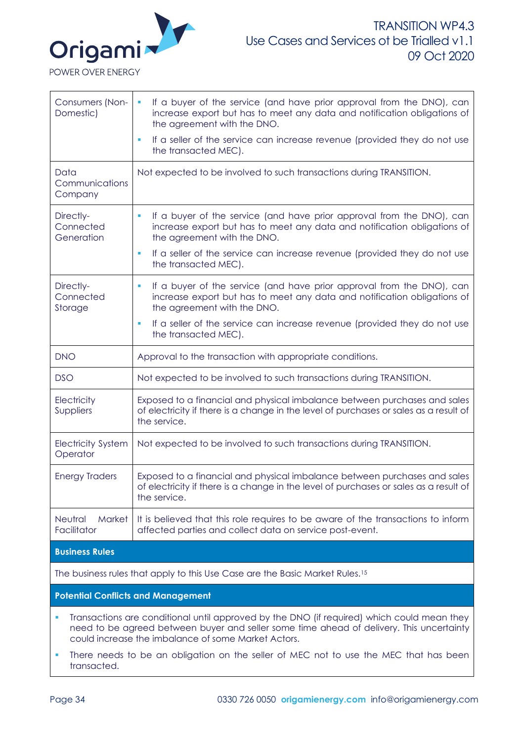| | |
|---|---|
| Consumers (Non-Domestic) | • If a buyer of the service (and have prior approval from the DNO), can increase export but has to meet any data and notification obligations of the agreement with the DNO. <br> • If a seller of the service can increase revenue (provided they do not use the transacted MEC). |
| Data Communications Company | Not expected to be involved to such transactions during TRANSITION. |
| Directly-Connected Generation | • If a buyer of the service (and have prior approval from the DNO), can increase export but has to meet any data and notification obligations of the agreement with the DNO. <br> • If a seller of the service can increase revenue (provided they do not use the transacted MEC). |
| Directly-Connected Storage | • If a buyer of the service (and have prior approval from the DNO), can increase export but has to meet any data and notification obligations of the agreement with the DNO. <br> • If a seller of the service can increase revenue (provided they do not use the transacted MEC). |
| DNO | Approval to the transaction with appropriate conditions. |
| DSO | Not expected to be involved to such transactions during TRANSITION. |
| Electricity Suppliers | Exposed to a financial and physical imbalance between purchases and sales of electricity if there is a change in the level of purchases or sales as a result of the service. |
| Electricity System Operator | Not expected to be involved to such transactions during TRANSITION. |
| Energy Traders | Exposed to a financial and physical imbalance between purchases and sales of electricity if there is a change in the level of purchases or sales as a result of the service. |
| Neutral Market Facilitator | It is believed that this role requires to be aware of the transactions to inform affected parties and collect data on service post-event. |

**Business Rules**

The business rules that apply to this Use Case are the Basic Market Rules.[15]

**Potential Conflicts and Management**

- Transactions are conditional until approved by the DNO (if required) which could mean they need to be agreed between buyer and seller some time ahead of delivery. This uncertainty could increase the imbalance of some Market Actors.
- There needs to be an obligation on the seller of MEC not to use the MEC that has been transacted.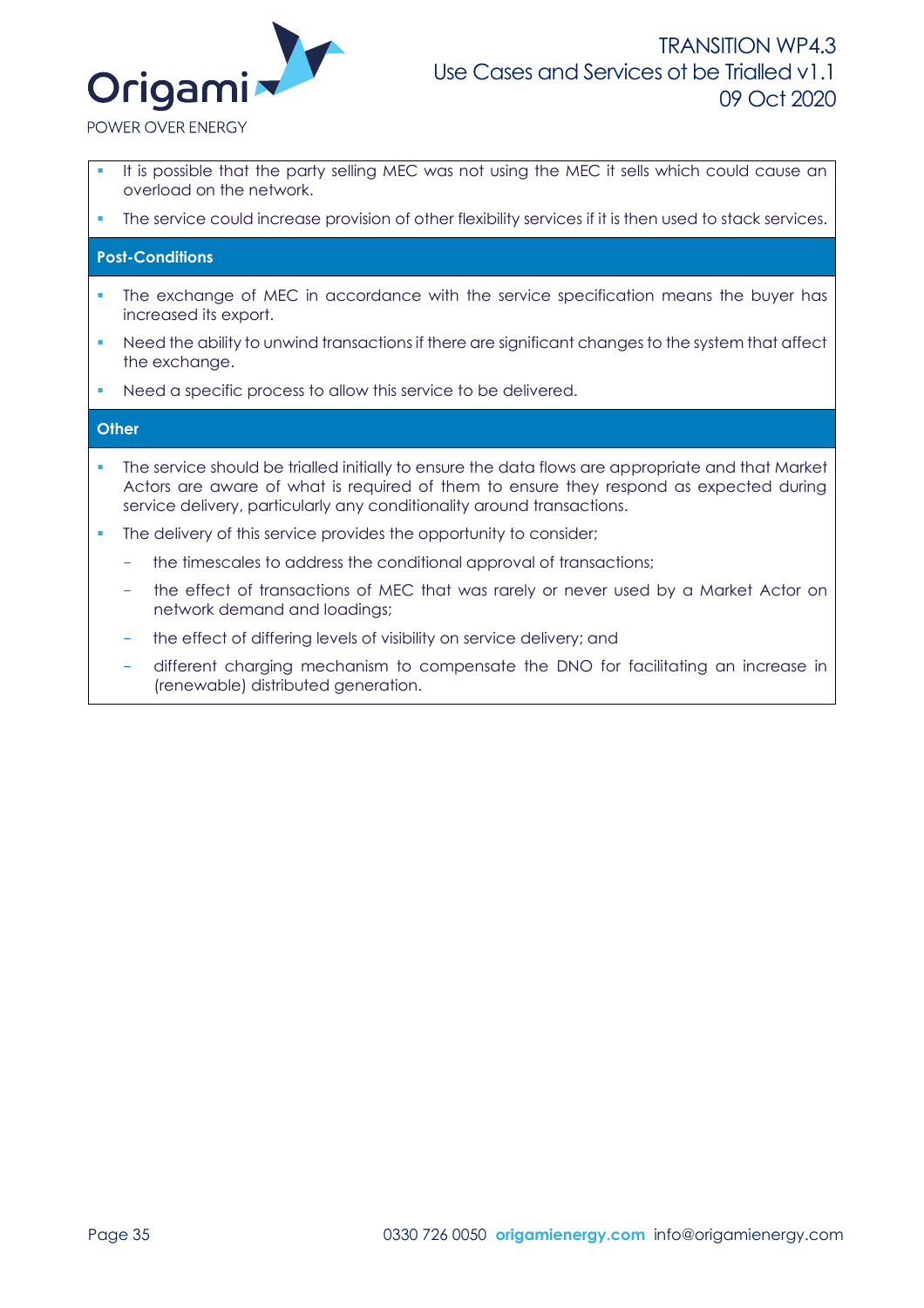- It is possible that the party selling MEC was not using the MEC it sells which could cause an overload on the network.
- The service could increase provision of other flexibility services if it is then used to stack services.

**Post-Conditions**

- The exchange of MEC in accordance with the service specification means the buyer has increased its export.
- Need the ability to unwind transactions if there are significant changes to the system that affect the exchange.
- Need a specific process to allow this service to be delivered.

**Other**

- The service should be trialled initially to ensure the data flows are appropriate and that Market Actors are aware of what is required of them to ensure they respond as expected during service delivery, particularly any conditionality around transactions.
- The delivery of this service provides the opportunity to consider;
  - the timescales to address the conditional approval of transactions;
  - the effect of transactions of MEC that was rarely or never used by a Market Actor on network demand and loadings;
  - the effect of differing levels of visibility on service delivery; and
  - different charging mechanism to compensate the DNO for facilitating an increase in (renewable) distributed generation.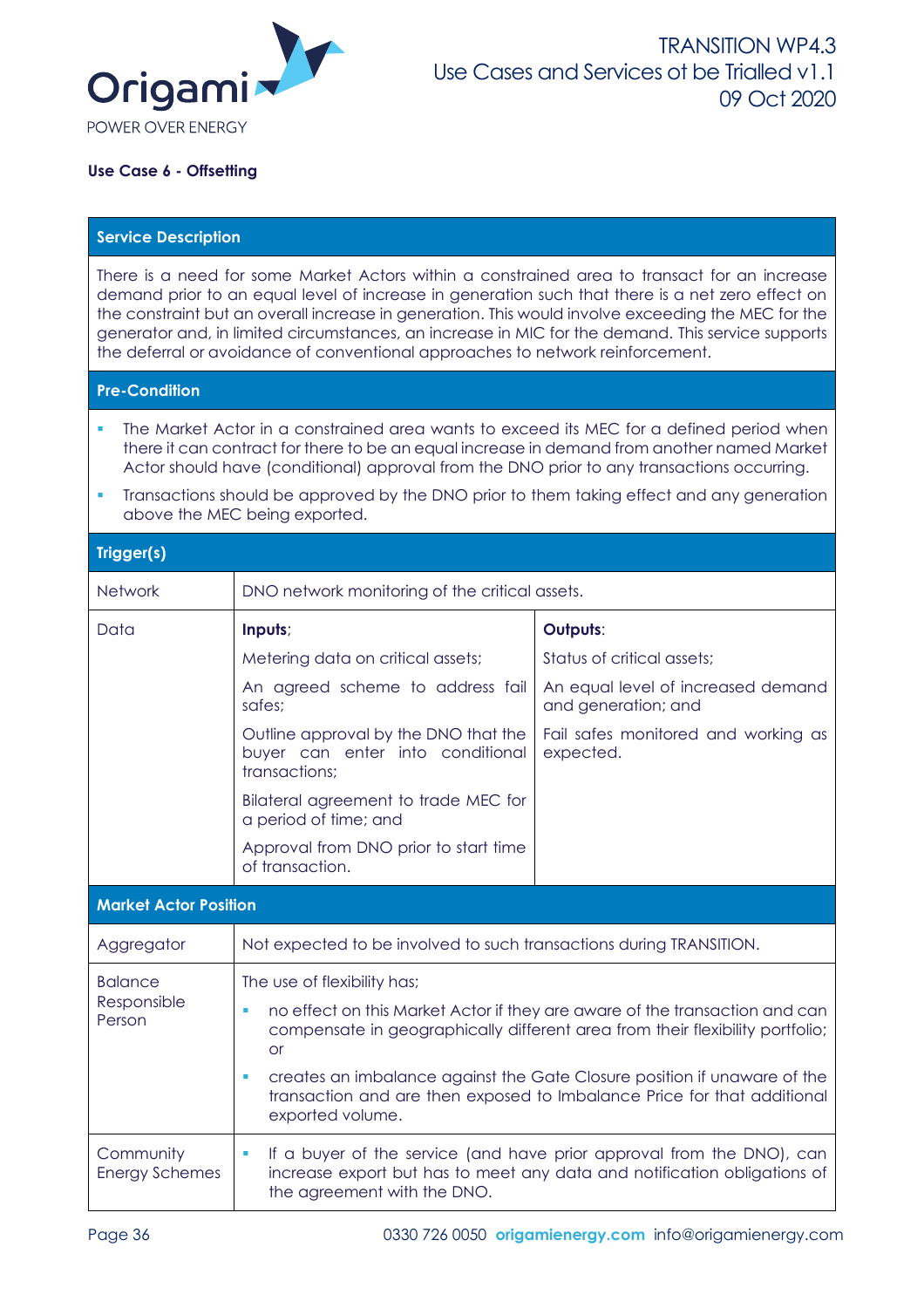### Use Case 6 - Offsetting

**Service Description**

There is a need for some Market Actors within a constrained area to transact for an increase demand prior to an equal level of increase in generation such that there is a net zero effect on the constraint but an overall increase in generation. This would involve exceeding the MEC for the generator and, in limited circumstances, an increase in MIC for the demand. This service supports the deferral or avoidance of conventional approaches to network reinforcement.

**Pre-Condition**

- The Market Actor in a constrained area wants to exceed its MEC for a defined period when there it can contract for there to be an equal increase in demand from another named Market Actor should have (conditional) approval from the DNO prior to any transactions occurring.
- Transactions should be approved by the DNO prior to them taking effect and any generation above the MEC being exported.

**Trigger(s)**

| | | |
|---|---|---|
| Network | DNO network monitoring of the critical assets. | |
| Data | **Inputs**;<br>Metering data on critical assets;<br>An agreed scheme to address fail safes;<br>Outline approval by the DNO that the buyer can enter into conditional transactions;<br>Bilateral agreement to trade MEC for a period of time; and<br>Approval from DNO prior to start time of transaction. | **Outputs**:<br>Status of critical assets;<br>An equal level of increased demand and generation; and<br>Fail safes monitored and working as expected. |

**Market Actor Position**

| | |
|---|---|
| Aggregator | Not expected to be involved to such transactions during TRANSITION. |
| Balance Responsible Person | The use of flexibility has;<br>▪ no effect on this Market Actor if they are aware of the transaction and can compensate in geographically different area from their flexibility portfolio; or<br>▪ creates an imbalance against the Gate Closure position if unaware of the transaction and are then exposed to Imbalance Price for that additional exported volume. |
| Community Energy Schemes | ▪ If a buyer of the service (and have prior approval from the DNO), can increase export but has to meet any data and notification obligations of the agreement with the DNO. |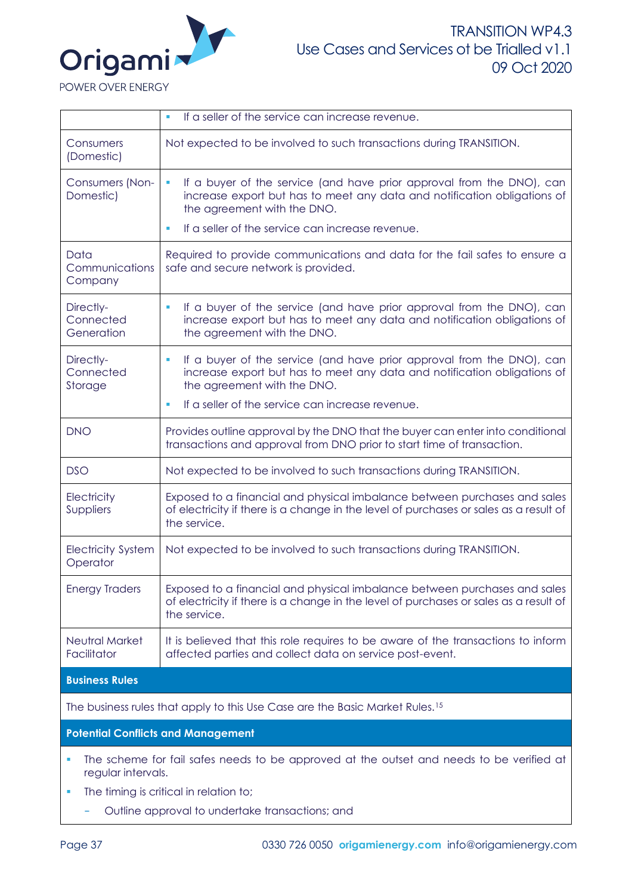| | |
|---|---|
| | ▪ If a seller of the service can increase revenue. |
| Consumers (Domestic) | Not expected to be involved to such transactions during TRANSITION. |
| Consumers (Non-Domestic) | ▪ If a buyer of the service (and have prior approval from the DNO), can increase export but has to meet any data and notification obligations of the agreement with the DNO.<br>▪ If a seller of the service can increase revenue. |
| Data Communications Company | Required to provide communications and data for the fail safes to ensure a safe and secure network is provided. |
| Directly-Connected Generation | ▪ If a buyer of the service (and have prior approval from the DNO), can increase export but has to meet any data and notification obligations of the agreement with the DNO. |
| Directly-Connected Storage | ▪ If a buyer of the service (and have prior approval from the DNO), can increase export but has to meet any data and notification obligations of the agreement with the DNO.<br>▪ If a seller of the service can increase revenue. |
| DNO | Provides outline approval by the DNO that the buyer can enter into conditional transactions and approval from DNO prior to start time of transaction. |
| DSO | Not expected to be involved to such transactions during TRANSITION. |
| Electricity Suppliers | Exposed to a financial and physical imbalance between purchases and sales of electricity if there is a change in the level of purchases or sales as a result of the service. |
| Electricity System Operator | Not expected to be involved to such transactions during TRANSITION. |
| Energy Traders | Exposed to a financial and physical imbalance between purchases and sales of electricity if there is a change in the level of purchases or sales as a result of the service. |
| Neutral Market Facilitator | It is believed that this role requires to be aware of the transactions to inform affected parties and collect data on service post-event. |

**Business Rules**

The business rules that apply to this Use Case are the Basic Market Rules.[15]

**Potential Conflicts and Management**

- The scheme for fail safes needs to be approved at the outset and needs to be verified at regular intervals.
- The timing is critical in relation to;
  - Outline approval to undertake transactions; and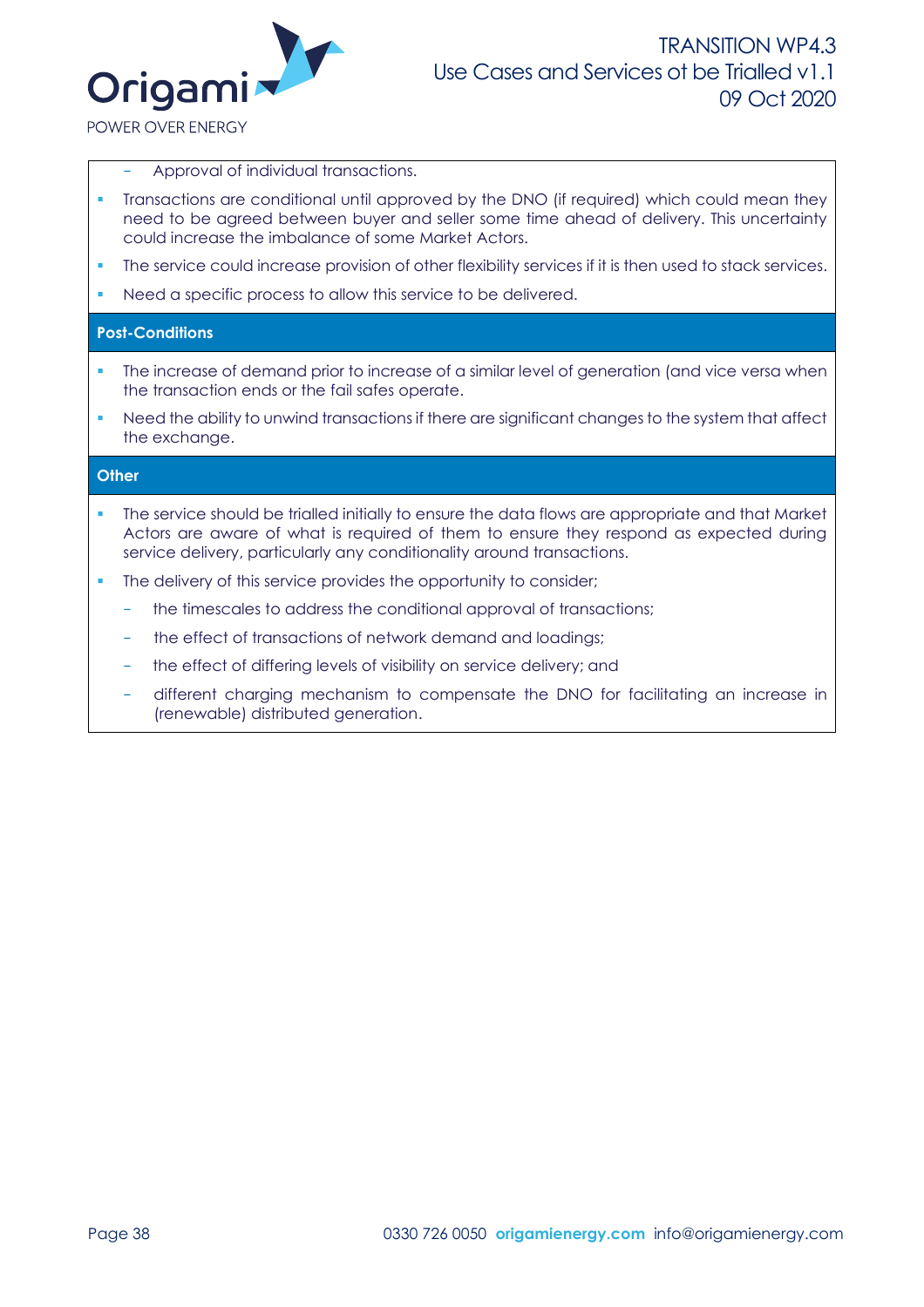- Approval of individual transactions.
- Transactions are conditional until approved by the DNO (if required) which could mean they need to be agreed between buyer and seller some time ahead of delivery. This uncertainty could increase the imbalance of some Market Actors.
- The service could increase provision of other flexibility services if it is then used to stack services.
- Need a specific process to allow this service to be delivered.

**Post-Conditions**

- The increase of demand prior to increase of a similar level of generation (and vice versa when the transaction ends or the fail safes operate.
- Need the ability to unwind transactions if there are significant changes to the system that affect the exchange.

**Other**

- The service should be trialled initially to ensure the data flows are appropriate and that Market Actors are aware of what is required of them to ensure they respond as expected during service delivery, particularly any conditionality around transactions.
- The delivery of this service provides the opportunity to consider;
  - the timescales to address the conditional approval of transactions;
  - the effect of transactions of network demand and loadings;
  - the effect of differing levels of visibility on service delivery; and
  - different charging mechanism to compensate the DNO for facilitating an increase in (renewable) distributed generation.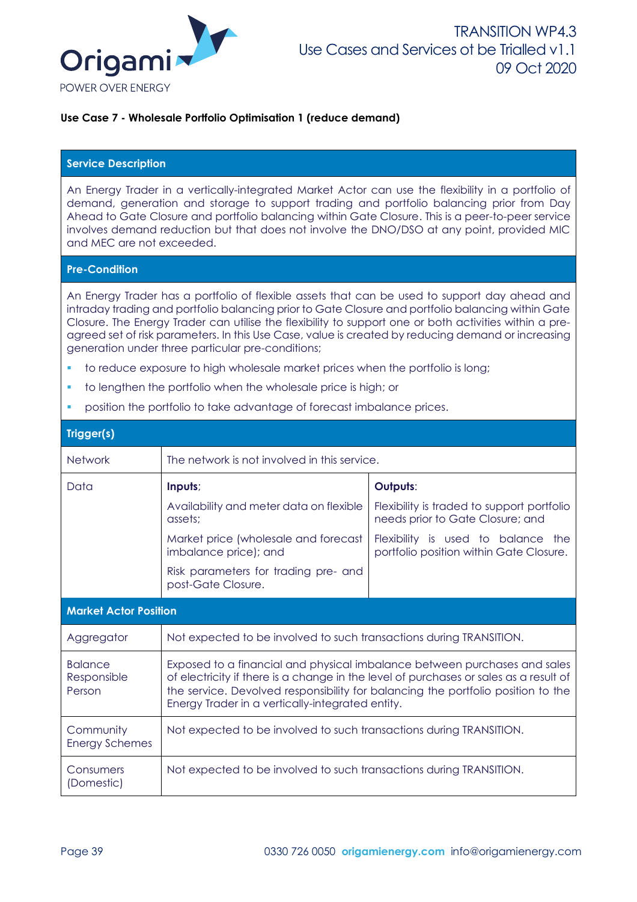**Use Case 7 - Wholesale Portfolio Optimisation 1 (reduce demand)**

| **Service Description** | | |
|---|---|---|
| An Energy Trader in a vertically-integrated Market Actor can use the flexibility in a portfolio of demand, generation and storage to support trading and portfolio balancing prior from Day Ahead to Gate Closure and portfolio balancing within Gate Closure. This is a peer-to-peer service involves demand reduction but that does not involve the DNO/DSO at any point, provided MIC and MEC are not exceeded. | | |
| **Pre-Condition** | | |
| An Energy Trader has a portfolio of flexible assets that can be used to support day ahead and intraday trading and portfolio balancing prior to Gate Closure and portfolio balancing within Gate Closure. The Energy Trader can utilise the flexibility to support one or both activities within a pre-agreed set of risk parameters. In this Use Case, value is created by reducing demand or increasing generation under three particular pre-conditions;<br>▪ to reduce exposure to high wholesale market prices when the portfolio is long;<br>▪ to lengthen the portfolio when the wholesale price is high; or<br>▪ position the portfolio to take advantage of forecast imbalance prices. | | |
| **Trigger(s)** | | |
| Network | The network is not involved in this service. | |
| Data | **Inputs**;<br>Availability and meter data on flexible assets;<br>Market price (wholesale and forecast imbalance price); and<br>Risk parameters for trading pre- and post-Gate Closure. | **Outputs**:<br>Flexibility is traded to support portfolio needs prior to Gate Closure; and<br>Flexibility is used to balance the portfolio position within Gate Closure. |
| **Market Actor Position** | | |
| Aggregator | Not expected to be involved to such transactions during TRANSITION. | |
| Balance Responsible Person | Exposed to a financial and physical imbalance between purchases and sales of electricity if there is a change in the level of purchases or sales as a result of the service. Devolved responsibility for balancing the portfolio position to the Energy Trader in a vertically-integrated entity. | |
| Community Energy Schemes | Not expected to be involved to such transactions during TRANSITION. | |
| Consumers (Domestic) | Not expected to be involved to such transactions during TRANSITION. | |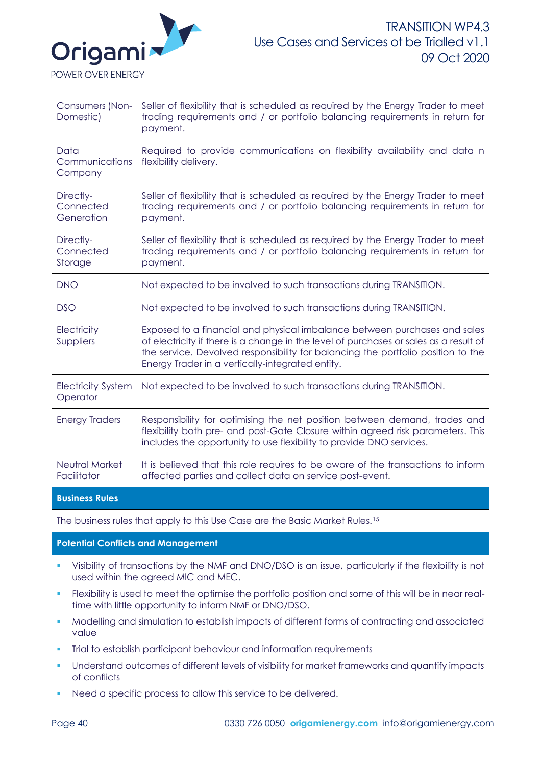| | |
|---|---|
| Consumers (Non-Domestic) | Seller of flexibility that is scheduled as required by the Energy Trader to meet trading requirements and / or portfolio balancing requirements in return for payment. |
| Data Communications Company | Required to provide communications on flexibility availability and data n flexibility delivery. |
| Directly-Connected Generation | Seller of flexibility that is scheduled as required by the Energy Trader to meet trading requirements and / or portfolio balancing requirements in return for payment. |
| Directly-Connected Storage | Seller of flexibility that is scheduled as required by the Energy Trader to meet trading requirements and / or portfolio balancing requirements in return for payment. |
| DNO | Not expected to be involved to such transactions during TRANSITION. |
| DSO | Not expected to be involved to such transactions during TRANSITION. |
| Electricity Suppliers | Exposed to a financial and physical imbalance between purchases and sales of electricity if there is a change in the level of purchases or sales as a result of the service. Devolved responsibility for balancing the portfolio position to the Energy Trader in a vertically-integrated entity. |
| Electricity System Operator | Not expected to be involved to such transactions during TRANSITION. |
| Energy Traders | Responsibility for optimising the net position between demand, trades and flexibility both pre- and post-Gate Closure within agreed risk parameters. This includes the opportunity to use flexibility to provide DNO services. |
| Neutral Market Facilitator | It is believed that this role requires to be aware of the transactions to inform affected parties and collect data on service post-event. |

**Business Rules**

The business rules that apply to this Use Case are the Basic Market Rules.[15]

**Potential Conflicts and Management**

- Visibility of transactions by the NMF and DNO/DSO is an issue, particularly if the flexibility is not used within the agreed MIC and MEC.
- Flexibility is used to meet the optimise the portfolio position and some of this will be in near real-time with little opportunity to inform NMF or DNO/DSO.
- Modelling and simulation to establish impacts of different forms of contracting and associated value
- Trial to establish participant behaviour and information requirements
- Understand outcomes of different levels of visibility for market frameworks and quantify impacts of conflicts
- Need a specific process to allow this service to be delivered.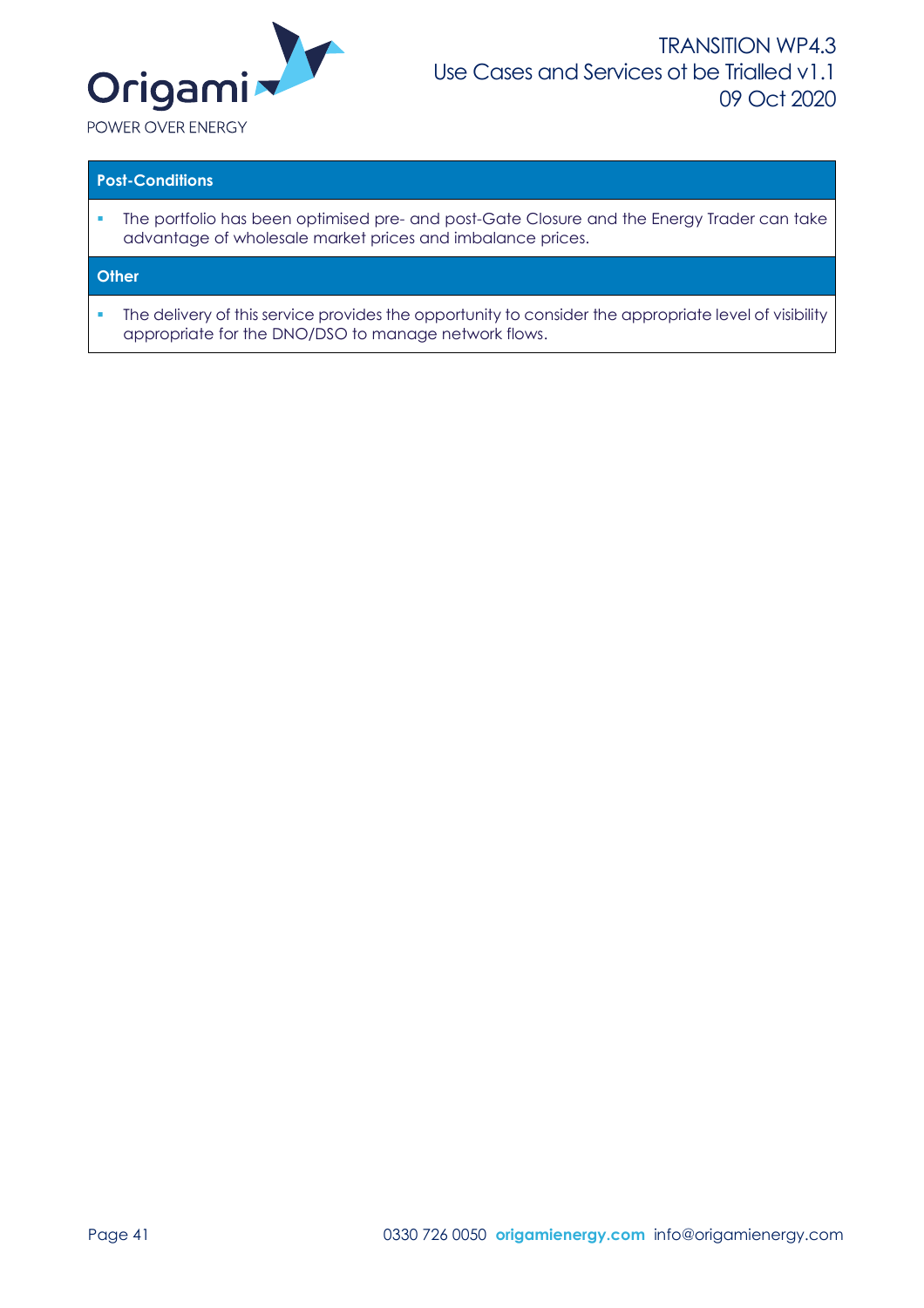| Post-Conditions |
|---|
| ▪ The portfolio has been optimised pre- and post-Gate Closure and the Energy Trader can take advantage of wholesale market prices and imbalance prices. |
| **Other** |
| ▪ The delivery of this service provides the opportunity to consider the appropriate level of visibility appropriate for the DNO/DSO to manage network flows. |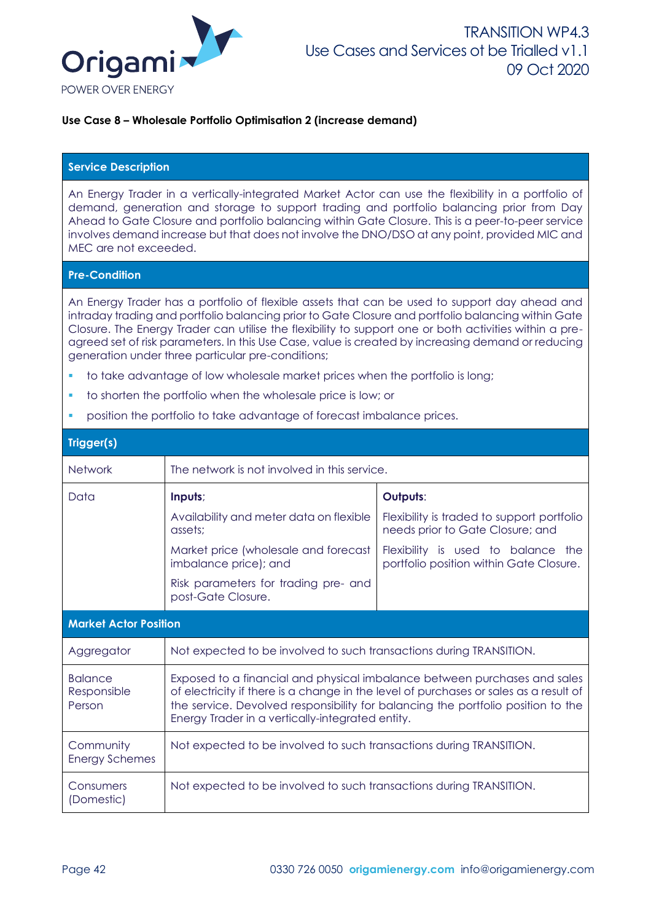**Use Case 8 – Wholesale Portfolio Optimisation 2 (increase demand)**

| **Service Description** | | |
|---|---|---|
| An Energy Trader in a vertically-integrated Market Actor can use the flexibility in a portfolio of demand, generation and storage to support trading and portfolio balancing prior from Day Ahead to Gate Closure and portfolio balancing within Gate Closure. This is a peer-to-peer service involves demand increase but that does not involve the DNO/DSO at any point, provided MIC and MEC are not exceeded. | | |
| **Pre-Condition** | | |
| An Energy Trader has a portfolio of flexible assets that can be used to support day ahead and intraday trading and portfolio balancing prior to Gate Closure and portfolio balancing within Gate Closure. The Energy Trader can utilise the flexibility to support one or both activities within a pre-agreed set of risk parameters. In this Use Case, value is created by increasing demand or reducing generation under three particular pre-conditions;<br>- to take advantage of low wholesale market prices when the portfolio is long;<br>- to shorten the portfolio when the wholesale price is low; or<br>- position the portfolio to take advantage of forecast imbalance prices. | | |
| **Trigger(s)** | | |
| Network | The network is not involved in this service. | |
| Data | **Inputs**;<br>Availability and meter data on flexible assets;<br>Market price (wholesale and forecast imbalance price); and<br>Risk parameters for trading pre- and post-Gate Closure. | **Outputs**:<br>Flexibility is traded to support portfolio needs prior to Gate Closure; and<br>Flexibility is used to balance the portfolio position within Gate Closure. |
| **Market Actor Position** | | |
| Aggregator | Not expected to be involved to such transactions during TRANSITION. | |
| Balance Responsible Person | Exposed to a financial and physical imbalance between purchases and sales of electricity if there is a change in the level of purchases or sales as a result of the service. Devolved responsibility for balancing the portfolio position to the Energy Trader in a vertically-integrated entity. | |
| Community Energy Schemes | Not expected to be involved to such transactions during TRANSITION. | |
| Consumers (Domestic) | Not expected to be involved to such transactions during TRANSITION. | |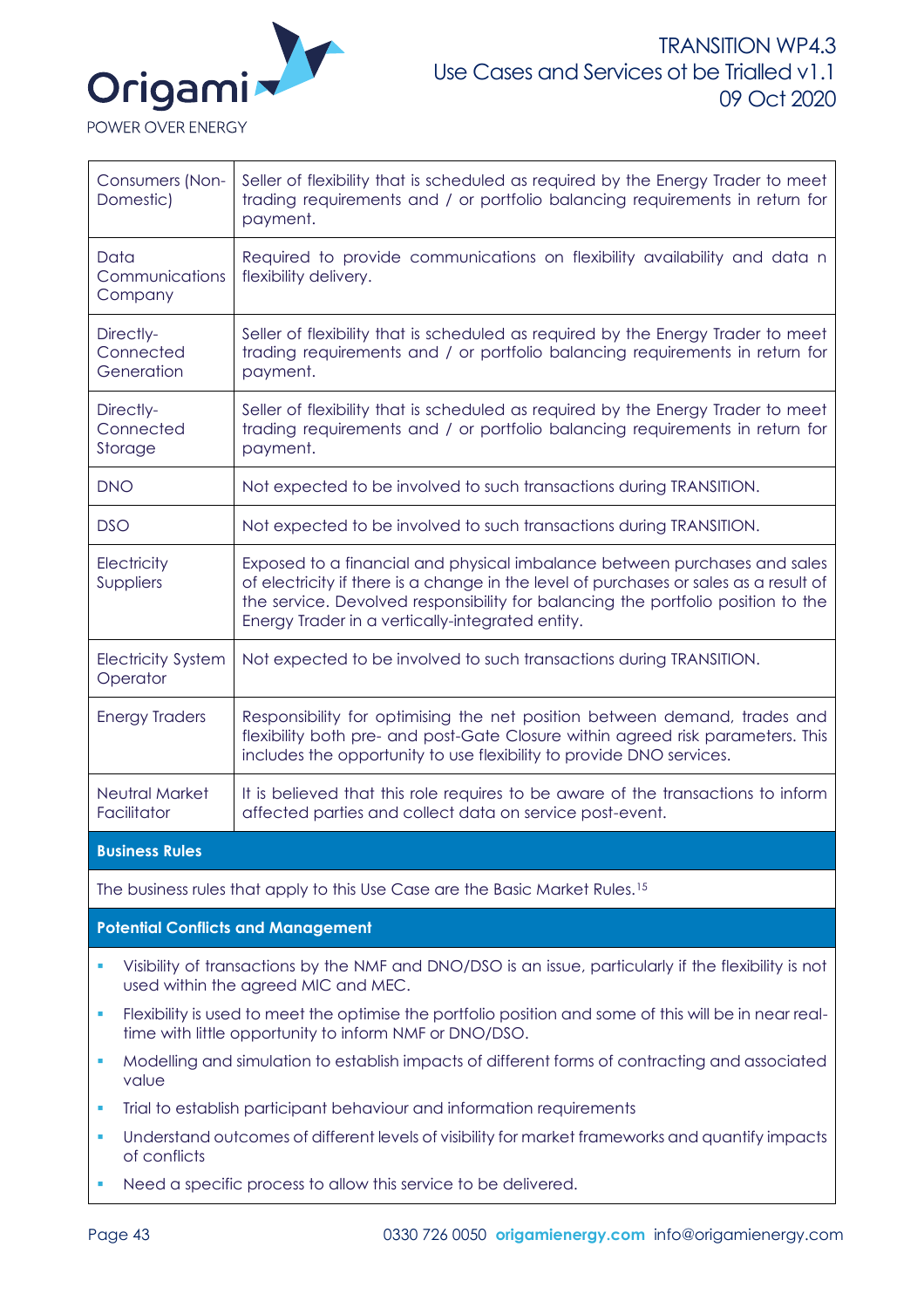| | |
|---|---|
| Consumers (Non-Domestic) | Seller of flexibility that is scheduled as required by the Energy Trader to meet trading requirements and / or portfolio balancing requirements in return for payment. |
| Data Communications Company | Required to provide communications on flexibility availability and data n flexibility delivery. |
| Directly-Connected Generation | Seller of flexibility that is scheduled as required by the Energy Trader to meet trading requirements and / or portfolio balancing requirements in return for payment. |
| Directly-Connected Storage | Seller of flexibility that is scheduled as required by the Energy Trader to meet trading requirements and / or portfolio balancing requirements in return for payment. |
| DNO | Not expected to be involved to such transactions during TRANSITION. |
| DSO | Not expected to be involved to such transactions during TRANSITION. |
| Electricity Suppliers | Exposed to a financial and physical imbalance between purchases and sales of electricity if there is a change in the level of purchases or sales as a result of the service. Devolved responsibility for balancing the portfolio position to the Energy Trader in a vertically-integrated entity. |
| Electricity System Operator | Not expected to be involved to such transactions during TRANSITION. |
| Energy Traders | Responsibility for optimising the net position between demand, trades and flexibility both pre- and post-Gate Closure within agreed risk parameters. This includes the opportunity to use flexibility to provide DNO services. |
| Neutral Market Facilitator | It is believed that this role requires to be aware of the transactions to inform affected parties and collect data on service post-event. |

**Business Rules**

The business rules that apply to this Use Case are the Basic Market Rules.[15]

**Potential Conflicts and Management**

- Visibility of transactions by the NMF and DNO/DSO is an issue, particularly if the flexibility is not used within the agreed MIC and MEC.
- Flexibility is used to meet the optimise the portfolio position and some of this will be in near real-time with little opportunity to inform NMF or DNO/DSO.
- Modelling and simulation to establish impacts of different forms of contracting and associated value
- Trial to establish participant behaviour and information requirements
- Understand outcomes of different levels of visibility for market frameworks and quantify impacts of conflicts
- Need a specific process to allow this service to be delivered.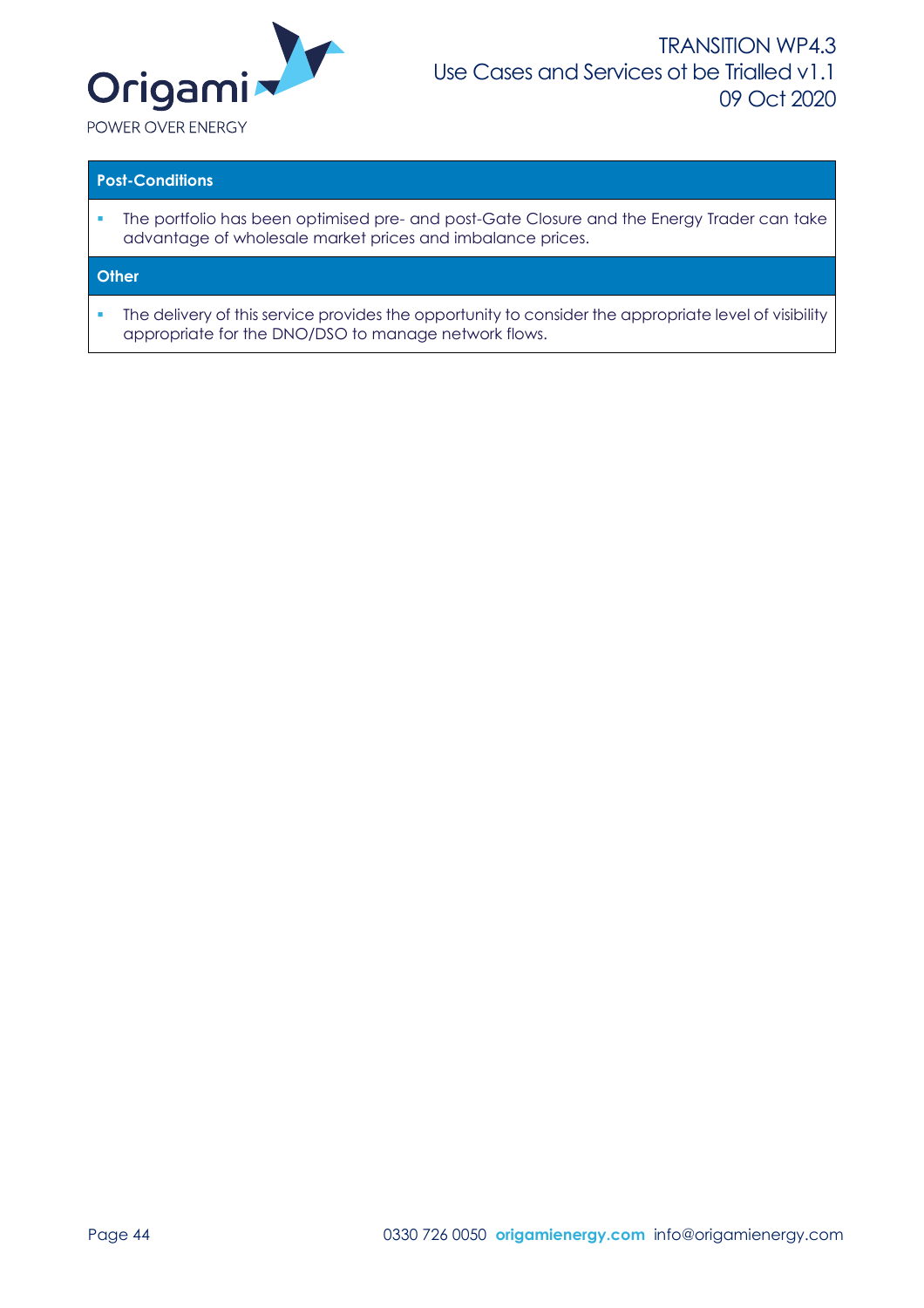| Post-Conditions |
| --- |
| ▪ The portfolio has been optimised pre- and post-Gate Closure and the Energy Trader can take advantage of wholesale market prices and imbalance prices. |
| **Other** |
| ▪ The delivery of this service provides the opportunity to consider the appropriate level of visibility appropriate for the DNO/DSO to manage network flows. |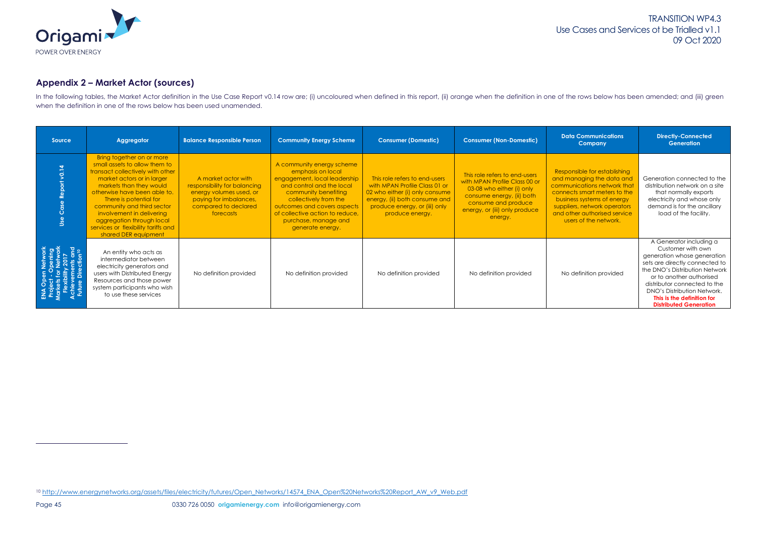## Appendix 2 – Market Actor (sources)

In the following tables, the Market Actor definition in the Use Case Report v0.14 row are; (i) uncoloured when defined in this report, (ii) orange when the definition in one of the rows below has been amended; and (iii) green when the definition in one of the rows below has been used unamended.

| Source | Aggregator | Balance Responsible Person | Community Energy Scheme | Consumer (Domestic) | Consumer (Non-Domestic) | Data Communications Company | Directly-Connected Generation |
|---|---|---|---|---|---|---|---|
| Use Case Report v0.14 | Bring together on or more small assets to allow them to transact collectively with other market actors or in larger markets than they would otherwise have been able to. There is potential for community and third sector involvement in delivering aggregation through local services or flexibility tariffs and shared DER equipment | A market actor with responsibility for balancing energy volumes used, or paying for imbalances, compared to declared forecasts | A community energy scheme emphasis on local engagement, local leadership and control and the local community benefiting collectively from the outcomes and covers aspects of collective action to reduce, purchase, manage and generate energy. | This role refers to end-users with MPAN Profile Class 01 or 02 who either (i) only consume energy, (ii) both consume and produce energy, or (iii) only produce energy. | This role refers to end-users with MPAN Profile Class 00 or 03-08 who either (i) only consume energy, (ii) both consume and produce energy, or (iii) only produce energy. | Responsible for establishing and managing the data and communications network that connects smart meters to the business systems of energy suppliers, network operators and other authorised service users of the network. | Generation connected to the distribution network on a site that normally exports electricity and whose only demand is for the ancillary load of the facility. |
| ENA Open Network Project - Opening Markets for Network Flexibility 2017 Achievements and Future Direction[10] | An entity who acts as intermediator between electricity generators and users with Distributed Energy Resources and those power system participants who wish to use these services | No definition provided | No definition provided | No definition provided | No definition provided | No definition provided | A Generator including a Customer with own generation whose generation sets are directly connected to the DNO's Distribution Network or to another authorised distributor connected to the DNO's Distribution Network. **This is the definition for Distributed Generation** |

[10] http://www.energynetworks.org/assets/files/electricity/futures/Open_Networks/14574_ENA_Open%20Networks%20Report_AW_v9_Web.pdf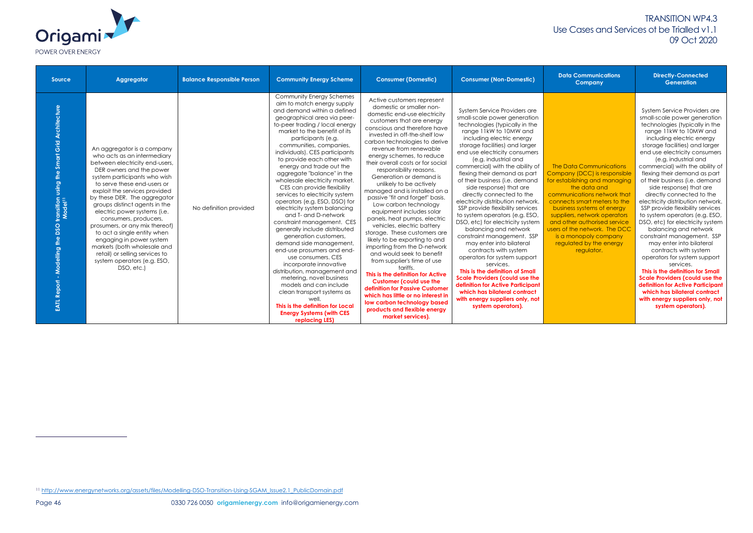| Source | Aggregator | Balance Responsible Person | Community Energy Scheme | Consumer (Domestic) | Consumer (Non-Domestic) | Data Communications Company | Directly-Connected Generation |
|---|---|---|---|---|---|---|---|
| EATL Report - Modelling the DSO transition using the Smart Grid Architecture Model[11] | An aggregator is a company who acts as an intermediary between electricity end-users, DER owners and the power system participants who wish to serve these end-users or exploit the services provided by these DER. The aggregator groups distinct agents in the electric power systems (i.e. consumers, producers, prosumers, or any mix thereof) to act a single entity when engaging in power system markets (both wholesale and retail) or selling services to system operators (e.g. ESO, DSO, etc.) | No definition provided | Community Energy Schemes aim to match energy supply and demand within a defined geographical area via peer-to-peer trading / local energy market to the benefit of its participants (e.g. communities, companies, individuals). CES participants to provide each other with energy and trade out the aggregate "balance" in the wholesale electricity market. CES can provide flexibility services to electricity system operators (e.g. ESO, DSO) for electricity system balancing and T- and D-network constraint management. CES generally include distributed generation customers, demand side management, end-use prosumers and end-use consumers. CES incorporate innovative distribution, management and metering, novel business models and can include clean transport systems as well. **This is the definition for Local Energy Systems (with CES replacing LES)** | Active customers represent domestic or smaller non-domestic end-use electricity customers that are energy conscious and therefore have invested in off-the-shelf low carbon technologies to derive revenue from renewable energy schemes, to reduce their overall costs or for social responsibility reasons. Generation or demand is unlikely to be actively managed and is installed on a passive "fit and forget" basis. Low carbon technology equipment includes solar panels, heat pumps, electric vehicles, electric battery storage. These customers are likely to be exporting to and importing from the D-network from supplier's time of use tariffs. **This is the definition for Active Customer (could use the definition for Passive Customer which has little or no interest in low carbon technology based products and flexible energy market services).** | System Service Providers are small-scale power generation technologies (typically in the range 11kW to 10MW and including electric energy storage facilities) and larger end use electricity consumers (e.g. industrial and commercial) with the ability of flexing their demand as part of their business (i.e. demand side response) that are directly connected to the electricity distribution network. SSP provide flexibility services to system operators (e.g. ESO, DSO, etc) for electricity system balancing and network constraint management. SSP may enter into bilateral contracts with system operators for system support services. **This is the definition of Small Scale Providers (could use the definition for Active Participant which has bilateral contract with energy suppliers only, not system operators).** | The Data Communications Company (DCC) is responsible for establishing and managing the data and communications network that connects smart meters to the business systems of energy suppliers, network operators and other authorised service users of the network. The DCC is a monopoly company regulated by the energy regulator. | System Service Providers are small-scale power generation technologies (typically in the range 11kW to 10MW and including electric energy storage facilities) and larger end use electricity consumers (e.g. industrial and commercial) with the ability of flexing their demand as part of their business (i.e. demand side response) that are directly connected to the electricity distribution network. SSP provide flexibility services to system operators (e.g. ESO, DSO, etc) for electricity system balancing and network constraint management. SSP may enter into bilateral contracts with system operators for system support services. **This is the definition for Small Scale Providers (could use the definition for Active Participant which has bilateral contract with energy suppliers only, not system operators).** |

[11] http://www.energynetworks.org/assets/files/Modelling-DSO-Transition-Using-SGAM_Issue2.1_PublicDomain.pdf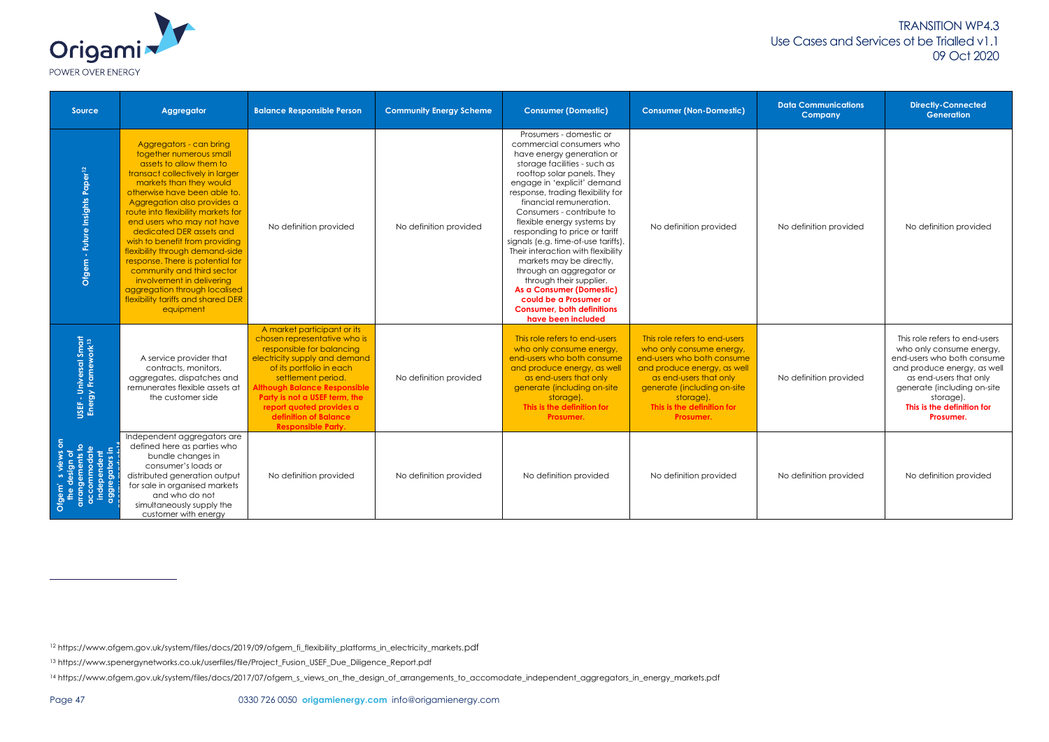| Source | Aggregator | Balance Responsible Person | Community Energy Scheme | Consumer (Domestic) | Consumer (Non-Domestic) | Data Communications Company | Directly-Connected Generation |
|---|---|---|---|---|---|---|---|
| Ofgem - Future Insights Paper[12] | Aggregators - can bring together numerous small assets to allow them to transact collectively in larger markets than they would otherwise have been able to. Aggregation also provides a route into flexibility markets for end users who may not have dedicated DER assets and wish to benefit from providing flexibility through demand-side response. There is potential for community and third sector involvement in delivering aggregation through localised flexibility tariffs and shared DER equipment | No definition provided | No definition provided | Prosumers - domestic or commercial consumers who have energy generation or storage facilities - such as rooftop solar panels. They engage in 'explicit' demand response, trading flexibility for financial remuneration. Consumers - contribute to flexible energy systems by responding to price or tariff signals (e.g. time-of-use tariffs). Their interaction with flexibility markets may be directly, through an aggregator or through their supplier. **As a Consumer (Domestic) could be a Prosumer or Consumer, both definitions have been included** | No definition provided | No definition provided | No definition provided |
| USEF - Universal Smart Energy Framework[13] | A service provider that contracts, monitors, aggregates, dispatches and remunerates flexible assets at the customer side | A market participant or its chosen representative who is responsible for balancing electricity supply and demand of its portfolio in each settlement period. **Although Balance Responsible Party is not a USEF term, the report quoted provides a definition of Balance Responsible Party.** | No definition provided | This role refers to end-users who only consume energy, end-users who both consume and produce energy, as well as end-users that only generate (including on-site storage). **This is the definition for Prosumer.** | This role refers to end-users who only consume energy, end-users who both consume and produce energy, as well as end-users that only generate (including on-site storage). **This is the definition for Prosumer.** | No definition provided | This role refers to end-users who only consume energy, end-users who both consume and produce energy, as well as end-users that only generate (including on-site storage). **This is the definition for Prosumer.** |
| Ofgem's views on the design of arrangements to accommodate independent aggregators in energy markets[14] | Independent aggregators are defined here as parties who bundle changes in consumer's loads or distributed generation output for sale in organised markets and who do not simultaneously supply the customer with energy | No definition provided | No definition provided | No definition provided | No definition provided | No definition provided | No definition provided |

[12] https://www.ofgem.gov.uk/system/files/docs/2019/09/ofgem_fi_flexibility_platforms_in_electricity_markets.pdf

[13] https://www.spenergynetworks.co.uk/userfiles/file/Project_Fusion_USEF_Due_Diligence_Report.pdf

[14] https://www.ofgem.gov.uk/system/files/docs/2017/07/ofgem_s_views_on_the_design_of_arrangements_to_accomodate_independent_aggregators_in_energy_markets.pdf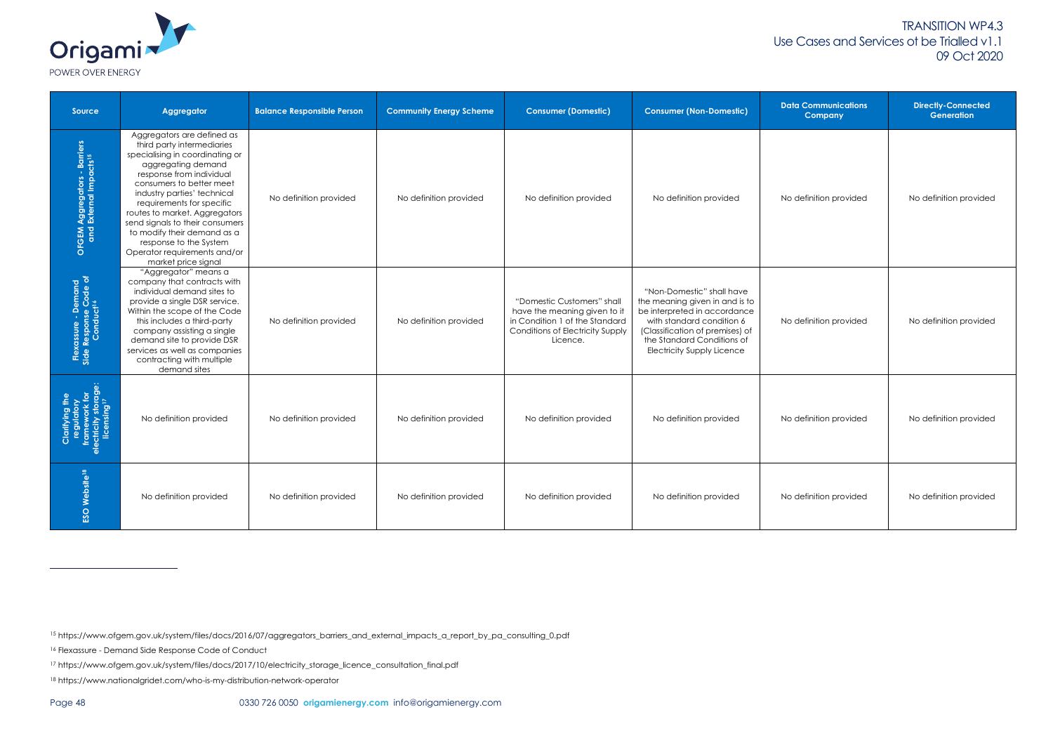| Source | Aggregator | Balance Responsible Person | Community Energy Scheme | Consumer (Domestic) | Consumer (Non-Domestic) | Data Communications Company | Directly-Connected Generation |
|---|---|---|---|---|---|---|---|
| OFGEM Aggregators - Barriers and External Impacts[15] | Aggregators are defined as third party intermediaries specialising in coordinating or aggregating demand response from individual consumers to better meet industry parties' technical requirements for specific routes to market. Aggregators send signals to their consumers to modify their demand as a response to the System Operator requirements and/or market price signal | No definition provided | No definition provided | No definition provided | No definition provided | No definition provided | No definition provided |
| Flexassure - Demand Side Response Code of Conduct[16] | "Aggregator" means a company that contracts with individual demand sites to provide a single DSR service. Within the scope of the Code this includes a third-party company assisting a single demand site to provide DSR services as well as companies contracting with multiple demand sites | No definition provided | No definition provided | "Domestic Customers" shall have the meaning given to it in Condition 1 of the Standard Conditions of Electricity Supply Licence. | "Non-Domestic" shall have the meaning given in and is to be interpreted in accordance with standard condition 6 (Classification of premises) of the Standard Conditions of Electricity Supply Licence | No definition provided | No definition provided |
| Clarifying the regulatory framework for electricity storage: licensing[17] | No definition provided | No definition provided | No definition provided | No definition provided | No definition provided | No definition provided | No definition provided |
| ESO Website[18] | No definition provided | No definition provided | No definition provided | No definition provided | No definition provided | No definition provided | No definition provided |

---

[15] https://www.ofgem.gov.uk/system/files/docs/2016/07/aggregators_barriers_and_external_impacts_a_report_by_pa_consulting_0.pdf

[16] Flexassure - Demand Side Response Code of Conduct

[17] https://www.ofgem.gov.uk/system/files/docs/2017/10/electricity_storage_licence_consultation_final.pdf

[18] https://www.nationalgridet.com/who-is-my-distribution-network-operator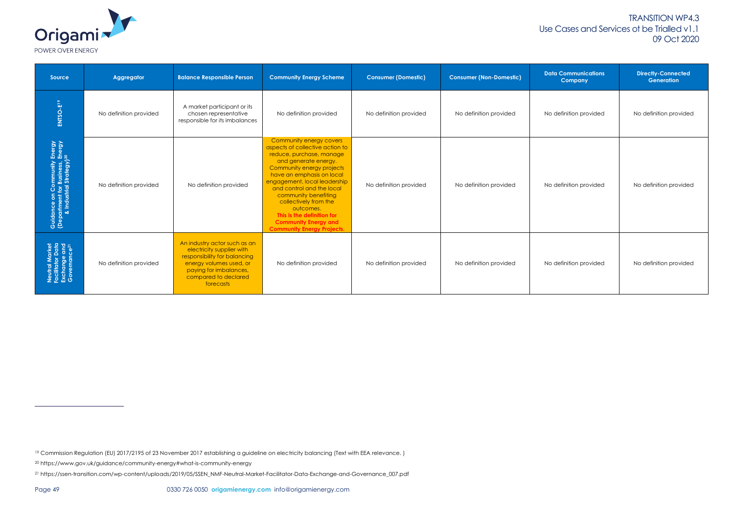| Source | Aggregator | Balance Responsible Person | Community Energy Scheme | Consumer (Domestic) | Consumer (Non-Domestic) | Data Communications Company | Directly-Connected Generation |
|---|---|---|---|---|---|---|---|
| ENTSO-E[19] | No definition provided | A market participant or its chosen representative responsible for its imbalances | No definition provided | No definition provided | No definition provided | No definition provided | No definition provided |
| Guidance on Community Energy (Department for Business, Energy & Industrial Strategy)[20] | No definition provided | No definition provided | Community energy covers aspects of collective action to reduce, purchase, manage and generate energy. Community energy projects have an emphasis on local engagement, local leadership and control and the local community benefiting collectively from the outcomes. **This is the definition for Community Energy and Community Energy Projects.** | No definition provided | No definition provided | No definition provided | No definition provided |
| Neutral Market Facilitator Data Exchange and Governance[21] | No definition provided | An industry actor such as an electricity supplier with responsibility for balancing energy volumes used, or paying for imbalances, compared to declared forecasts | No definition provided | No definition provided | No definition provided | No definition provided | No definition provided |

---

[19] Commission Regulation (EU) 2017/2195 of 23 November 2017 establishing a guideline on electricity balancing (Text with EEA relevance. )

[20] https://www.gov.uk/guidance/community-energy#what-is-community-energy

[21] https://ssen-transition.com/wp-content/uploads/2019/05/SSEN_NMF-Neutral-Market-Facilitator-Data-Exchange-and-Governance_007.pdf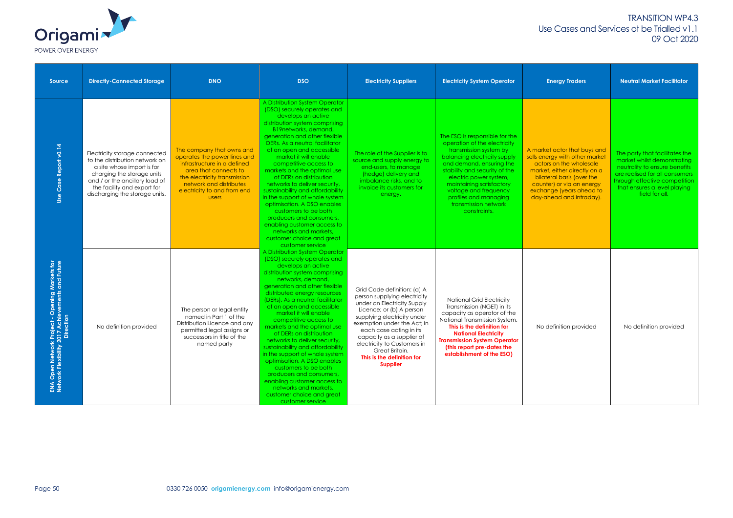| Source | Directly-Connected Storage | DNO | DSO | Electricity Suppliers | Electricity System Operator | Energy Traders | Neutral Market Facilitator |
|---|---|---|---|---|---|---|---|
| Use Case Report v0.14 | Electricity storage connected to the distribution network on a site whose import is for charging the storage units and / or the ancillary load of the facility and export for discharging the storage units. | The company that owns and operates the power lines and infrastructure in a defined area that connects to the electricity transmission network and distributes electricity to and from end users | A Distribution System Operator (DSO) securely operates and develops an active distribution system comprising B19networks, demand, generation and other flexible DERs. As a neutral facilitator of an open and accessible market it will enable competitive access to markets and the optimal use of DERs on distribution networks to deliver security, sustainability and affordability in the support of whole system optimisation. A DSO enables customers to be both producers and consumers, enabling customer access to networks and markets, customer choice and great customer service | The role of the Supplier is to source and supply energy to end-users, to manage (hedge) delivery and imbalance risks, and to invoice its customers for energy. | The ESO is responsible for the operation of the electricity transmission system by balancing electricity supply and demand, ensuring the stability and security of the electric power system, maintaining satisfactory voltage and frequency profiles and managing transmission network constraints. | A market actor that buys and sells energy with other market actors on the wholesale market, either directly on a bilateral basis (over the counter) or via an energy exchange (years ahead to day-ahead and intraday). | The party that facilitates the market whilst demonstrating neutrality to ensure benefits are realised for all consumers through effective competition that ensures a level playing field for all. |
| ENA Open Network Project - Opening Markets for Network Flexibility 2017 Achievements and Future Direction | No definition provided | The person or legal entity named in Part 1 of the Distribution Licence and any permitted legal assigns or successors in title of the named party | A Distribution System Operator (DSO) securely operates and develops an active distribution system comprising networks, demand, generation and other flexible distributed energy resources (DERs). As a neutral facilitator of an open and accessible market it will enable competitive access to markets and the optimal use of DERs on distribution networks to deliver security, sustainability and affordability in the support of whole system optimisation. A DSO enables customers to be both producers and consumers, enabling customer access to networks and markets, customer choice and great customer service | Grid Code definition: (a) A person supplying electricity under an Electricity Supply Licence; or (b) A person supplying electricity under exemption under the Act; in each case acting in its capacity as a supplier of electricity to Customers in Great Britain. **This is the definition for Supplier** | National Grid Electricity Transmission (NGET) in its capacity as operator of the National Transmission System. **This is the definition for National Electricity Transmission System Operator (this report pre-dates the establishment of the ESO)** | No definition provided | No definition provided |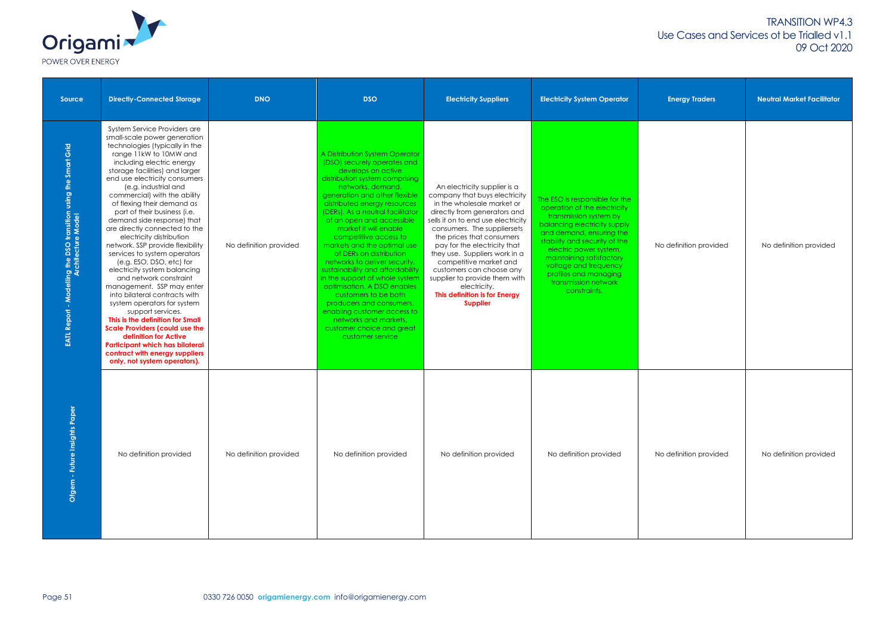| Source | Directly-Connected Storage | DNO | DSO | Electricity Suppliers | Electricity System Operator | Energy Traders | Neutral Market Facilitator |
|---|---|---|---|---|---|---|---|
| EATL Report - Modelling the DSO transition using the Smart Grid Architecture Model | System Service Providers are small-scale power generation technologies (typically in the range 11kW to 10MW and including electric energy storage facilities) and larger end use electricity consumers (e.g. industrial and commercial) with the ability of flexing their demand as part of their business (i.e. demand side response) that are directly connected to the electricity distribution network. SSP provide flexibility services to system operators (e.g. ESO, DSO, etc) for electricity system balancing and network constraint management. SSP may enter into bilateral contracts with system operators for system support services. **This is the definition for Small Scale Providers (could use the definition for Active Participant which has bilateral contract with energy suppliers only, not system operators).** | No definition provided | A Distribution System Operator (DSO) securely operates and develops an active distribution system comprising networks, demand, generation and other flexible distributed energy resources (DERs). As a neutral facilitator of an open and accessible market it will enable competitive access to markets and the optimal use of DERs on distribution networks to deliver security, sustainability and affordability in the support of whole system optimisation. A DSO enables customers to be both producers and consumers, enabling customer access to networks and markets, customer choice and great customer service | An electricity supplier is a company that buys electricity in the wholesale market or directly from generators and sells it on to end use electricity consumers. The suppliersets the prices that consumers pay for the electricity that they use. Suppliers work in a competitive market and customers can choose any supplier to provide them with electricity. **This definition is for Energy Supplier** | The ESO is responsible for the operation of the electricity transmission system by balancing electricity supply and demand, ensuring the stability and security of the electric power system, maintaining satisfactory voltage and frequency profiles and managing transmission network constraints. | No definition provided | No definition provided |
| Ofgem - Future Insights Paper | No definition provided | No definition provided | No definition provided | No definition provided | No definition provided | No definition provided | No definition provided |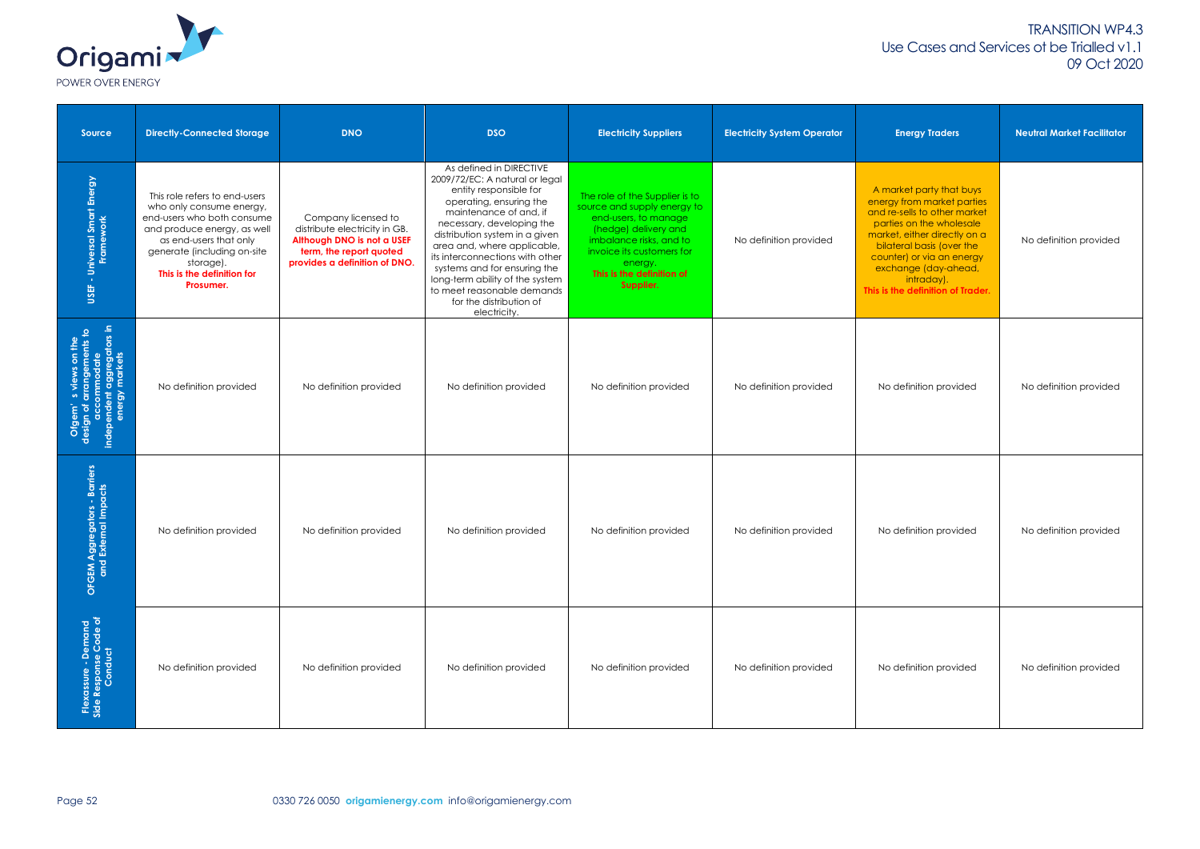| Source | Directly-Connected Storage | DNO | DSO | Electricity Suppliers | Electricity System Operator | Energy Traders | Neutral Market Facilitator |
|---|---|---|---|---|---|---|---|
| USEF - Universal Smart Energy Framework | This role refers to end-users who only consume energy, end-users who both consume and produce energy, as well as end-users that only generate (including on-site storage). **This is the definition for Prosumer.** | Company licensed to distribute electricity in GB. **Although DNO is not a USEF term, the report quoted provides a definition of DNO.** | As defined in DIRECTIVE 2009/72/EC: A natural or legal entity responsible for operating, ensuring the maintenance of and, if necessary, developing the distribution system in a given area and, where applicable, its interconnections with other systems and for ensuring the long-term ability of the system to meet reasonable demands for the distribution of electricity. | The role of the Supplier is to source and supply energy to end-users, to manage (hedge) delivery and imbalance risks, and to invoice its customers for energy. **This is the definition of Supplier.** | No definition provided | A market party that buys energy from market parties and re-sells to other market parties on the wholesale market, either directly on a bilateral basis (over the counter) or via an energy exchange (day-ahead, intraday). **This is the definition of Trader.** | No definition provided |
| Ofgem's views on the design of arrangements to accommodate independent aggregators in energy markets | No definition provided | No definition provided | No definition provided | No definition provided | No definition provided | No definition provided | No definition provided |
| OFGEM Aggregators - Barriers and External Impacts | No definition provided | No definition provided | No definition provided | No definition provided | No definition provided | No definition provided | No definition provided |
| Flexassure - Demand Side Response Code of Conduct | No definition provided | No definition provided | No definition provided | No definition provided | No definition provided | No definition provided | No definition provided |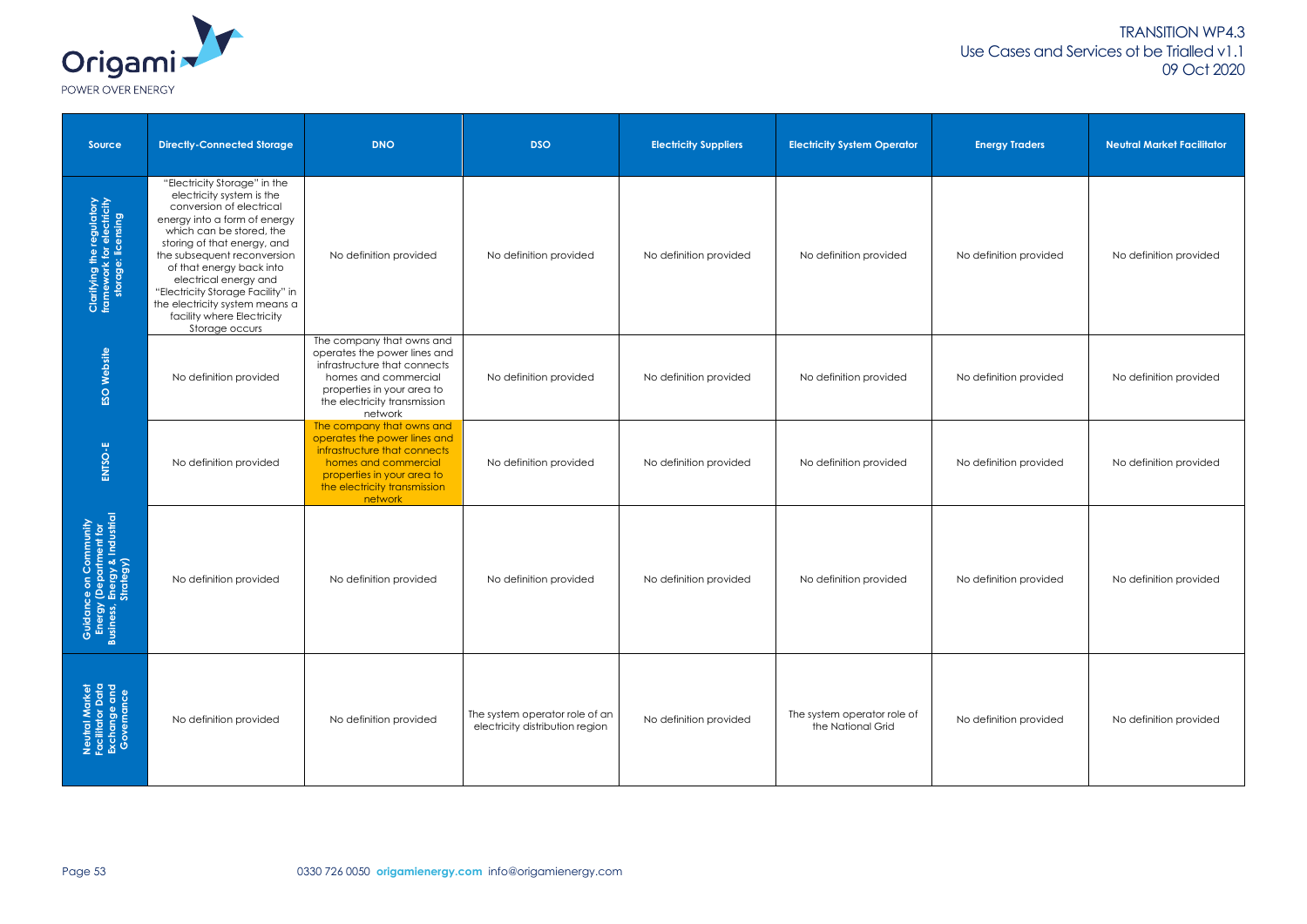| Source | Directly-Connected Storage | DNO | DSO | Electricity Suppliers | Electricity System Operator | Energy Traders | Neutral Market Facilitator |
|---|---|---|---|---|---|---|---|
| Clarifying the regulatory framework for electricity storage: licensing | "Electricity Storage" in the electricity system is the conversion of electrical energy into a form of energy which can be stored, the storing of that energy, and the subsequent reconversion of that energy back into electrical energy and "Electricity Storage Facility" in the electricity system means a facility where Electricity Storage occurs | No definition provided | No definition provided | No definition provided | No definition provided | No definition provided | No definition provided |
| ESO Website | No definition provided | The company that owns and operates the power lines and infrastructure that connects homes and commercial properties in your area to the electricity transmission network | No definition provided | No definition provided | No definition provided | No definition provided | No definition provided |
| ENTSO-E | No definition provided | The company that owns and operates the power lines and infrastructure that connects homes and commercial properties in your area to the electricity transmission network | No definition provided | No definition provided | No definition provided | No definition provided | No definition provided |
| Guidance on Community Energy (Department for Business, Energy & Industrial Strategy) | No definition provided | No definition provided | No definition provided | No definition provided | No definition provided | No definition provided | No definition provided |
| Neutral Market Facilitator Data Exchange and Governance | No definition provided | No definition provided | The system operator role of an electricity distribution region | No definition provided | The system operator role of the National Grid | No definition provided | No definition provided |